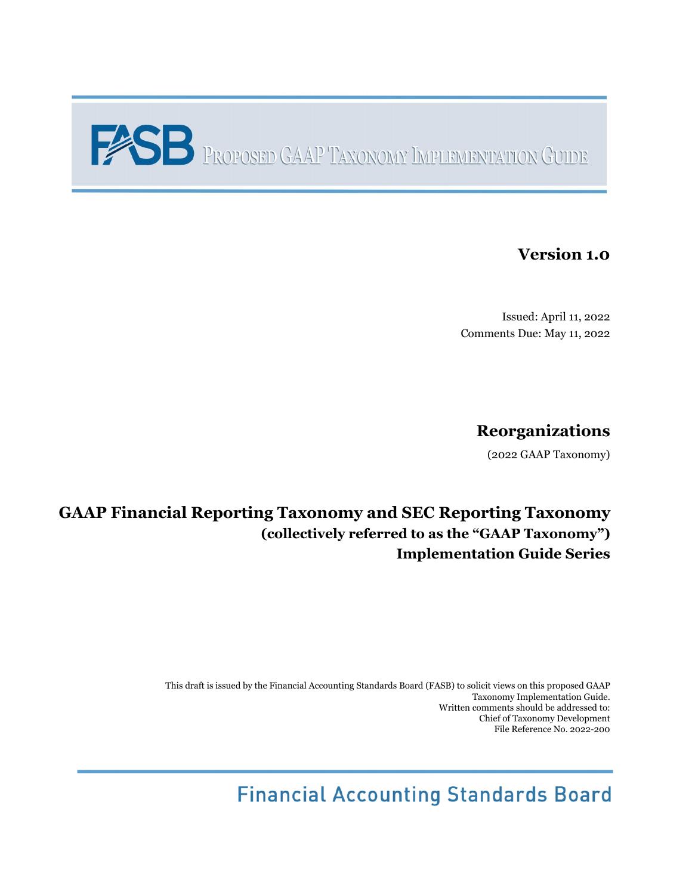# FASB PROPOSED GAAP TAXONOMY IMPLEMENTATION GUIDE

**Version 1.0**

Issued: April 11, 2022
Comments Due: May 11, 2022

## Reorganizations

(2022 GAAP Taxonomy)

## GAAP Financial Reporting Taxonomy and SEC Reporting Taxonomy

**(collectively referred to as the "GAAP Taxonomy")**
**Implementation Guide Series**

This draft is issued by the Financial Accounting Standards Board (FASB) to solicit views on this proposed GAAP Taxonomy Implementation Guide.
Written comments should be addressed to:
Chief of Taxonomy Development
File Reference No. 2022-200

Financial Accounting Standards Board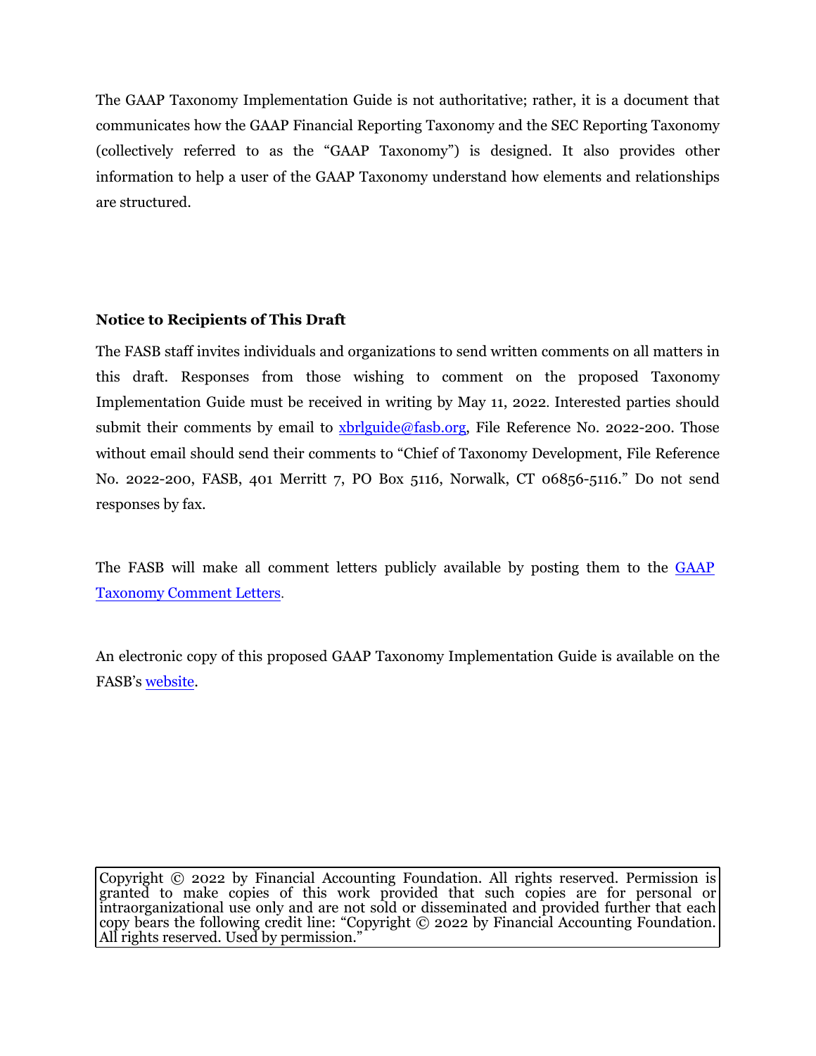The GAAP Taxonomy Implementation Guide is not authoritative; rather, it is a document that communicates how the GAAP Financial Reporting Taxonomy and the SEC Reporting Taxonomy (collectively referred to as the "GAAP Taxonomy") is designed. It also provides other information to help a user of the GAAP Taxonomy understand how elements and relationships are structured.

**Notice to Recipients of This Draft**

The FASB staff invites individuals and organizations to send written comments on all matters in this draft. Responses from those wishing to comment on the proposed Taxonomy Implementation Guide must be received in writing by May 11, 2022. Interested parties should submit their comments by email to xbrlguide@fasb.org, File Reference No. 2022-200. Those without email should send their comments to "Chief of Taxonomy Development, File Reference No. 2022-200, FASB, 401 Merritt 7, PO Box 5116, Norwalk, CT 06856-5116." Do not send responses by fax.

The FASB will make all comment letters publicly available by posting them to the GAAP Taxonomy Comment Letters.

An electronic copy of this proposed GAAP Taxonomy Implementation Guide is available on the FASB's website.

Copyright © 2022 by Financial Accounting Foundation. All rights reserved. Permission is granted to make copies of this work provided that such copies are for personal or intraorganizational use only and are not sold or disseminated and provided further that each copy bears the following credit line: "Copyright © 2022 by Financial Accounting Foundation. All rights reserved. Used by permission."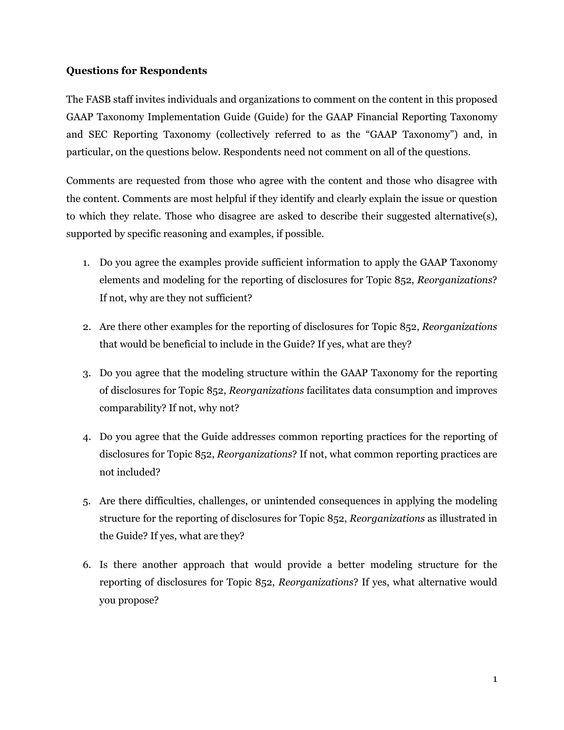**Questions for Respondents**

The FASB staff invites individuals and organizations to comment on the content in this proposed GAAP Taxonomy Implementation Guide (Guide) for the GAAP Financial Reporting Taxonomy and SEC Reporting Taxonomy (collectively referred to as the "GAAP Taxonomy") and, in particular, on the questions below. Respondents need not comment on all of the questions.

Comments are requested from those who agree with the content and those who disagree with the content. Comments are most helpful if they identify and clearly explain the issue or question to which they relate. Those who disagree are asked to describe their suggested alternative(s), supported by specific reasoning and examples, if possible.

1. Do you agree the examples provide sufficient information to apply the GAAP Taxonomy elements and modeling for the reporting of disclosures for Topic 852, *Reorganizations*? If not, why are they not sufficient?
2. Are there other examples for the reporting of disclosures for Topic 852, *Reorganizations* that would be beneficial to include in the Guide? If yes, what are they?
3. Do you agree that the modeling structure within the GAAP Taxonomy for the reporting of disclosures for Topic 852, *Reorganizations* facilitates data consumption and improves comparability? If not, why not?
4. Do you agree that the Guide addresses common reporting practices for the reporting of disclosures for Topic 852, *Reorganizations*? If not, what common reporting practices are not included?
5. Are there difficulties, challenges, or unintended consequences in applying the modeling structure for the reporting of disclosures for Topic 852, *Reorganizations* as illustrated in the Guide? If yes, what are they?
6. Is there another approach that would provide a better modeling structure for the reporting of disclosures for Topic 852, *Reorganizations*? If yes, what alternative would you propose?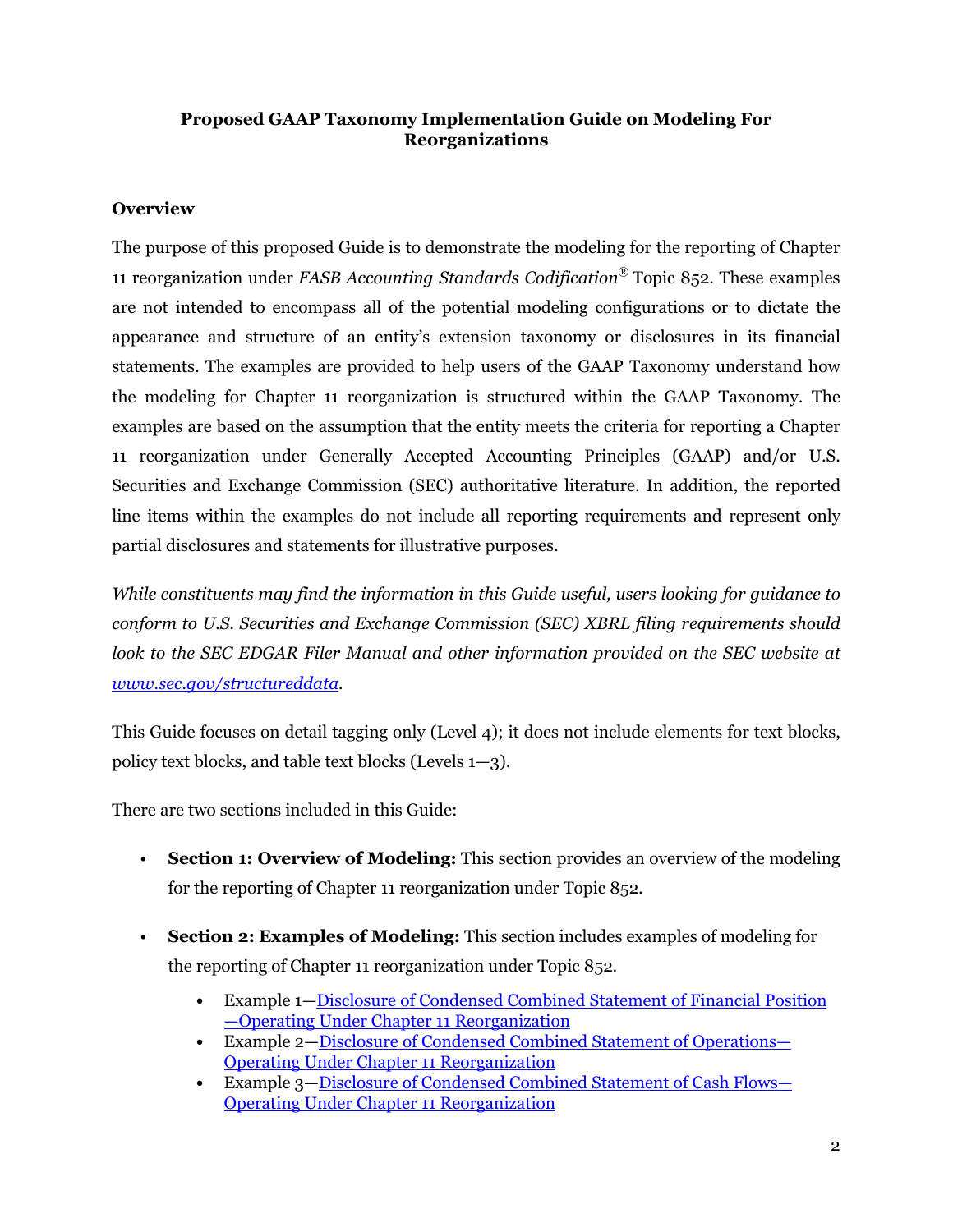**Proposed GAAP Taxonomy Implementation Guide on Modeling For Reorganizations**

## Overview

The purpose of this proposed Guide is to demonstrate the modeling for the reporting of Chapter 11 reorganization under *FASB Accounting Standards Codification®* Topic 852. These examples are not intended to encompass all of the potential modeling configurations or to dictate the appearance and structure of an entity's extension taxonomy or disclosures in its financial statements. The examples are provided to help users of the GAAP Taxonomy understand how the modeling for Chapter 11 reorganization is structured within the GAAP Taxonomy. The examples are based on the assumption that the entity meets the criteria for reporting a Chapter 11 reorganization under Generally Accepted Accounting Principles (GAAP) and/or U.S. Securities and Exchange Commission (SEC) authoritative literature. In addition, the reported line items within the examples do not include all reporting requirements and represent only partial disclosures and statements for illustrative purposes.

*While constituents may find the information in this Guide useful, users looking for guidance to conform to U.S. Securities and Exchange Commission (SEC) XBRL filing requirements should look to the SEC EDGAR Filer Manual and other information provided on the SEC website at www.sec.gov/structureddata.*

This Guide focuses on detail tagging only (Level 4); it does not include elements for text blocks, policy text blocks, and table text blocks (Levels 1—3).

There are two sections included in this Guide:

- **Section 1: Overview of Modeling:** This section provides an overview of the modeling for the reporting of Chapter 11 reorganization under Topic 852.
- **Section 2: Examples of Modeling:** This section includes examples of modeling for the reporting of Chapter 11 reorganization under Topic 852.
  - Example 1—Disclosure of Condensed Combined Statement of Financial Position —Operating Under Chapter 11 Reorganization
  - Example 2—Disclosure of Condensed Combined Statement of Operations—Operating Under Chapter 11 Reorganization
  - Example 3—Disclosure of Condensed Combined Statement of Cash Flows—Operating Under Chapter 11 Reorganization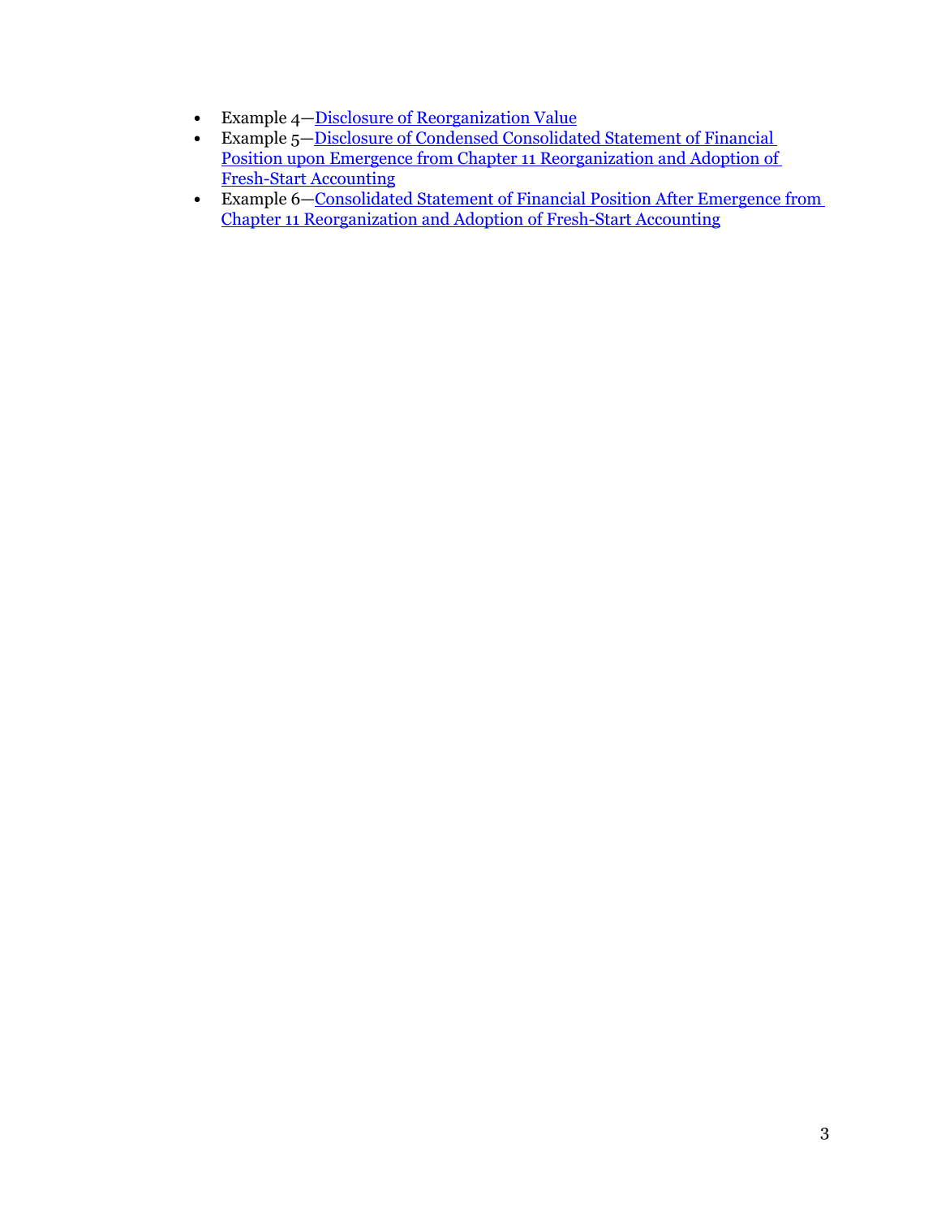- Example 4—Disclosure of Reorganization Value
- Example 5—Disclosure of Condensed Consolidated Statement of Financial Position upon Emergence from Chapter 11 Reorganization and Adoption of Fresh-Start Accounting
- Example 6—Consolidated Statement of Financial Position After Emergence from Chapter 11 Reorganization and Adoption of Fresh-Start Accounting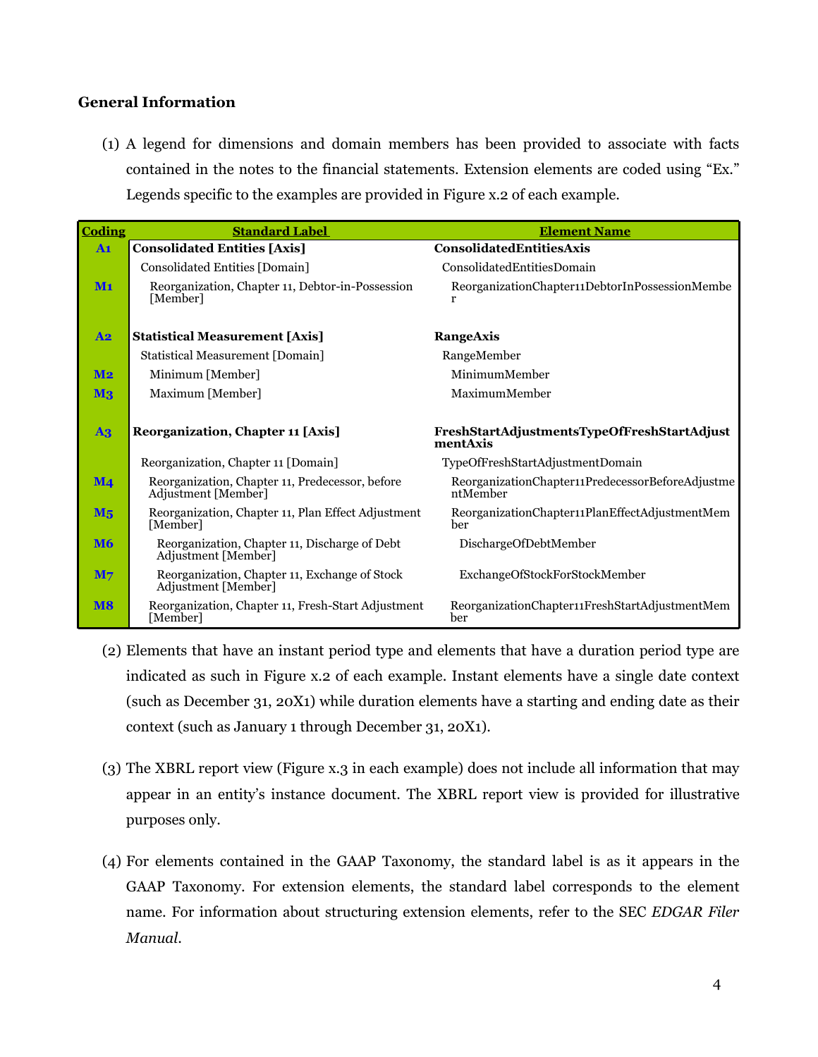### General Information

(1) A legend for dimensions and domain members has been provided to associate with facts contained in the notes to the financial statements. Extension elements are coded using "Ex." Legends specific to the examples are provided in Figure x.2 of each example.

| Coding | Standard Label | Element Name |
|---|---|---|
| A1 | **Consolidated Entities [Axis]** | **ConsolidatedEntitiesAxis** |
| | Consolidated Entities [Domain] | ConsolidatedEntitiesDomain |
| M1 | Reorganization, Chapter 11, Debtor-in-Possession [Member] | ReorganizationChapter11DebtorInPossessionMember |
| A2 | **Statistical Measurement [Axis]** | **RangeAxis** |
| | Statistical Measurement [Domain] | RangeMember |
| M2 | Minimum [Member] | MinimumMember |
| M3 | Maximum [Member] | MaximumMember |
| A3 | **Reorganization, Chapter 11 [Axis]** | **FreshStartAdjustmentsTypeOfFreshStartAdjustmentAxis** |
| | Reorganization, Chapter 11 [Domain] | TypeOfFreshStartAdjustmentDomain |
| M4 | Reorganization, Chapter 11, Predecessor, before Adjustment [Member] | ReorganizationChapter11PredecessorBeforeAdjustmentMember |
| M5 | Reorganization, Chapter 11, Plan Effect Adjustment [Member] | ReorganizationChapter11PlanEffectAdjustmentMember |
| M6 | Reorganization, Chapter 11, Discharge of Debt Adjustment [Member] | DischargeOfDebtMember |
| M7 | Reorganization, Chapter 11, Exchange of Stock Adjustment [Member] | ExchangeOfStockForStockMember |
| M8 | Reorganization, Chapter 11, Fresh-Start Adjustment [Member] | ReorganizationChapter11FreshStartAdjustmentMember |

(2) Elements that have an instant period type and elements that have a duration period type are indicated as such in Figure x.2 of each example. Instant elements have a single date context (such as December 31, 20X1) while duration elements have a starting and ending date as their context (such as January 1 through December 31, 20X1).

(3) The XBRL report view (Figure x.3 in each example) does not include all information that may appear in an entity's instance document. The XBRL report view is provided for illustrative purposes only.

(4) For elements contained in the GAAP Taxonomy, the standard label is as it appears in the GAAP Taxonomy. For extension elements, the standard label corresponds to the element name. For information about structuring extension elements, refer to the SEC *EDGAR Filer Manual*.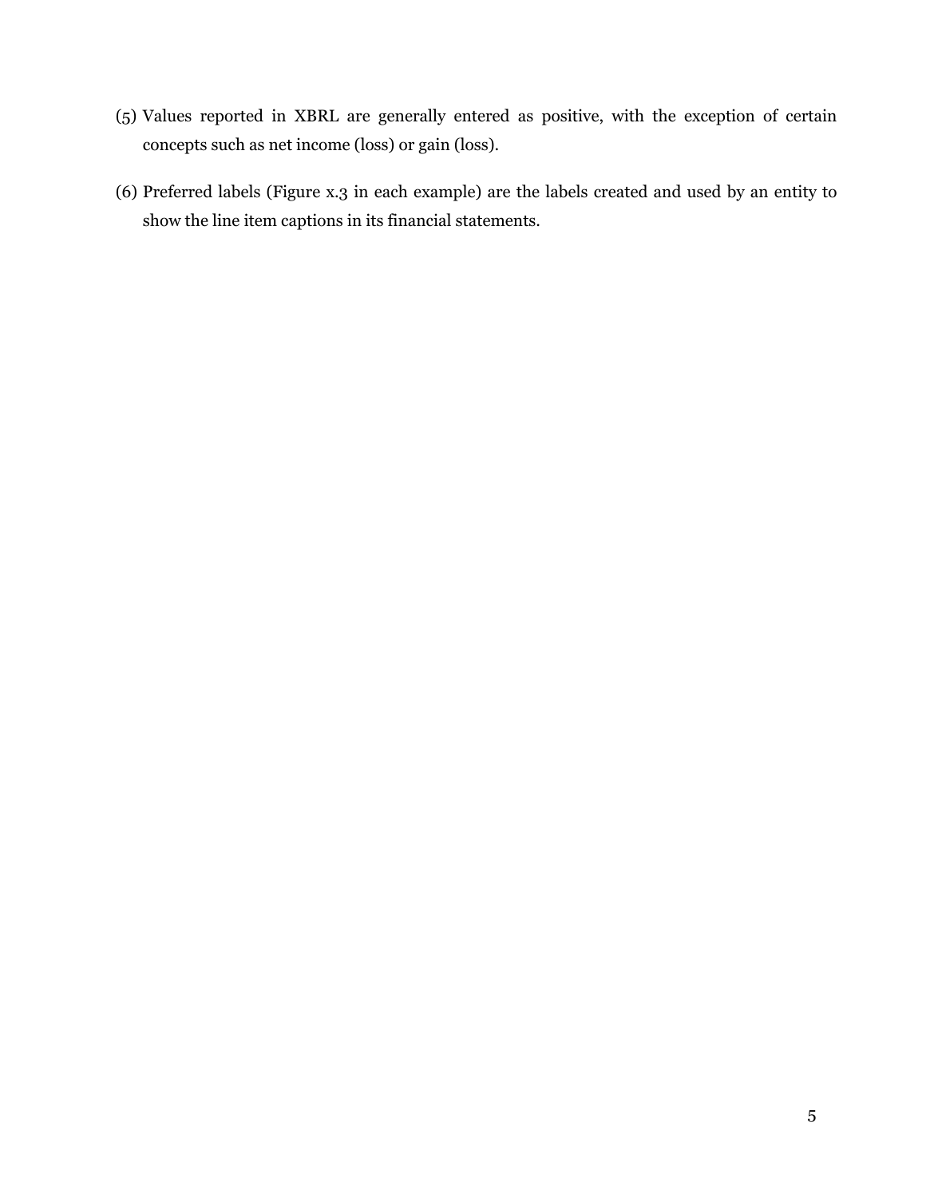(5) Values reported in XBRL are generally entered as positive, with the exception of certain concepts such as net income (loss) or gain (loss).

(6) Preferred labels (Figure x.3 in each example) are the labels created and used by an entity to show the line item captions in its financial statements.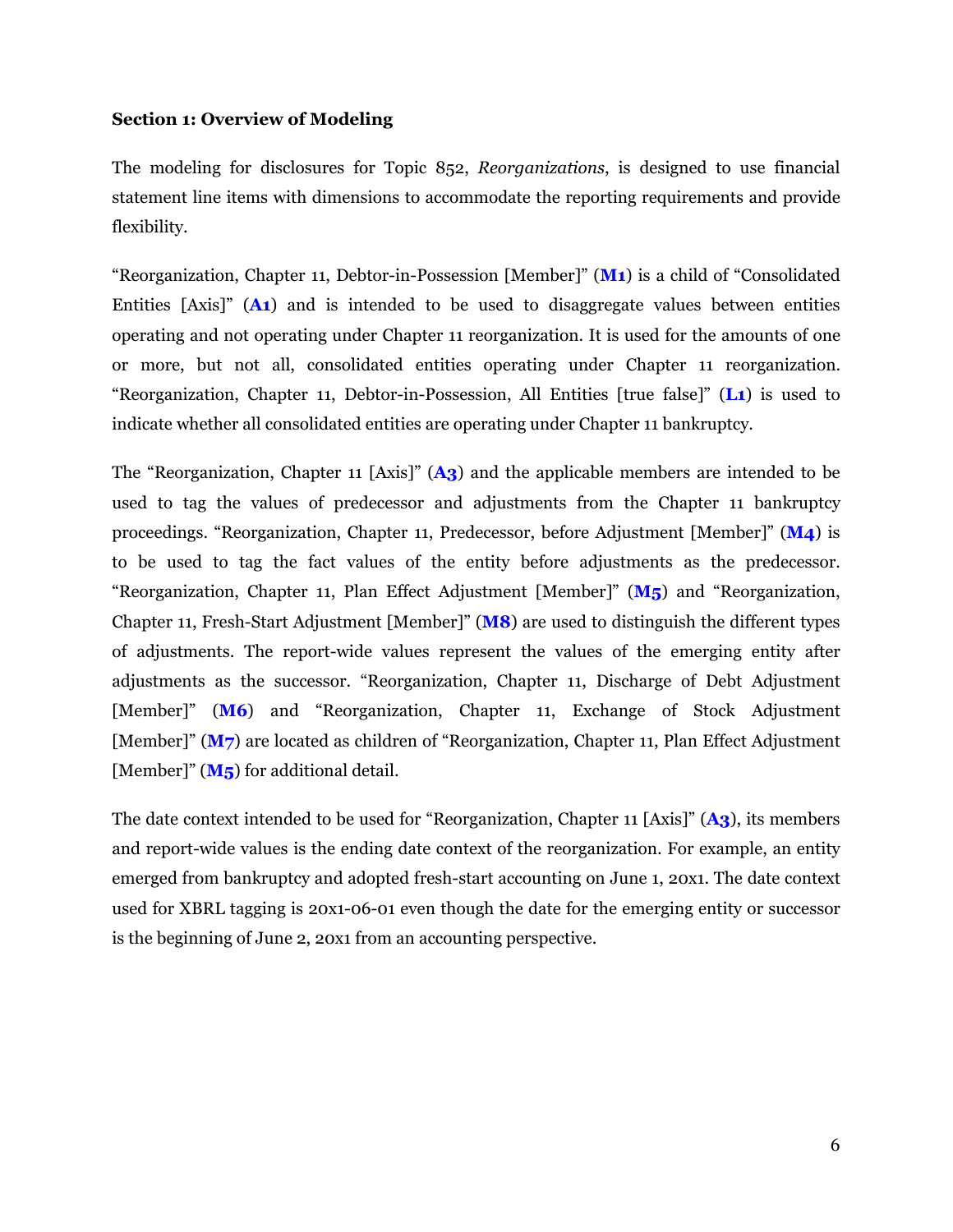**Section 1: Overview of Modeling**

The modeling for disclosures for Topic 852, *Reorganizations*, is designed to use financial statement line items with dimensions to accommodate the reporting requirements and provide flexibility.

"Reorganization, Chapter 11, Debtor-in-Possession [Member]" (**M1**) is a child of "Consolidated Entities [Axis]" (**A1**) and is intended to be used to disaggregate values between entities operating and not operating under Chapter 11 reorganization. It is used for the amounts of one or more, but not all, consolidated entities operating under Chapter 11 reorganization. "Reorganization, Chapter 11, Debtor-in-Possession, All Entities [true false]" (**L1**) is used to indicate whether all consolidated entities are operating under Chapter 11 bankruptcy.

The "Reorganization, Chapter 11 [Axis]" (**A3**) and the applicable members are intended to be used to tag the values of predecessor and adjustments from the Chapter 11 bankruptcy proceedings. "Reorganization, Chapter 11, Predecessor, before Adjustment [Member]" (**M4**) is to be used to tag the fact values of the entity before adjustments as the predecessor. "Reorganization, Chapter 11, Plan Effect Adjustment [Member]" (**M5**) and "Reorganization, Chapter 11, Fresh-Start Adjustment [Member]" (**M8**) are used to distinguish the different types of adjustments. The report-wide values represent the values of the emerging entity after adjustments as the successor. "Reorganization, Chapter 11, Discharge of Debt Adjustment [Member]" (**M6**) and "Reorganization, Chapter 11, Exchange of Stock Adjustment [Member]" (**M7**) are located as children of "Reorganization, Chapter 11, Plan Effect Adjustment [Member]" (**M5**) for additional detail.

The date context intended to be used for "Reorganization, Chapter 11 [Axis]" (**A3**), its members and report-wide values is the ending date context of the reorganization. For example, an entity emerged from bankruptcy and adopted fresh-start accounting on June 1, 20x1. The date context used for XBRL tagging is 20x1-06-01 even though the date for the emerging entity or successor is the beginning of June 2, 20x1 from an accounting perspective.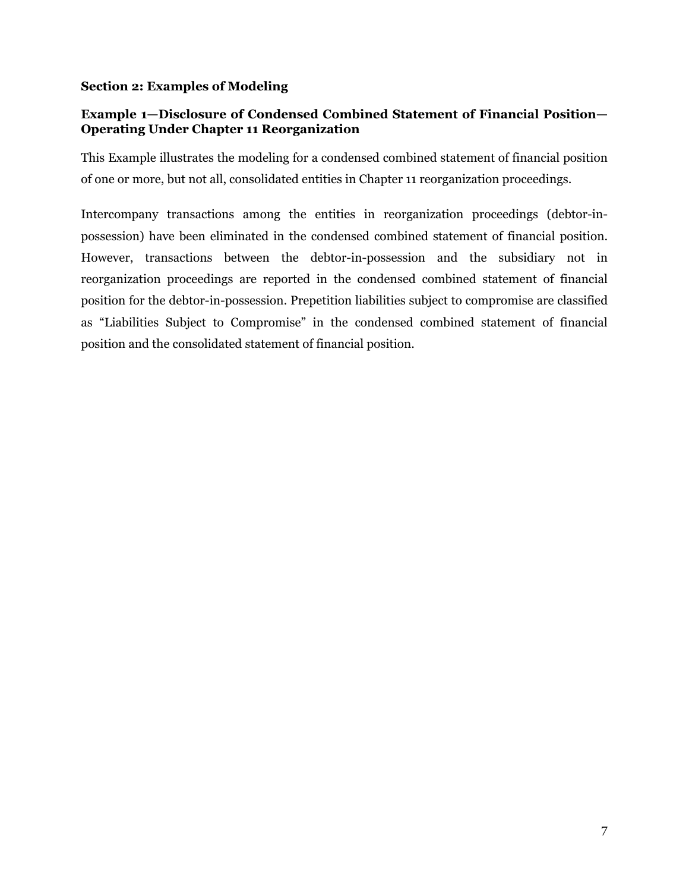## Section 2: Examples of Modeling

### Example 1—Disclosure of Condensed Combined Statement of Financial Position—Operating Under Chapter 11 Reorganization

This Example illustrates the modeling for a condensed combined statement of financial position of one or more, but not all, consolidated entities in Chapter 11 reorganization proceedings.

Intercompany transactions among the entities in reorganization proceedings (debtor-in-possession) have been eliminated in the condensed combined statement of financial position. However, transactions between the debtor-in-possession and the subsidiary not in reorganization proceedings are reported in the condensed combined statement of financial position for the debtor-in-possession. Prepetition liabilities subject to compromise are classified as "Liabilities Subject to Compromise" in the condensed combined statement of financial position and the consolidated statement of financial position.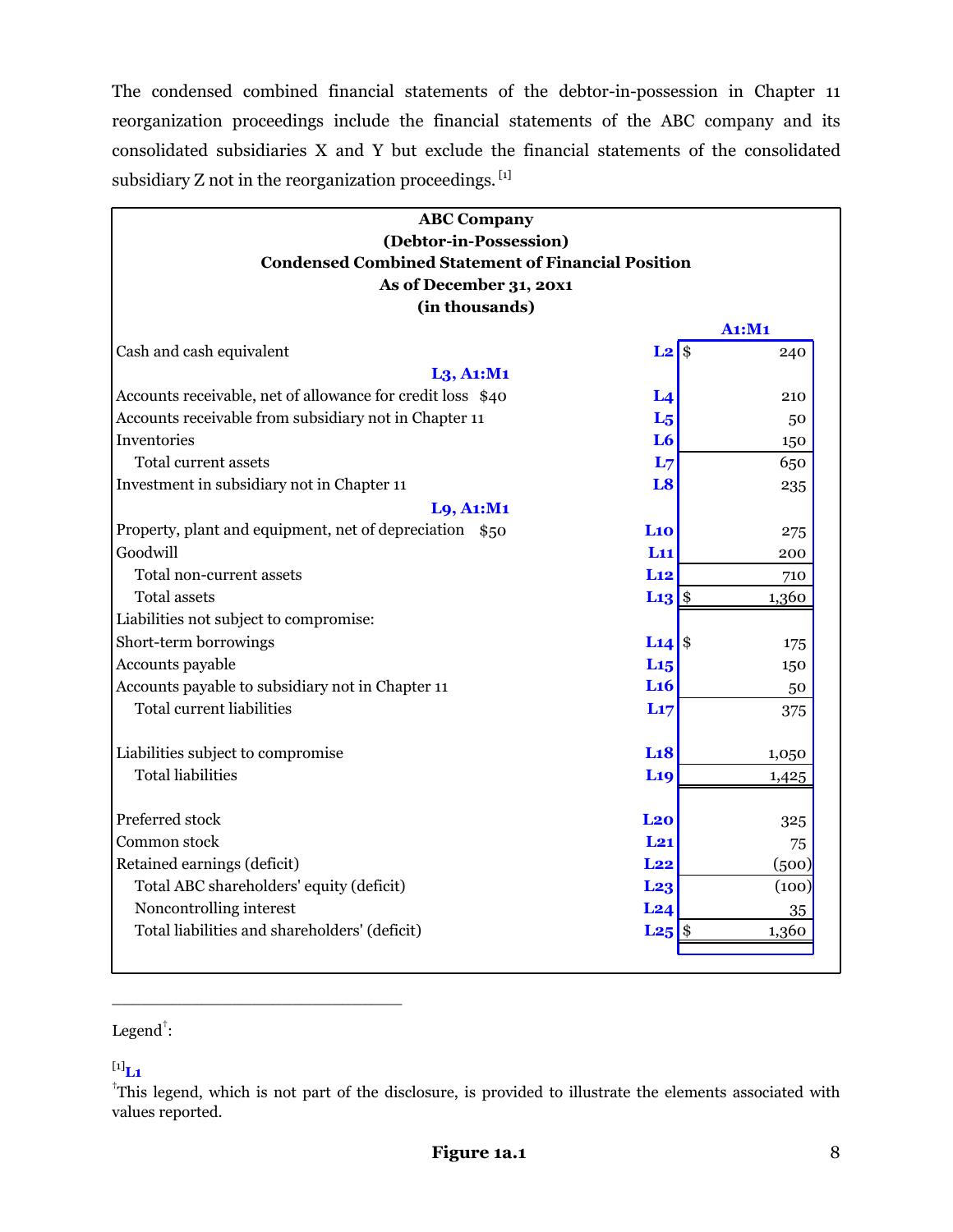The condensed combined financial statements of the debtor-in-possession in Chapter 11 reorganization proceedings include the financial statements of the ABC company and its consolidated subsidiaries X and Y but exclude the financial statements of the consolidated subsidiary Z not in the reorganization proceedings. [1]

**ABC Company**
**(Debtor-in-Possession)**
**Condensed Combined Statement of Financial Position**
**As of December 31, 20x1**
**(in thousands)**

| | | A1:M1 |
|---|---|---|
| Cash and cash equivalent | L2 | $ 240 |
| **L3, A1:M1** | | |
| Accounts receivable, net of allowance for credit loss $40 | L4 | 210 |
| Accounts receivable from subsidiary not in Chapter 11 | L5 | 50 |
| Inventories | L6 | 150 |
| Total current assets | L7 | 650 |
| Investment in subsidiary not in Chapter 11 | L8 | 235 |
| **L9, A1:M1** | | |
| Property, plant and equipment, net of depreciation $50 | L10 | 275 |
| Goodwill | L11 | 200 |
| Total non-current assets | L12 | 710 |
| Total assets | L13 | $ 1,360 |
| Liabilities not subject to compromise: | | |
| Short-term borrowings | L14 | $ 175 |
| Accounts payable | L15 | 150 |
| Accounts payable to subsidiary not in Chapter 11 | L16 | 50 |
| Total current liabilities | L17 | 375 |
| Liabilities subject to compromise | L18 | 1,050 |
| Total liabilities | L19 | 1,425 |
| Preferred stock | L20 | 325 |
| Common stock | L21 | 75 |
| Retained earnings (deficit) | L22 | (500) |
| Total ABC shareholders' equity (deficit) | L23 | (100) |
| Noncontrolling interest | L24 | 35 |
| Total liabilities and shareholders' (deficit) | L25 | $ 1,360 |

Legend†:

[1] **L1**

†This legend, which is not part of the disclosure, is provided to illustrate the elements associated with values reported.

**Figure 1a.1**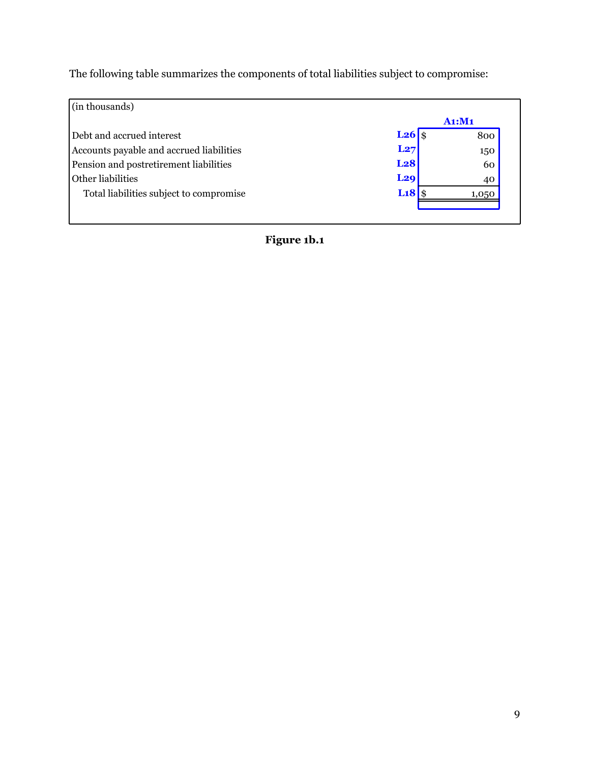The following table summarizes the components of total liabilities subject to compromise:

| (in thousands) | | A1:M1 |
|---|---|---|
| Debt and accrued interest | L26 | $ 800 |
| Accounts payable and accrued liabilities | L27 | 150 |
| Pension and postretirement liabilities | L28 | 60 |
| Other liabilities | L29 | 40 |
| Total liabilities subject to compromise | L18 | $ 1,050 |

**Figure 1b.1**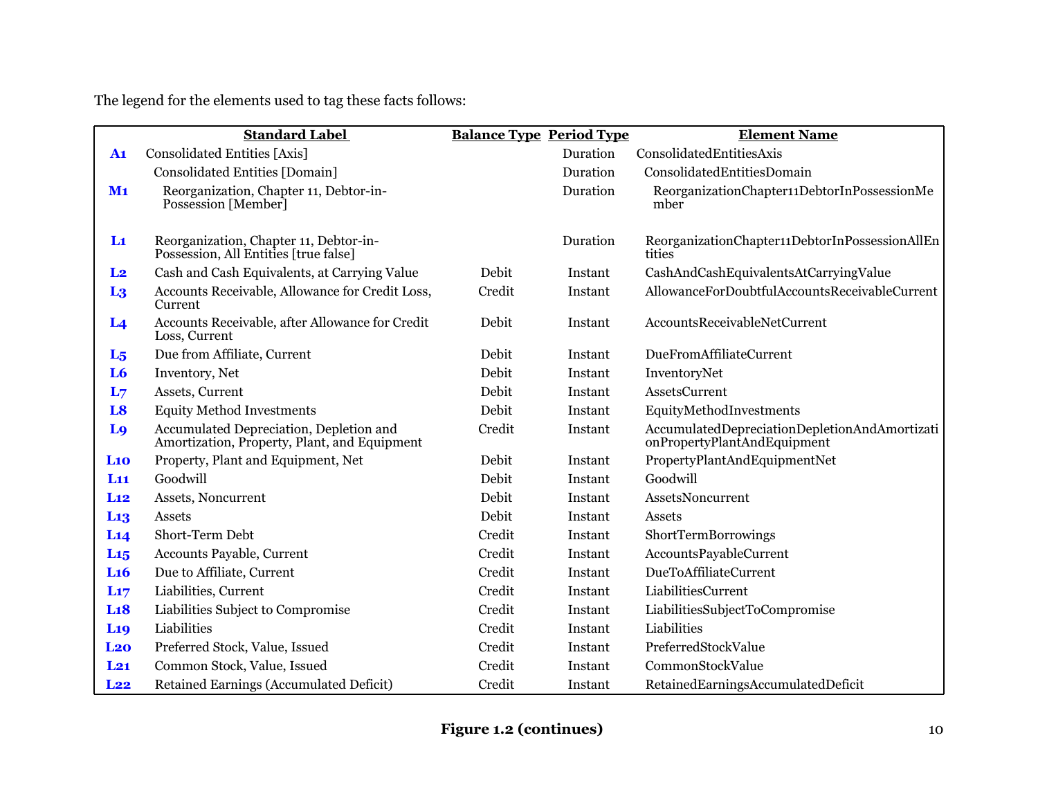The legend for the elements used to tag these facts follows:

| | Standard Label | Balance Type | Period Type | Element Name |
|---|---|---|---|---|
| **A1** | Consolidated Entities [Axis] | | Duration | ConsolidatedEntitiesAxis |
| | Consolidated Entities [Domain] | | Duration | ConsolidatedEntitiesDomain |
| **M1** | Reorganization, Chapter 11, Debtor-in-Possession [Member] | | Duration | ReorganizationChapter11DebtorInPossessionMember |
| **L1** | Reorganization, Chapter 11, Debtor-in-Possession, All Entities [true false] | | Duration | ReorganizationChapter11DebtorInPossessionAllEntities |
| **L2** | Cash and Cash Equivalents, at Carrying Value | Debit | Instant | CashAndCashEquivalentsAtCarryingValue |
| **L3** | Accounts Receivable, Allowance for Credit Loss, Current | Credit | Instant | AllowanceForDoubtfulAccountsReceivableCurrent |
| **L4** | Accounts Receivable, after Allowance for Credit Loss, Current | Debit | Instant | AccountsReceivableNetCurrent |
| **L5** | Due from Affiliate, Current | Debit | Instant | DueFromAffiliateCurrent |
| **L6** | Inventory, Net | Debit | Instant | InventoryNet |
| **L7** | Assets, Current | Debit | Instant | AssetsCurrent |
| **L8** | Equity Method Investments | Debit | Instant | EquityMethodInvestments |
| **L9** | Accumulated Depreciation, Depletion and Amortization, Property, Plant, and Equipment | Credit | Instant | AccumulatedDepreciationDepletionAndAmortizationPropertyPlantAndEquipment |
| **L10** | Property, Plant and Equipment, Net | Debit | Instant | PropertyPlantAndEquipmentNet |
| **L11** | Goodwill | Debit | Instant | Goodwill |
| **L12** | Assets, Noncurrent | Debit | Instant | AssetsNoncurrent |
| **L13** | Assets | Debit | Instant | Assets |
| **L14** | Short-Term Debt | Credit | Instant | ShortTermBorrowings |
| **L15** | Accounts Payable, Current | Credit | Instant | AccountsPayableCurrent |
| **L16** | Due to Affiliate, Current | Credit | Instant | DueToAffiliateCurrent |
| **L17** | Liabilities, Current | Credit | Instant | LiabilitiesCurrent |
| **L18** | Liabilities Subject to Compromise | Credit | Instant | LiabilitiesSubjectToCompromise |
| **L19** | Liabilities | Credit | Instant | Liabilities |
| **L20** | Preferred Stock, Value, Issued | Credit | Instant | PreferredStockValue |
| **L21** | Common Stock, Value, Issued | Credit | Instant | CommonStockValue |
| **L22** | Retained Earnings (Accumulated Deficit) | Credit | Instant | RetainedEarningsAccumulatedDeficit |

**Figure 1.2 (continues)**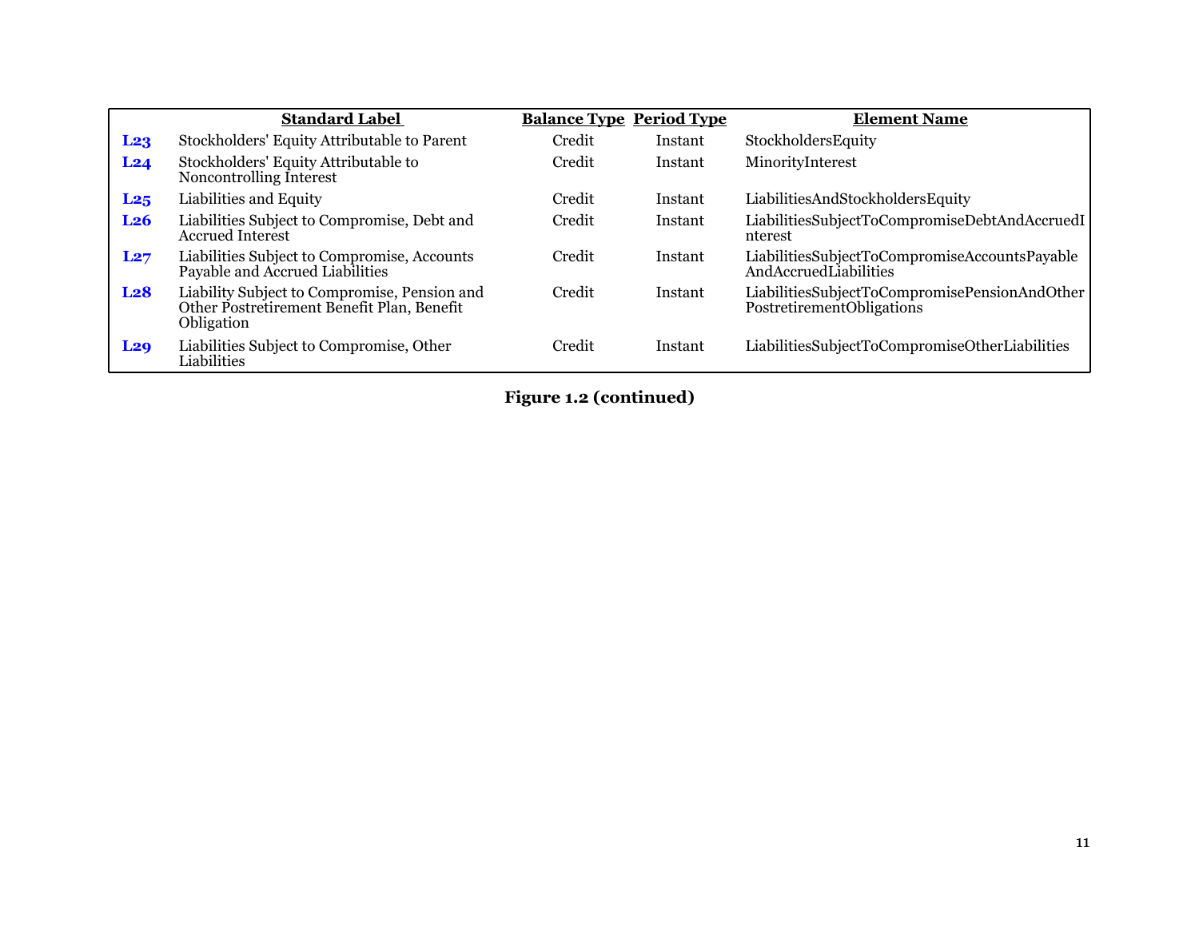| | Standard Label | Balance Type | Period Type | Element Name |
|---|---|---|---|---|
| **L23** | Stockholders' Equity Attributable to Parent | Credit | Instant | StockholdersEquity |
| **L24** | Stockholders' Equity Attributable to Noncontrolling Interest | Credit | Instant | MinorityInterest |
| **L25** | Liabilities and Equity | Credit | Instant | LiabilitiesAndStockholdersEquity |
| **L26** | Liabilities Subject to Compromise, Debt and Accrued Interest | Credit | Instant | LiabilitiesSubjectToCompromiseDebtAndAccruedInterest |
| **L27** | Liabilities Subject to Compromise, Accounts Payable and Accrued Liabilities | Credit | Instant | LiabilitiesSubjectToCompromiseAccountsPayableAndAccruedLiabilities |
| **L28** | Liability Subject to Compromise, Pension and Other Postretirement Benefit Plan, Benefit Obligation | Credit | Instant | LiabilitiesSubjectToCompromisePensionAndOtherPostretirementObligations |
| **L29** | Liabilities Subject to Compromise, Other Liabilities | Credit | Instant | LiabilitiesSubjectToCompromiseOtherLiabilities |

**Figure 1.2 (continued)**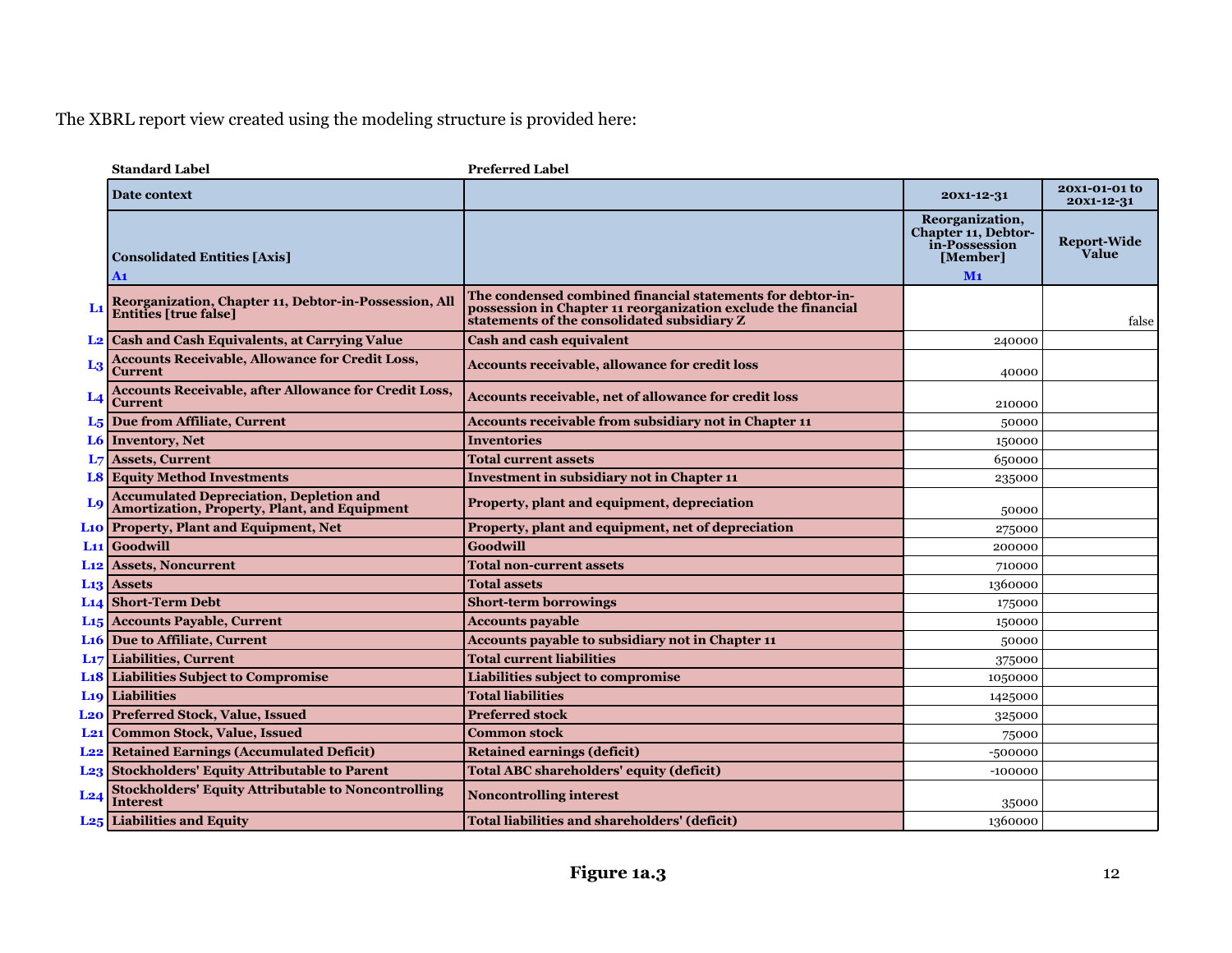The XBRL report view created using the modeling structure is provided here:

| | Standard Label | Preferred Label | | |
|---|---|---|---|---|
| | **Date context** | | **20x1-12-31** | **20x1-01-01 to 20x1-12-31** |
| | **Consolidated Entities [Axis]**<br>**A1** | | **Reorganization, Chapter 11, Debtor-in-Possession [Member]**<br>**M1** | **Report-Wide Value** |
| **L1** | **Reorganization, Chapter 11, Debtor-in-Possession, All Entities [true false]** | **The condensed combined financial statements for debtor-in-possession in Chapter 11 reorganization exclude the financial statements of the consolidated subsidiary Z** | | false |
| **L2** | **Cash and Cash Equivalents, at Carrying Value** | **Cash and cash equivalent** | 240000 | |
| **L3** | **Accounts Receivable, Allowance for Credit Loss, Current** | **Accounts receivable, allowance for credit loss** | 40000 | |
| **L4** | **Accounts Receivable, after Allowance for Credit Loss, Current** | **Accounts receivable, net of allowance for credit loss** | 210000 | |
| **L5** | **Due from Affiliate, Current** | **Accounts receivable from subsidiary not in Chapter 11** | 50000 | |
| **L6** | **Inventory, Net** | **Inventories** | 150000 | |
| **L7** | **Assets, Current** | **Total current assets** | 650000 | |
| **L8** | **Equity Method Investments** | **Investment in subsidiary not in Chapter 11** | 235000 | |
| **L9** | **Accumulated Depreciation, Depletion and Amortization, Property, Plant, and Equipment** | **Property, plant and equipment, depreciation** | 50000 | |
| **L10** | **Property, Plant and Equipment, Net** | **Property, plant and equipment, net of depreciation** | 275000 | |
| **L11** | **Goodwill** | **Goodwill** | 200000 | |
| **L12** | **Assets, Noncurrent** | **Total non-current assets** | 710000 | |
| **L13** | **Assets** | **Total assets** | 1360000 | |
| **L14** | **Short-Term Debt** | **Short-term borrowings** | 175000 | |
| **L15** | **Accounts Payable, Current** | **Accounts payable** | 150000 | |
| **L16** | **Due to Affiliate, Current** | **Accounts payable to subsidiary not in Chapter 11** | 50000 | |
| **L17** | **Liabilities, Current** | **Total current liabilities** | 375000 | |
| **L18** | **Liabilities Subject to Compromise** | **Liabilities subject to compromise** | 1050000 | |
| **L19** | **Liabilities** | **Total liabilities** | 1425000 | |
| **L20** | **Preferred Stock, Value, Issued** | **Preferred stock** | 325000 | |
| **L21** | **Common Stock, Value, Issued** | **Common stock** | 75000 | |
| **L22** | **Retained Earnings (Accumulated Deficit)** | **Retained earnings (deficit)** | -500000 | |
| **L23** | **Stockholders' Equity Attributable to Parent** | **Total ABC shareholders' equity (deficit)** | -100000 | |
| **L24** | **Stockholders' Equity Attributable to Noncontrolling Interest** | **Noncontrolling interest** | 35000 | |
| **L25** | **Liabilities and Equity** | **Total liabilities and shareholders' (deficit)** | 1360000 | |

**Figure 1a.3**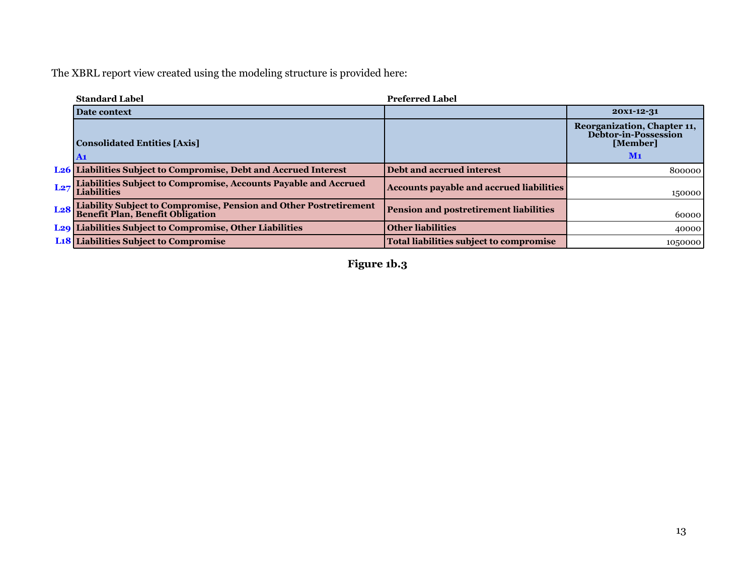The XBRL report view created using the modeling structure is provided here:

| | Standard Label | Preferred Label | |
|---|---|---|---|
| | **Date context** | | **20x1-12-31** |
| | **Consolidated Entities [Axis]** A1 | | **Reorganization, Chapter 11, Debtor-in-Possession [Member]** M1 |
| L26 | **Liabilities Subject to Compromise, Debt and Accrued Interest** | **Debt and accrued interest** | 800000 |
| L27 | **Liabilities Subject to Compromise, Accounts Payable and Accrued Liabilities** | **Accounts payable and accrued liabilities** | 150000 |
| L28 | **Liability Subject to Compromise, Pension and Other Postretirement Benefit Plan, Benefit Obligation** | **Pension and postretirement liabilities** | 60000 |
| L29 | **Liabilities Subject to Compromise, Other Liabilities** | **Other liabilities** | 40000 |
| L18 | **Liabilities Subject to Compromise** | **Total liabilities subject to compromise** | 1050000 |

**Figure 1b.3**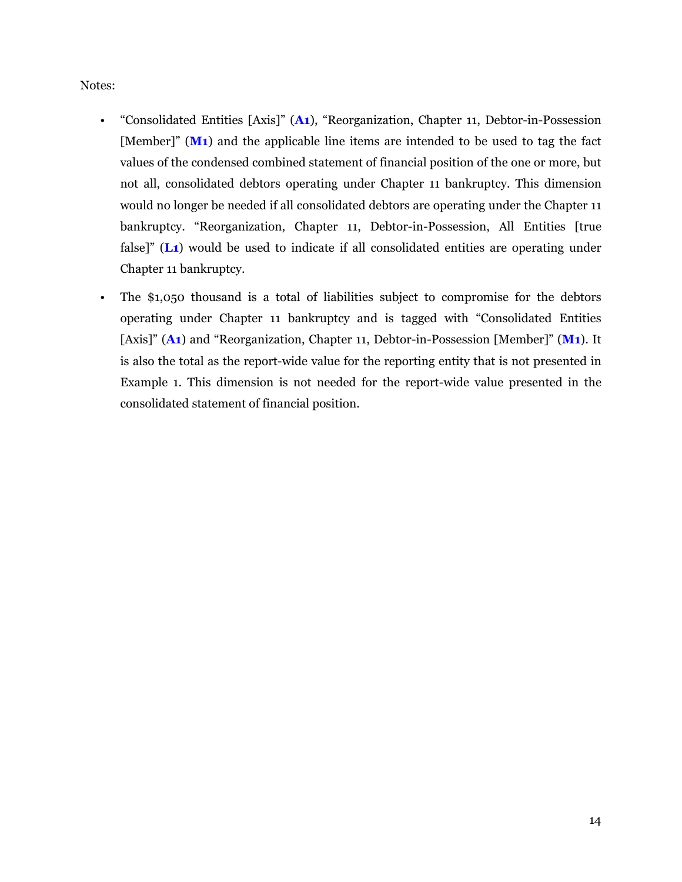Notes:

- "Consolidated Entities [Axis]" (**A1**), "Reorganization, Chapter 11, Debtor-in-Possession [Member]" (**M1**) and the applicable line items are intended to be used to tag the fact values of the condensed combined statement of financial position of the one or more, but not all, consolidated debtors operating under Chapter 11 bankruptcy. This dimension would no longer be needed if all consolidated debtors are operating under the Chapter 11 bankruptcy. "Reorganization, Chapter 11, Debtor-in-Possession, All Entities [true false]" (**L1**) would be used to indicate if all consolidated entities are operating under Chapter 11 bankruptcy.
- The $1,050 thousand is a total of liabilities subject to compromise for the debtors operating under Chapter 11 bankruptcy and is tagged with "Consolidated Entities [Axis]" (**A1**) and "Reorganization, Chapter 11, Debtor-in-Possession [Member]" (**M1**). It is also the total as the report-wide value for the reporting entity that is not presented in Example 1. This dimension is not needed for the report-wide value presented in the consolidated statement of financial position.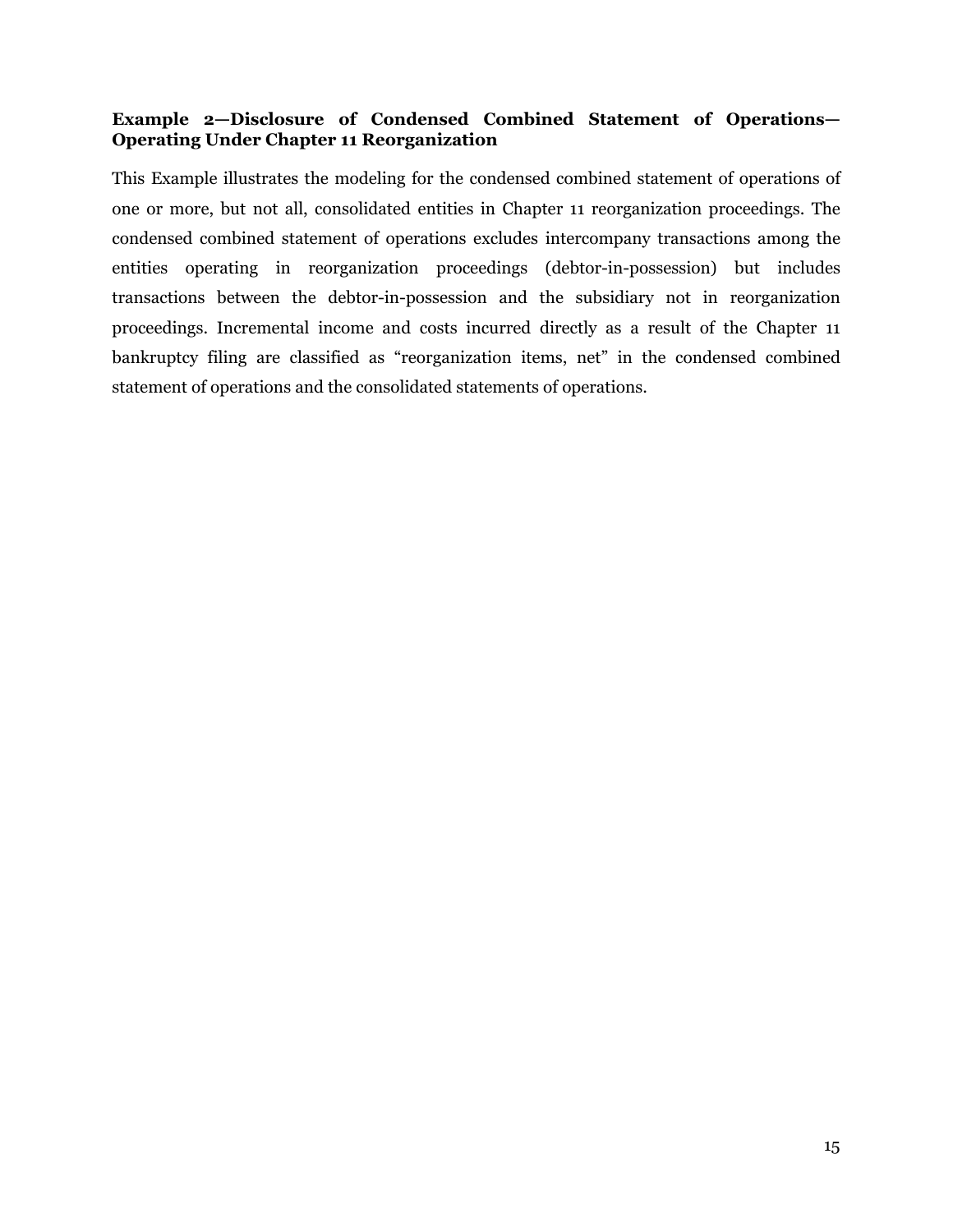**Example 2—Disclosure of Condensed Combined Statement of Operations—Operating Under Chapter 11 Reorganization**

This Example illustrates the modeling for the condensed combined statement of operations of one or more, but not all, consolidated entities in Chapter 11 reorganization proceedings. The condensed combined statement of operations excludes intercompany transactions among the entities operating in reorganization proceedings (debtor-in-possession) but includes transactions between the debtor-in-possession and the subsidiary not in reorganization proceedings. Incremental income and costs incurred directly as a result of the Chapter 11 bankruptcy filing are classified as "reorganization items, net" in the condensed combined statement of operations and the consolidated statements of operations.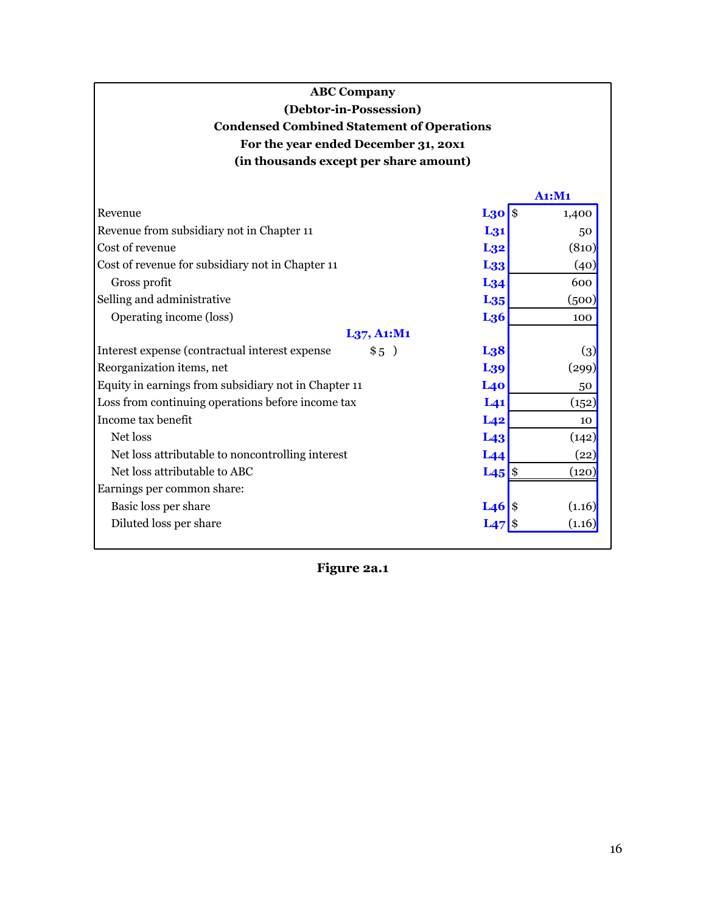**ABC Company**

**(Debtor-in-Possession)**

**Condensed Combined Statement of Operations**

**For the year ended December 31, 20x1**

**(in thousands except per share amount)**

| | | | A1:M1 |
|---|---|---|---|
| Revenue | | L30 | $ 1,400 |
| Revenue from subsidiary not in Chapter 11 | | L31 | 50 |
| Cost of revenue | | L32 | (810) |
| Cost of revenue for subsidiary not in Chapter 11 | | L33 | (40) |
| Gross profit | | L34 | 600 |
| Selling and administrative | | L35 | (500) |
| Operating income (loss) | | L36 | 100 |
| | L37, A1:M1 | | |
| Interest expense (contractual interest expense | $ 5 ) | L38 | (3) |
| Reorganization items, net | | L39 | (299) |
| Equity in earnings from subsidiary not in Chapter 11 | | L40 | 50 |
| Loss from continuing operations before income tax | | L41 | (152) |
| Income tax benefit | | L42 | 10 |
| Net loss | | L43 | (142) |
| Net loss attributable to noncontrolling interest | | L44 | (22) |
| Net loss attributable to ABC | | L45 | $ (120) |
| Earnings per common share: | | | |
| Basic loss per share | | L46 | $ (1.16) |
| Diluted loss per share | | L47 | $ (1.16) |

**Figure 2a.1**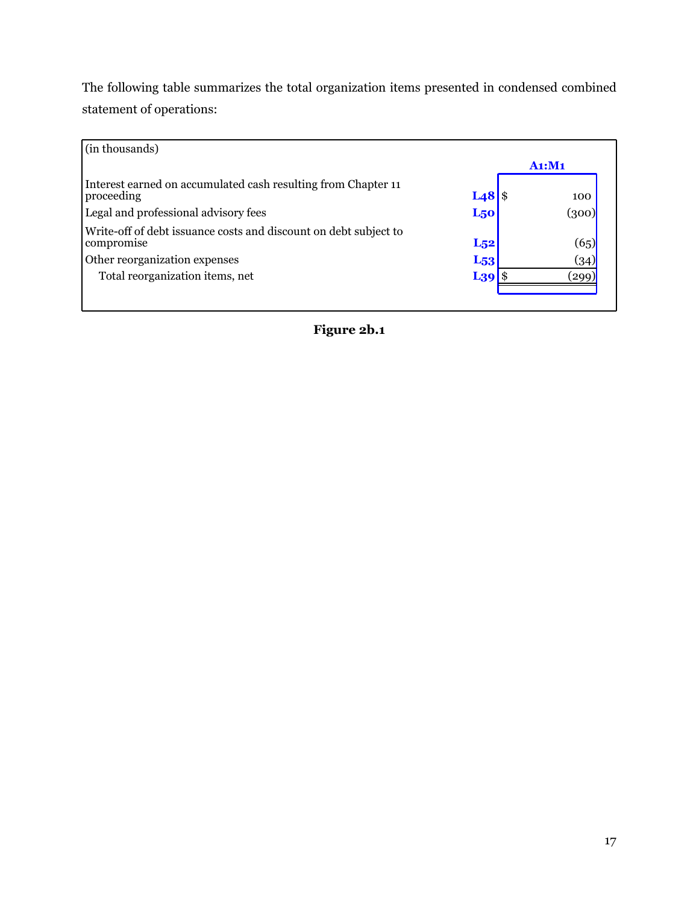The following table summarizes the total organization items presented in condensed combined statement of operations:

| (in thousands) | | A1:M1 |
|---|---|---|
| Interest earned on accumulated cash resulting from Chapter 11 proceeding | L48 | $ 100 |
| Legal and professional advisory fees | L50 | (300) |
| Write-off of debt issuance costs and discount on debt subject to compromise | L52 | (65) |
| Other reorganization expenses | L53 | (34) |
| Total reorganization items, net | L39 | $ (299) |

**Figure 2b.1**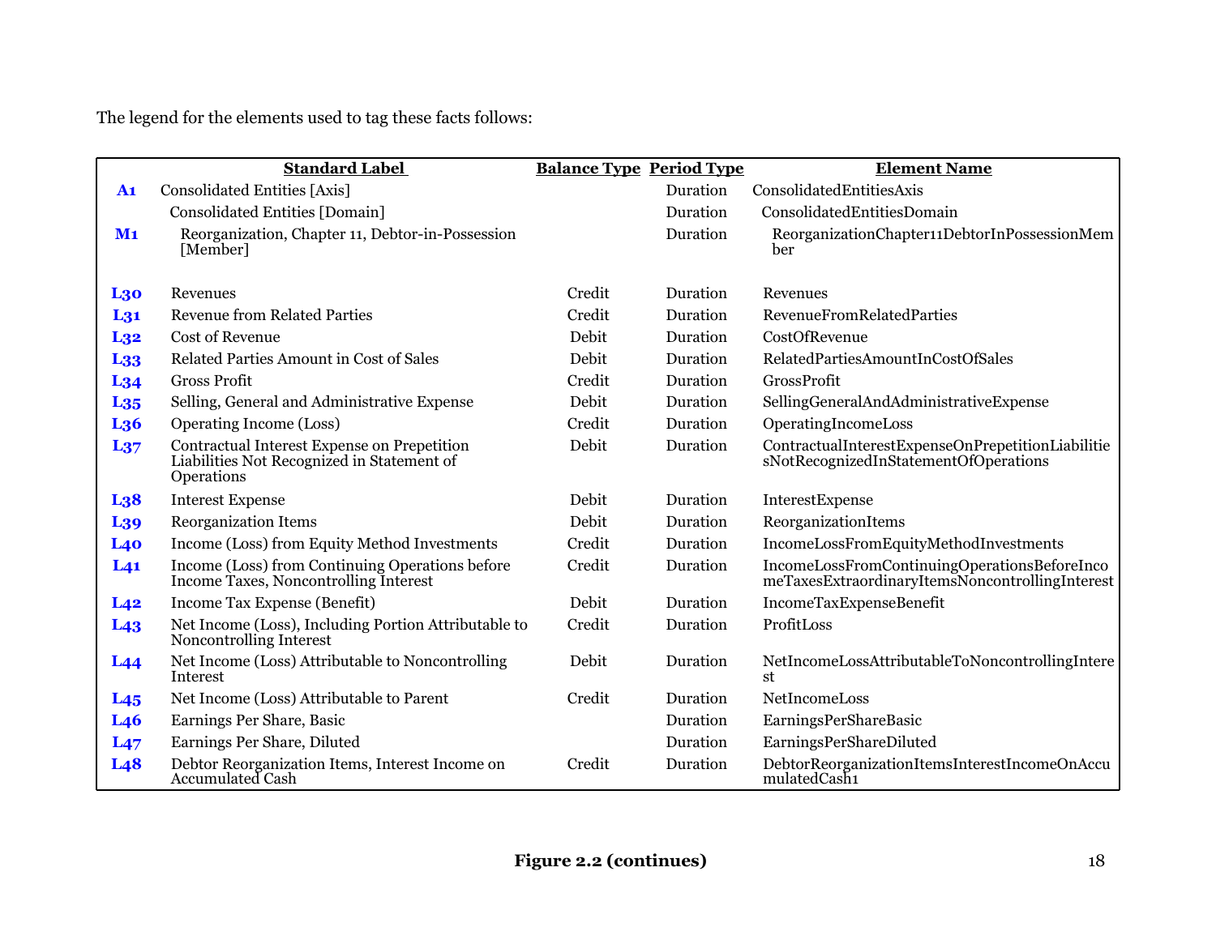The legend for the elements used to tag these facts follows:

| | Standard Label | Balance Type | Period Type | Element Name |
|---|---|---|---|---|
| **A1** | Consolidated Entities [Axis] | | Duration | ConsolidatedEntitiesAxis |
| | Consolidated Entities [Domain] | | Duration | ConsolidatedEntitiesDomain |
| **M1** | Reorganization, Chapter 11, Debtor-in-Possession [Member] | | Duration | ReorganizationChapter11DebtorInPossessionMember |
| **L30** | Revenues | Credit | Duration | Revenues |
| **L31** | Revenue from Related Parties | Credit | Duration | RevenueFromRelatedParties |
| **L32** | Cost of Revenue | Debit | Duration | CostOfRevenue |
| **L33** | Related Parties Amount in Cost of Sales | Debit | Duration | RelatedPartiesAmountInCostOfSales |
| **L34** | Gross Profit | Credit | Duration | GrossProfit |
| **L35** | Selling, General and Administrative Expense | Debit | Duration | SellingGeneralAndAdministrativeExpense |
| **L36** | Operating Income (Loss) | Credit | Duration | OperatingIncomeLoss |
| **L37** | Contractual Interest Expense on Prepetition Liabilities Not Recognized in Statement of Operations | Debit | Duration | ContractualInterestExpenseOnPrepetitionLiabilitiesNotRecognizedInStatementOfOperations |
| **L38** | Interest Expense | Debit | Duration | InterestExpense |
| **L39** | Reorganization Items | Debit | Duration | ReorganizationItems |
| **L40** | Income (Loss) from Equity Method Investments | Credit | Duration | IncomeLossFromEquityMethodInvestments |
| **L41** | Income (Loss) from Continuing Operations before Income Taxes, Noncontrolling Interest | Credit | Duration | IncomeLossFromContinuingOperationsBeforeIncomeTaxesExtraordinaryItemsNoncontrollingInterest |
| **L42** | Income Tax Expense (Benefit) | Debit | Duration | IncomeTaxExpenseBenefit |
| **L43** | Net Income (Loss), Including Portion Attributable to Noncontrolling Interest | Credit | Duration | ProfitLoss |
| **L44** | Net Income (Loss) Attributable to Noncontrolling Interest | Debit | Duration | NetIncomeLossAttributableToNoncontrollingInterest |
| **L45** | Net Income (Loss) Attributable to Parent | Credit | Duration | NetIncomeLoss |
| **L46** | Earnings Per Share, Basic | | Duration | EarningsPerShareBasic |
| **L47** | Earnings Per Share, Diluted | | Duration | EarningsPerShareDiluted |
| **L48** | Debtor Reorganization Items, Interest Income on Accumulated Cash | Credit | Duration | DebtorReorganizationItemsInterestIncomeOnAccumulatedCash1 |

**Figure 2.2 (continues)**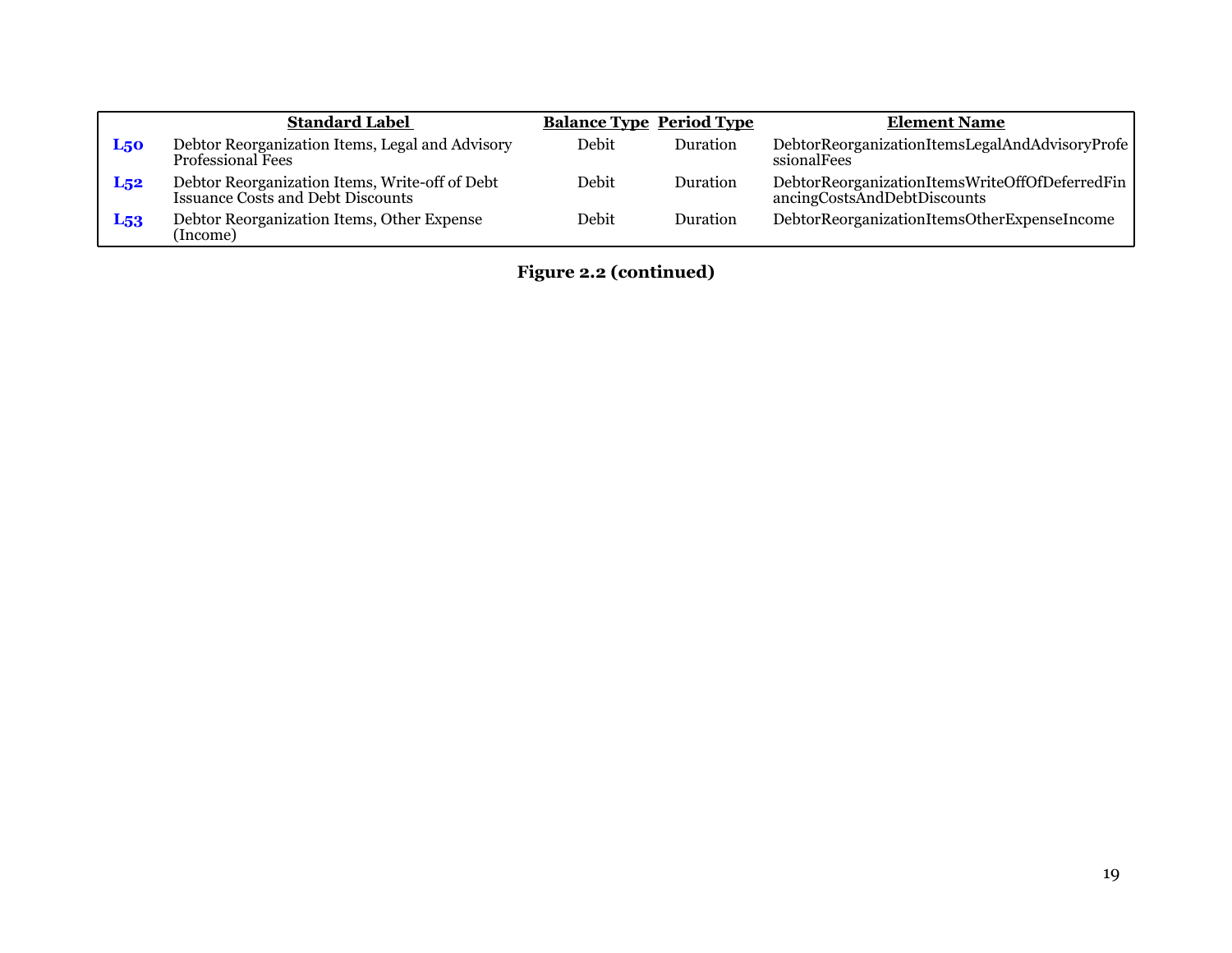| | Standard Label | Balance Type | Period Type | Element Name |
|---|---|---|---|---|
| **L50** | Debtor Reorganization Items, Legal and Advisory Professional Fees | Debit | Duration | DebtorReorganizationItemsLegalAndAdvisoryProfessionalFees |
| **L52** | Debtor Reorganization Items, Write-off of Debt Issuance Costs and Debt Discounts | Debit | Duration | DebtorReorganizationItemsWriteOffOfDeferredFinancingCostsAndDebtDiscounts |
| **L53** | Debtor Reorganization Items, Other Expense (Income) | Debit | Duration | DebtorReorganizationItemsOtherExpenseIncome |

**Figure 2.2 (continued)**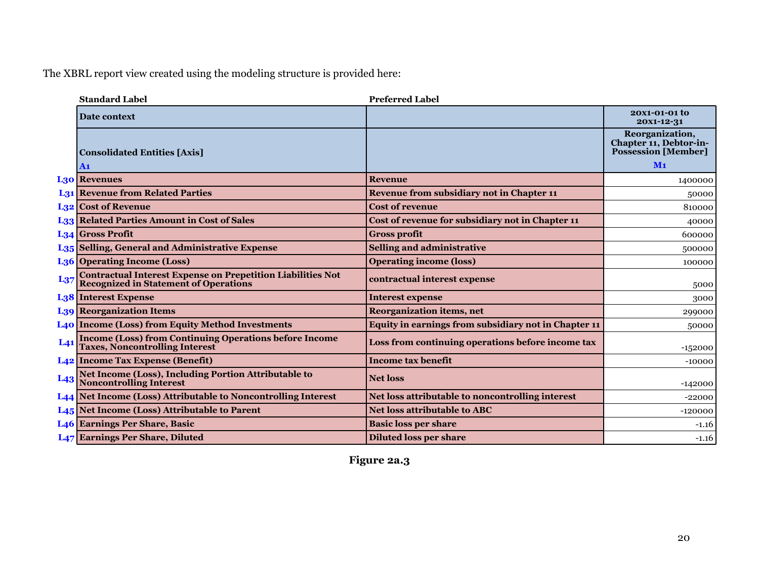The XBRL report view created using the modeling structure is provided here:

| | Standard Label | Preferred Label | |
|---|---|---|---|
| | **Date context** | | **20x1-01-01 to 20x1-12-31** |
| | **Consolidated Entities [Axis]** A1 | | **Reorganization, Chapter 11, Debtor-in-Possession [Member]** M1 |
| L30 | **Revenues** | **Revenue** | 1400000 |
| L31 | **Revenue from Related Parties** | **Revenue from subsidiary not in Chapter 11** | 50000 |
| L32 | **Cost of Revenue** | **Cost of revenue** | 810000 |
| L33 | **Related Parties Amount in Cost of Sales** | **Cost of revenue for subsidiary not in Chapter 11** | 40000 |
| L34 | **Gross Profit** | **Gross profit** | 600000 |
| L35 | **Selling, General and Administrative Expense** | **Selling and administrative** | 500000 |
| L36 | **Operating Income (Loss)** | **Operating income (loss)** | 100000 |
| L37 | **Contractual Interest Expense on Prepetition Liabilities Not Recognized in Statement of Operations** | **contractual interest expense** | 5000 |
| L38 | **Interest Expense** | **Interest expense** | 3000 |
| L39 | **Reorganization Items** | **Reorganization items, net** | 299000 |
| L40 | **Income (Loss) from Equity Method Investments** | **Equity in earnings from subsidiary not in Chapter 11** | 50000 |
| L41 | **Income (Loss) from Continuing Operations before Income Taxes, Noncontrolling Interest** | **Loss from continuing operations before income tax** | -152000 |
| L42 | **Income Tax Expense (Benefit)** | **Income tax benefit** | -10000 |
| L43 | **Net Income (Loss), Including Portion Attributable to Noncontrolling Interest** | **Net loss** | -142000 |
| L44 | **Net Income (Loss) Attributable to Noncontrolling Interest** | **Net loss attributable to noncontrolling interest** | -22000 |
| L45 | **Net Income (Loss) Attributable to Parent** | **Net loss attributable to ABC** | -120000 |
| L46 | **Earnings Per Share, Basic** | **Basic loss per share** | -1.16 |
| L47 | **Earnings Per Share, Diluted** | **Diluted loss per share** | -1.16 |

**Figure 2a.3**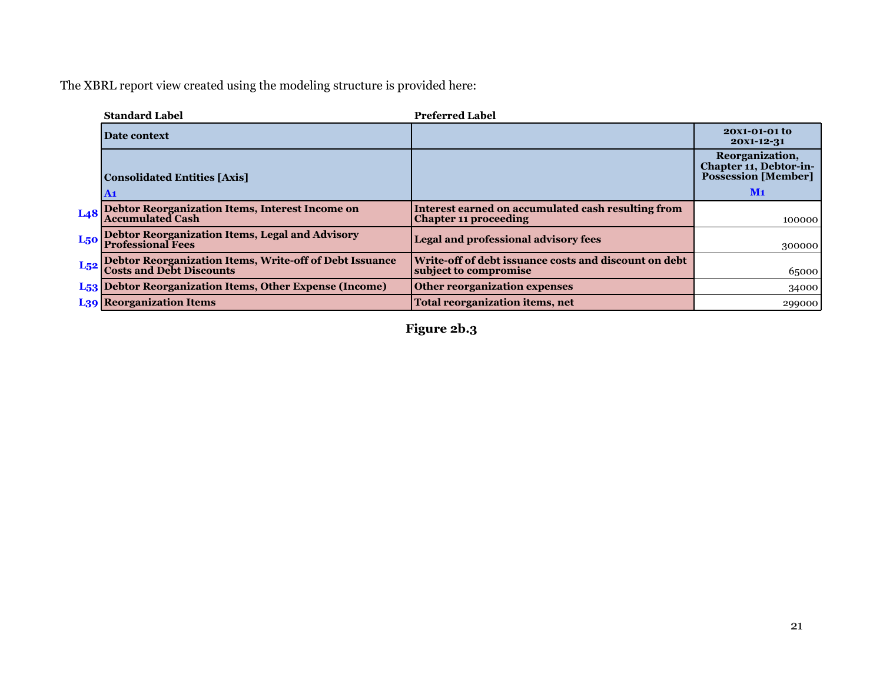The XBRL report view created using the modeling structure is provided here:

| | Standard Label | Preferred Label | |
|---|---|---|---|
| | **Date context** | | **20x1-01-01 to 20x1-12-31** |
| | **Consolidated Entities [Axis]** A1 | | **Reorganization, Chapter 11, Debtor-in-Possession [Member]** M1 |
| L48 | **Debtor Reorganization Items, Interest Income on Accumulated Cash** | **Interest earned on accumulated cash resulting from Chapter 11 proceeding** | 100000 |
| L50 | **Debtor Reorganization Items, Legal and Advisory Professional Fees** | **Legal and professional advisory fees** | 300000 |
| L52 | **Debtor Reorganization Items, Write-off of Debt Issuance Costs and Debt Discounts** | **Write-off of debt issuance costs and discount on debt subject to compromise** | 65000 |
| L53 | **Debtor Reorganization Items, Other Expense (Income)** | **Other reorganization expenses** | 34000 |
| L39 | **Reorganization Items** | **Total reorganization items, net** | 299000 |

**Figure 2b.3**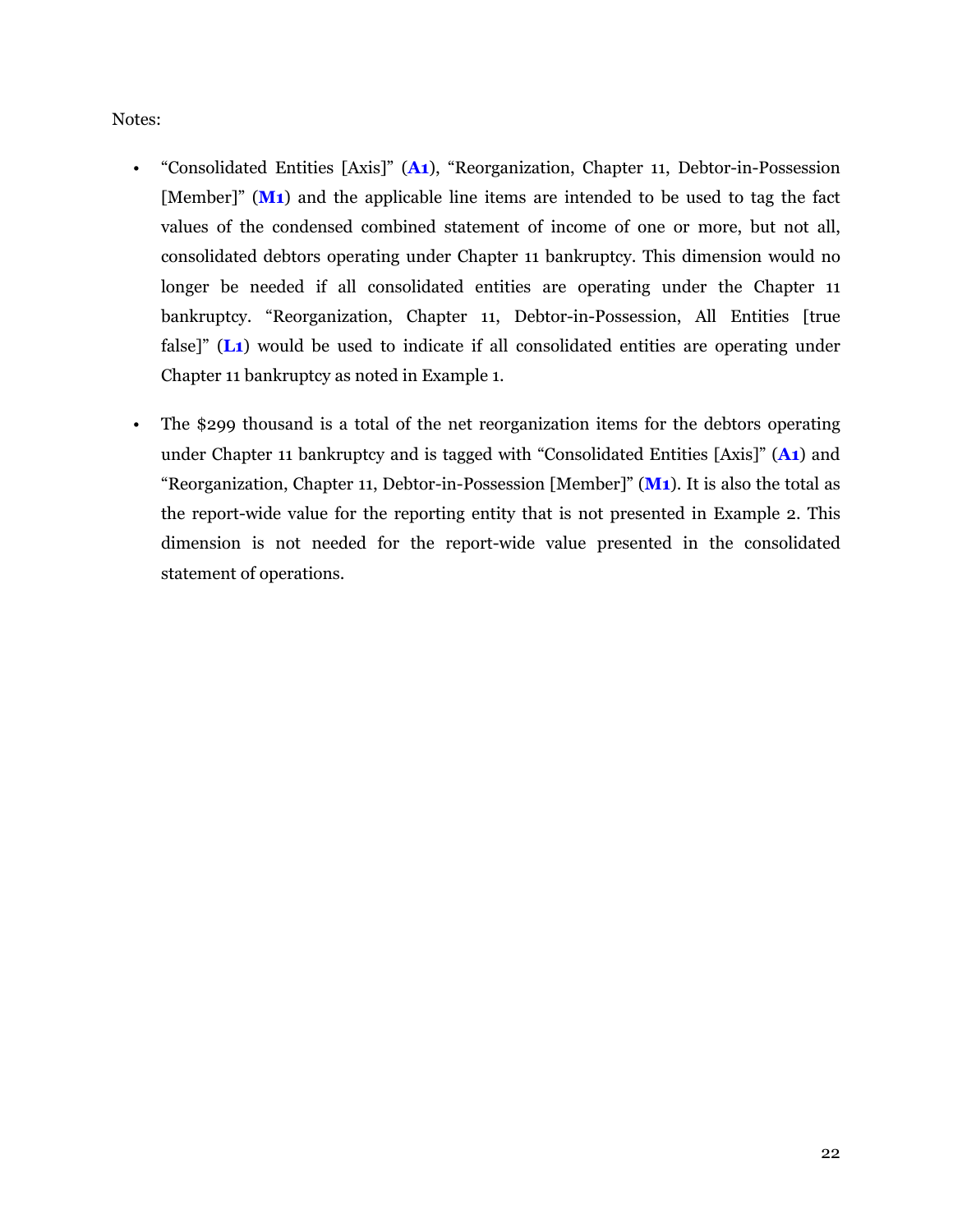Notes:

- “Consolidated Entities [Axis]” (**A1**), “Reorganization, Chapter 11, Debtor-in-Possession [Member]” (**M1**) and the applicable line items are intended to be used to tag the fact values of the condensed combined statement of income of one or more, but not all, consolidated debtors operating under Chapter 11 bankruptcy. This dimension would no longer be needed if all consolidated entities are operating under the Chapter 11 bankruptcy. “Reorganization, Chapter 11, Debtor-in-Possession, All Entities [true false]” (**L1**) would be used to indicate if all consolidated entities are operating under Chapter 11 bankruptcy as noted in Example 1.

- The $299 thousand is a total of the net reorganization items for the debtors operating under Chapter 11 bankruptcy and is tagged with “Consolidated Entities [Axis]” (**A1**) and “Reorganization, Chapter 11, Debtor-in-Possession [Member]” (**M1**). It is also the total as the report-wide value for the reporting entity that is not presented in Example 2. This dimension is not needed for the report-wide value presented in the consolidated statement of operations.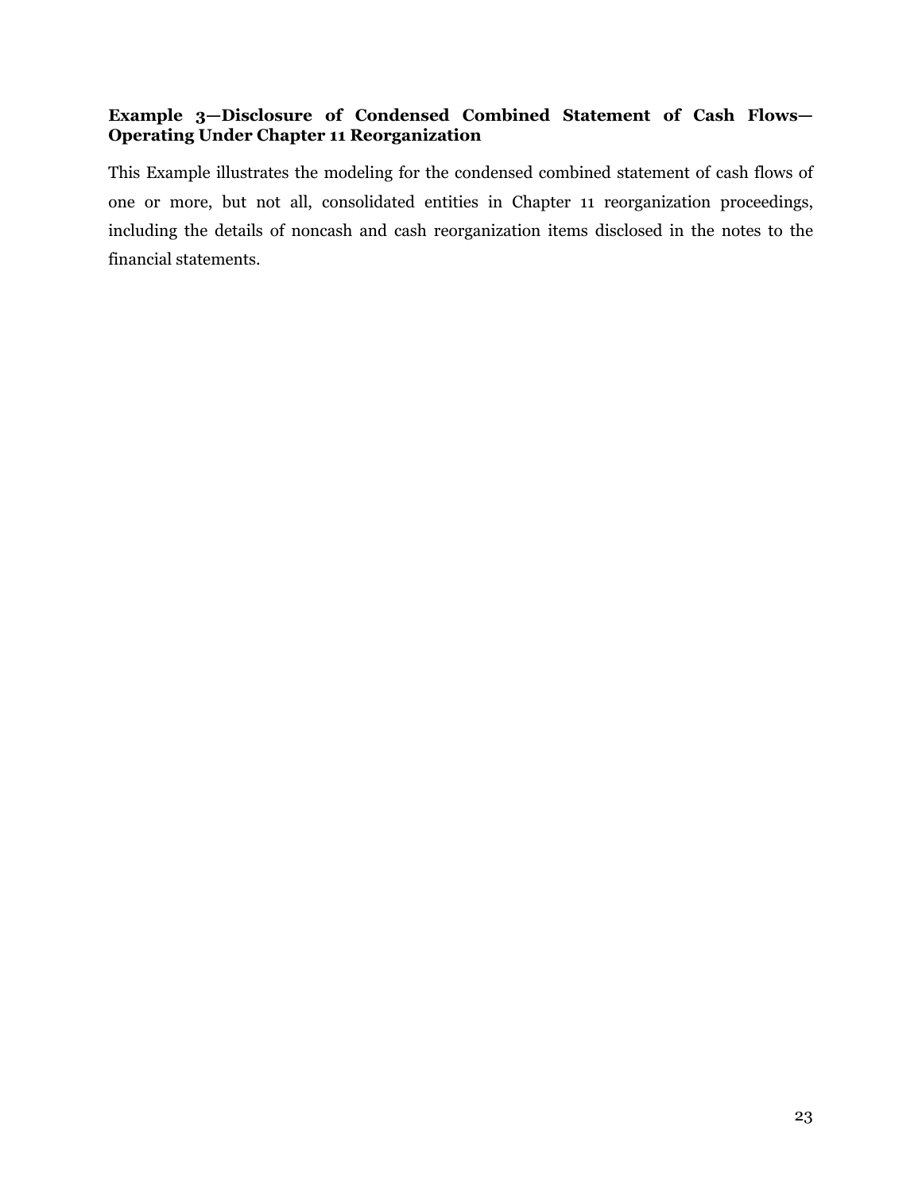**Example 3—Disclosure of Condensed Combined Statement of Cash Flows—Operating Under Chapter 11 Reorganization**

This Example illustrates the modeling for the condensed combined statement of cash flows of one or more, but not all, consolidated entities in Chapter 11 reorganization proceedings, including the details of noncash and cash reorganization items disclosed in the notes to the financial statements.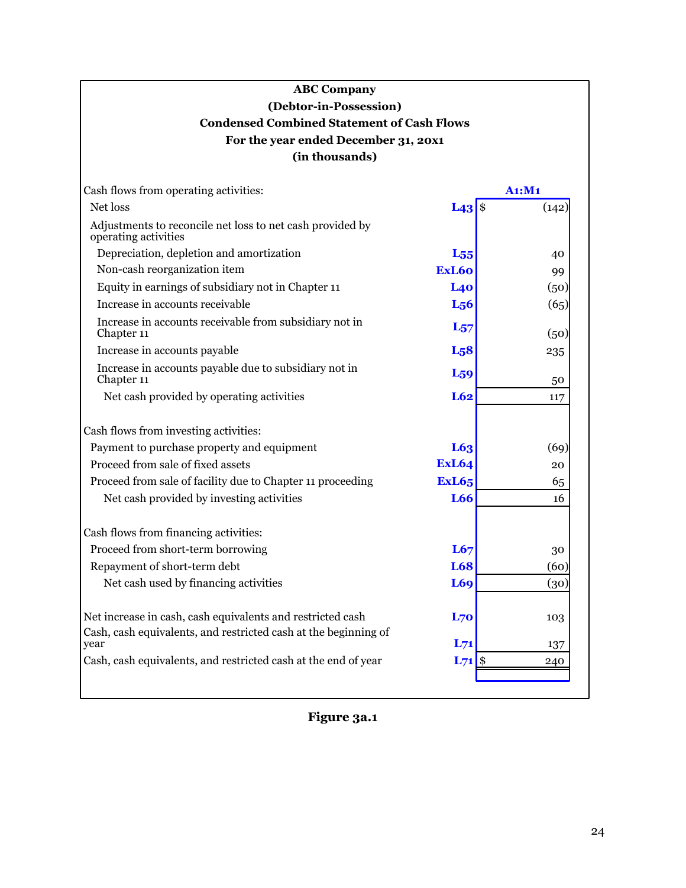**ABC Company**
**(Debtor-in-Possession)**
**Condensed Combined Statement of Cash Flows**
**For the year ended December 31, 20x1**
**(in thousands)**

| | | A1:M1 |
|---|---|---|
| Cash flows from operating activities: | | |
| Net loss | L43 | $ (142) |
| Adjustments to reconcile net loss to net cash provided by operating activities | | |
| Depreciation, depletion and amortization | L55 | 40 |
| Non-cash reorganization item | ExL60 | 99 |
| Equity in earnings of subsidiary not in Chapter 11 | L40 | (50) |
| Increase in accounts receivable | L56 | (65) |
| Increase in accounts receivable from subsidiary not in Chapter 11 | L57 | (50) |
| Increase in accounts payable | L58 | 235 |
| Increase in accounts payable due to subsidiary not in Chapter 11 | L59 | 50 |
| Net cash provided by operating activities | L62 | 117 |
| Cash flows from investing activities: | | |
| Payment to purchase property and equipment | L63 | (69) |
| Proceed from sale of fixed assets | ExL64 | 20 |
| Proceed from sale of facility due to Chapter 11 proceeding | ExL65 | 65 |
| Net cash provided by investing activities | L66 | 16 |
| Cash flows from financing activities: | | |
| Proceed from short-term borrowing | L67 | 30 |
| Repayment of short-term debt | L68 | (60) |
| Net cash used by financing activities | L69 | (30) |
| Net increase in cash, cash equivalents and restricted cash | L70 | 103 |
| Cash, cash equivalents, and restricted cash at the beginning of year | L71 | 137 |
| Cash, cash equivalents, and restricted cash at the end of year | L71 | $ 240 |

**Figure 3a.1**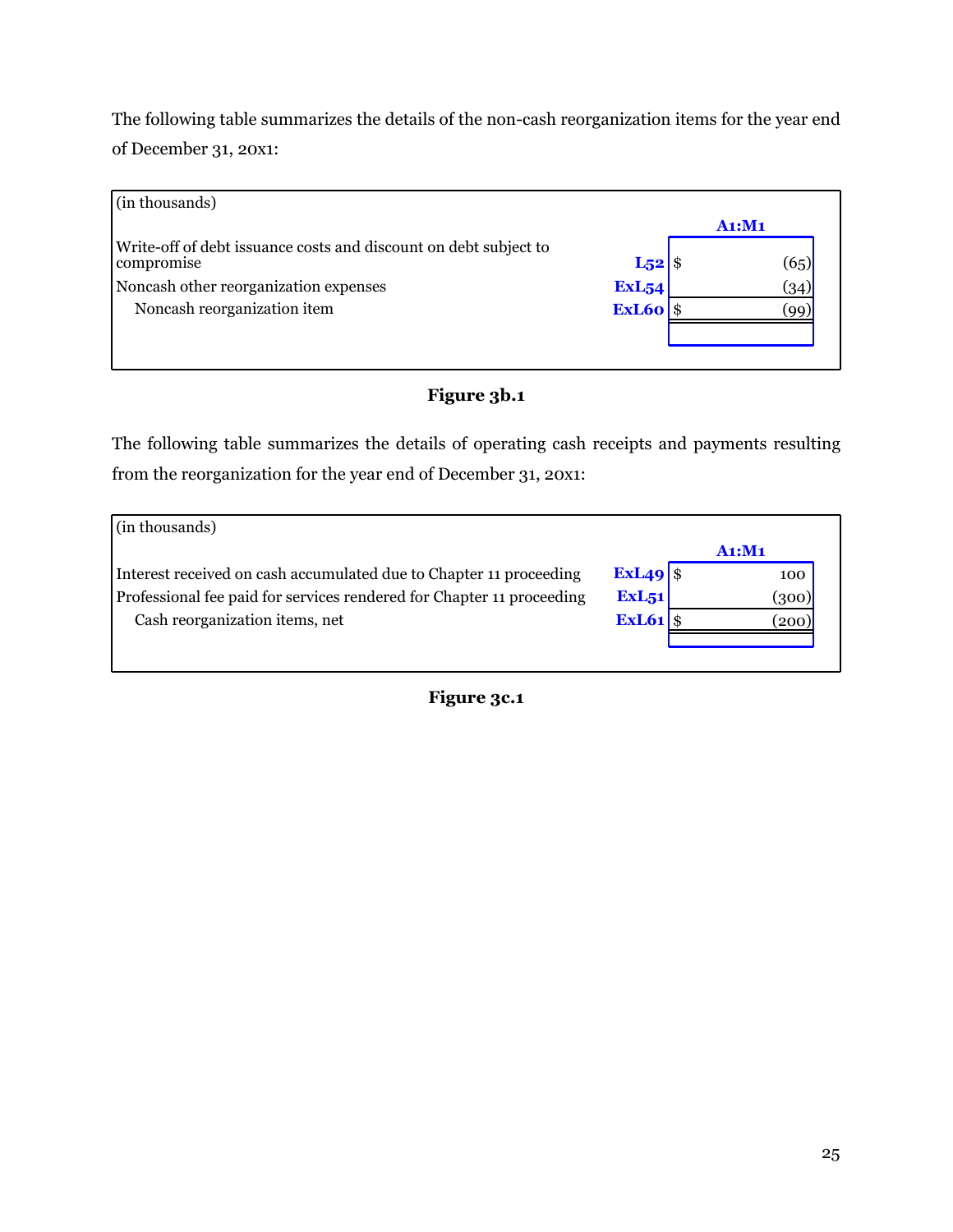The following table summarizes the details of the non-cash reorganization items for the year end of December 31, 20x1:

| (in thousands) | | A1:M1 |
|---|---|---|
| Write-off of debt issuance costs and discount on debt subject to compromise | L52 | $ (65) |
| Noncash other reorganization expenses | ExL54 | (34) |
| Noncash reorganization item | ExL60 | $ (99) |

**Figure 3b.1**

The following table summarizes the details of operating cash receipts and payments resulting from the reorganization for the year end of December 31, 20x1:

| (in thousands) | | A1:M1 |
|---|---|---|
| Interest received on cash accumulated due to Chapter 11 proceeding | ExL49 | $ 100 |
| Professional fee paid for services rendered for Chapter 11 proceeding | ExL51 | (300) |
| Cash reorganization items, net | ExL61 | $ (200) |

**Figure 3c.1**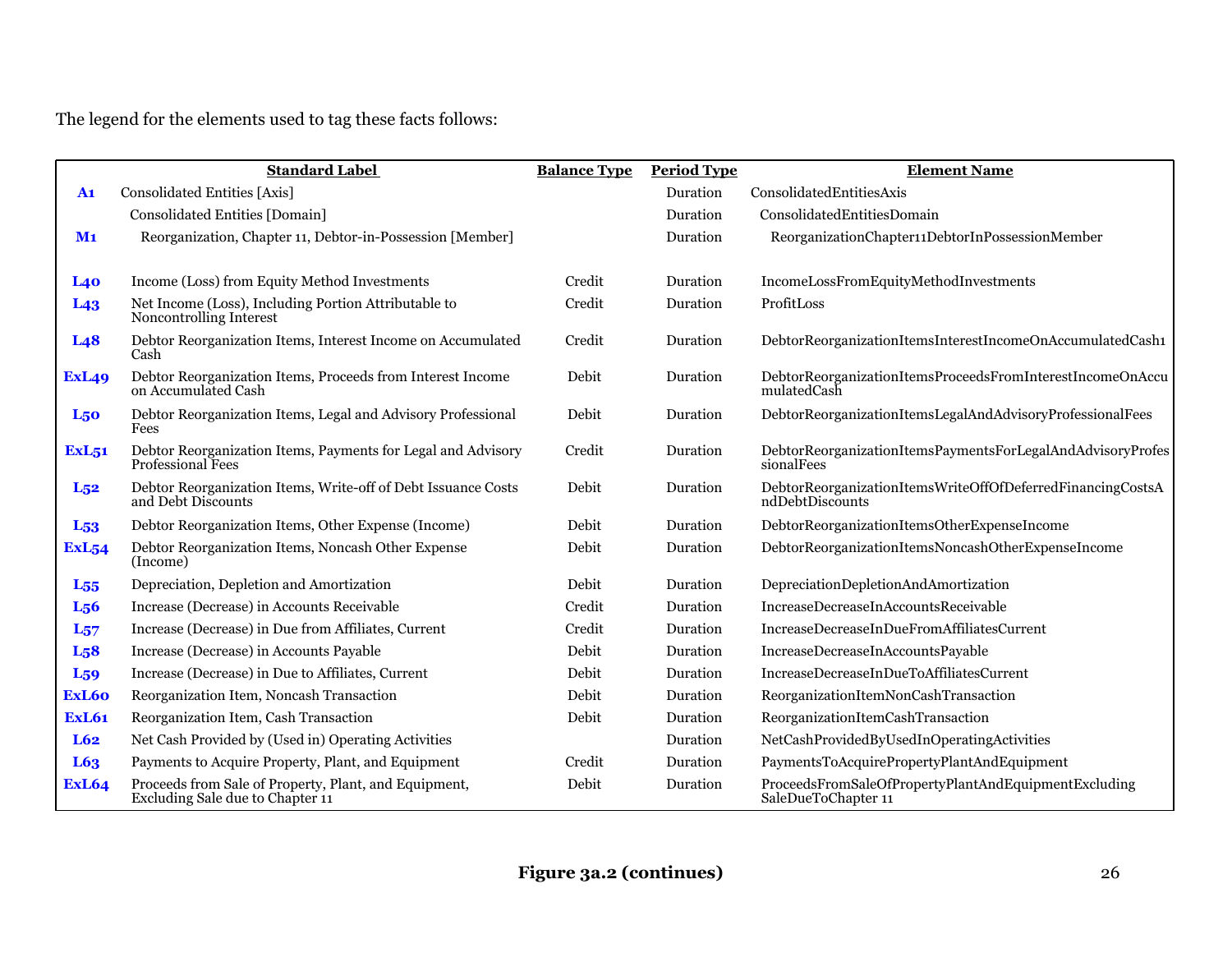The legend for the elements used to tag these facts follows:

| | Standard Label | Balance Type | Period Type | Element Name |
|---|---|---|---|---|
| **A1** | Consolidated Entities [Axis] | | Duration | ConsolidatedEntitiesAxis |
| | Consolidated Entities [Domain] | | Duration | ConsolidatedEntitiesDomain |
| **M1** | Reorganization, Chapter 11, Debtor-in-Possession [Member] | | Duration | ReorganizationChapter11DebtorInPossessionMember |
| **L40** | Income (Loss) from Equity Method Investments | Credit | Duration | IncomeLossFromEquityMethodInvestments |
| **L43** | Net Income (Loss), Including Portion Attributable to Noncontrolling Interest | Credit | Duration | ProfitLoss |
| **L48** | Debtor Reorganization Items, Interest Income on Accumulated Cash | Credit | Duration | DebtorReorganizationItemsInterestIncomeOnAccumulatedCash1 |
| **ExL49** | Debtor Reorganization Items, Proceeds from Interest Income on Accumulated Cash | Debit | Duration | DebtorReorganizationItemsProceedsFromInterestIncomeOnAccumulatedCash |
| **L50** | Debtor Reorganization Items, Legal and Advisory Professional Fees | Debit | Duration | DebtorReorganizationItemsLegalAndAdvisoryProfessionalFees |
| **ExL51** | Debtor Reorganization Items, Payments for Legal and Advisory Professional Fees | Credit | Duration | DebtorReorganizationItemsPaymentsForLegalAndAdvisoryProfessionalFees |
| **L52** | Debtor Reorganization Items, Write-off of Debt Issuance Costs and Debt Discounts | Debit | Duration | DebtorReorganizationItemsWriteOffOfDeferredFinancingCostsAndDebtDiscounts |
| **L53** | Debtor Reorganization Items, Other Expense (Income) | Debit | Duration | DebtorReorganizationItemsOtherExpenseIncome |
| **ExL54** | Debtor Reorganization Items, Noncash Other Expense (Income) | Debit | Duration | DebtorReorganizationItemsNoncashOtherExpenseIncome |
| **L55** | Depreciation, Depletion and Amortization | Debit | Duration | DepreciationDepletionAndAmortization |
| **L56** | Increase (Decrease) in Accounts Receivable | Credit | Duration | IncreaseDecreaseInAccountsReceivable |
| **L57** | Increase (Decrease) in Due from Affiliates, Current | Credit | Duration | IncreaseDecreaseInDueFromAffiliatesCurrent |
| **L58** | Increase (Decrease) in Accounts Payable | Debit | Duration | IncreaseDecreaseInAccountsPayable |
| **L59** | Increase (Decrease) in Due to Affiliates, Current | Debit | Duration | IncreaseDecreaseInDueToAffiliatesCurrent |
| **ExL60** | Reorganization Item, Noncash Transaction | Debit | Duration | ReorganizationItemNonCashTransaction |
| **ExL61** | Reorganization Item, Cash Transaction | Debit | Duration | ReorganizationItemCashTransaction |
| **L62** | Net Cash Provided by (Used in) Operating Activities | | Duration | NetCashProvidedByUsedInOperatingActivities |
| **L63** | Payments to Acquire Property, Plant, and Equipment | Credit | Duration | PaymentsToAcquirePropertyPlantAndEquipment |
| **ExL64** | Proceeds from Sale of Property, Plant, and Equipment, Excluding Sale due to Chapter 11 | Debit | Duration | ProceedsFromSaleOfPropertyPlantAndEquipmentExcluding SaleDueToChapter 11 |

**Figure 3a.2 (continues)**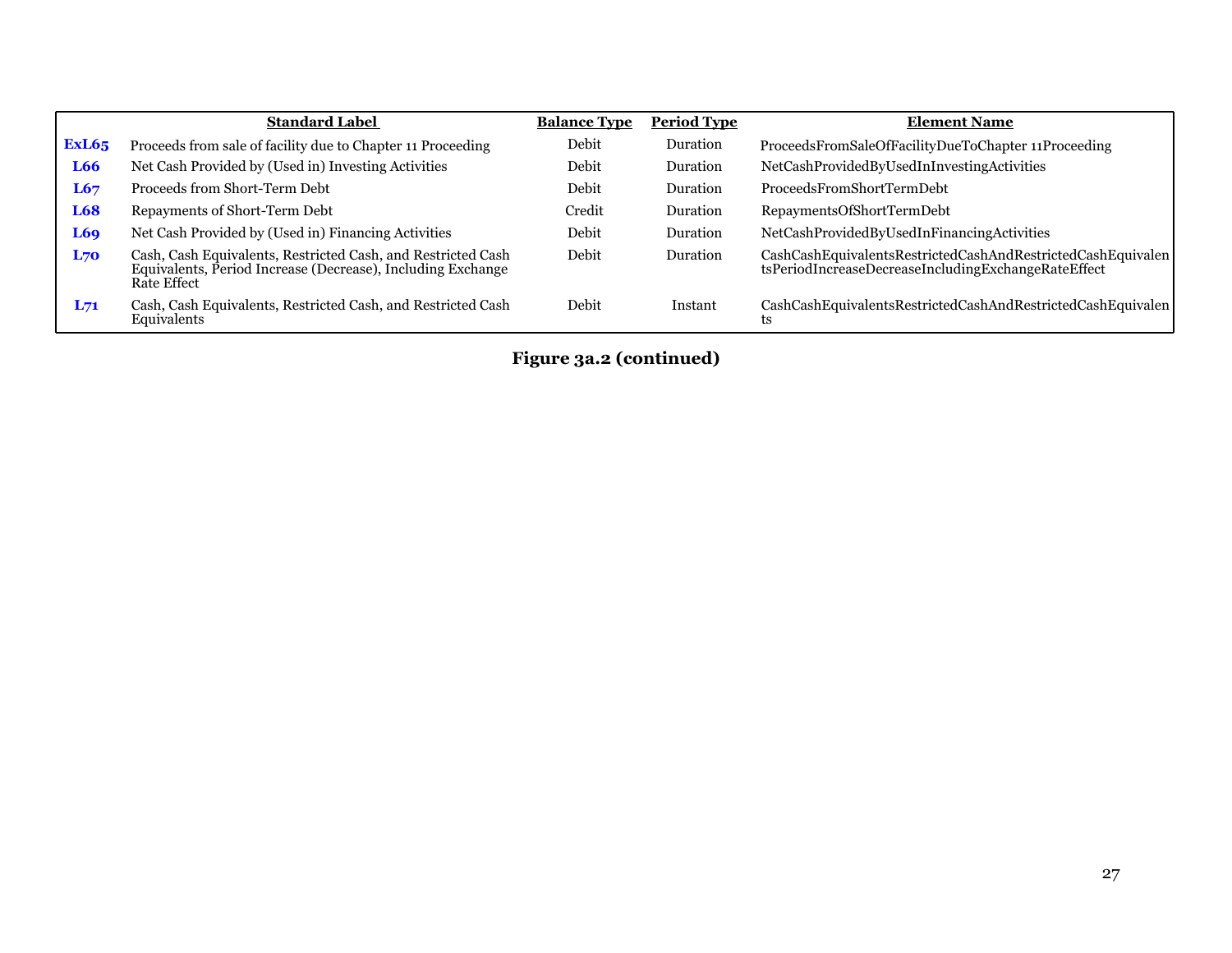| | Standard Label | Balance Type | Period Type | Element Name |
|---|---|---|---|---|
| **ExL65** | Proceeds from sale of facility due to Chapter 11 Proceeding | Debit | Duration | ProceedsFromSaleOfFacilityDueToChapter 11Proceeding |
| **L66** | Net Cash Provided by (Used in) Investing Activities | Debit | Duration | NetCashProvidedByUsedInInvestingActivities |
| **L67** | Proceeds from Short-Term Debt | Debit | Duration | ProceedsFromShortTermDebt |
| **L68** | Repayments of Short-Term Debt | Credit | Duration | RepaymentsOfShortTermDebt |
| **L69** | Net Cash Provided by (Used in) Financing Activities | Debit | Duration | NetCashProvidedByUsedInFinancingActivities |
| **L70** | Cash, Cash Equivalents, Restricted Cash, and Restricted Cash Equivalents, Period Increase (Decrease), Including Exchange Rate Effect | Debit | Duration | CashCashEquivalentsRestrictedCashAndRestrictedCashEquivalentsPeriodIncreaseDecreaseIncludingExchangeRateEffect |
| **L71** | Cash, Cash Equivalents, Restricted Cash, and Restricted Cash Equivalents | Debit | Instant | CashCashEquivalentsRestrictedCashAndRestrictedCashEquivalents |

**Figure 3a.2 (continued)**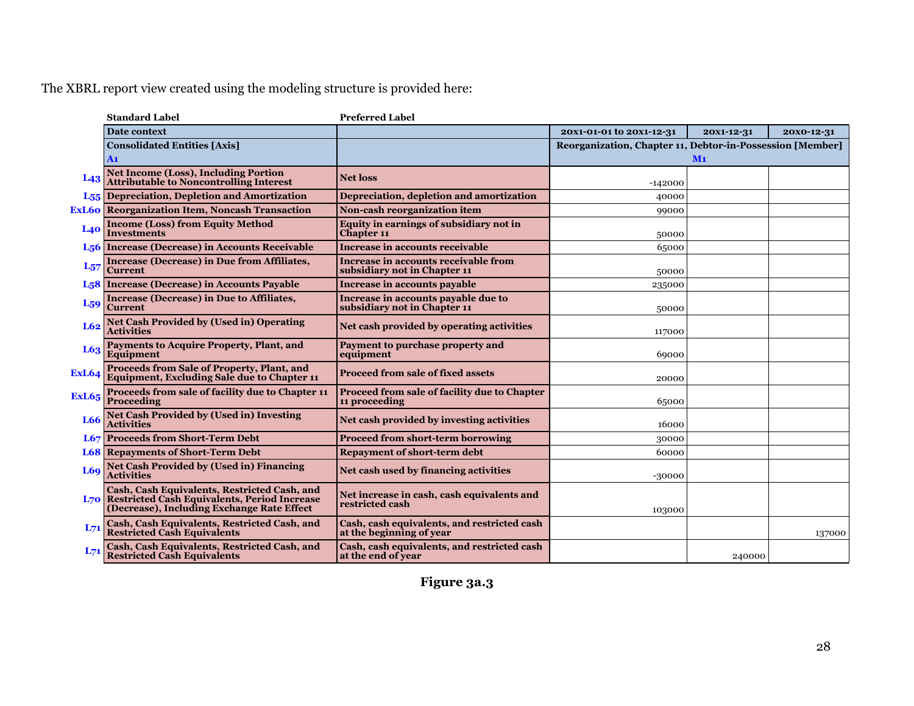The XBRL report view created using the modeling structure is provided here:

| | Standard Label | Preferred Label | | | |
|---|---|---|---|---|---|
| | Date context | | 20X1-01-01 to 20X1-12-31 | 20X1-12-31 | 20X0-12-31 |
| | Consolidated Entities [Axis] A1 | | Reorganization, Chapter 11, Debtor-in-Possession [Member] M1 | | |
| L43 | Net Income (Loss), Including Portion Attributable to Noncontrolling Interest | Net loss | -142000 | | |
| L55 | Depreciation, Depletion and Amortization | Depreciation, depletion and amortization | 40000 | | |
| ExL60 | Reorganization Item, Noncash Transaction | Non-cash reorganization item | 99000 | | |
| L40 | Income (Loss) from Equity Method Investments | Equity in earnings of subsidiary not in Chapter 11 | 50000 | | |
| L56 | Increase (Decrease) in Accounts Receivable | Increase in accounts receivable | 65000 | | |
| L57 | Increase (Decrease) in Due from Affiliates, Current | Increase in accounts receivable from subsidiary not in Chapter 11 | 50000 | | |
| L58 | Increase (Decrease) in Accounts Payable | Increase in accounts payable | 235000 | | |
| L59 | Increase (Decrease) in Due to Affiliates, Current | Increase in accounts payable due to subsidiary not in Chapter 11 | 50000 | | |
| L62 | Net Cash Provided by (Used in) Operating Activities | Net cash provided by operating activities | 117000 | | |
| L63 | Payments to Acquire Property, Plant, and Equipment | Payment to purchase property and equipment | 69000 | | |
| ExL64 | Proceeds from Sale of Property, Plant, and Equipment, Excluding Sale due to Chapter 11 | Proceed from sale of fixed assets | 20000 | | |
| ExL65 | Proceeds from sale of facility due to Chapter 11 Proceeding | Proceed from sale of facility due to Chapter 11 proceeding | 65000 | | |
| L66 | Net Cash Provided by (Used in) Investing Activities | Net cash provided by investing activities | 16000 | | |
| L67 | Proceeds from Short-Term Debt | Proceed from short-term borrowing | 30000 | | |
| L68 | Repayments of Short-Term Debt | Repayment of short-term debt | 60000 | | |
| L69 | Net Cash Provided by (Used in) Financing Activities | Net cash used by financing activities | -30000 | | |
| L70 | Cash, Cash Equivalents, Restricted Cash, and Restricted Cash Equivalents, Period Increase (Decrease), Including Exchange Rate Effect | Net increase in cash, cash equivalents and restricted cash | 103000 | | |
| L71 | Cash, Cash Equivalents, Restricted Cash, and Restricted Cash Equivalents | Cash, cash equivalents, and restricted cash at the beginning of year | | | 137000 |
| L71 | Cash, Cash Equivalents, Restricted Cash, and Restricted Cash Equivalents | Cash, cash equivalents, and restricted cash at the end of year | | 240000 | |

**Figure 3a.3**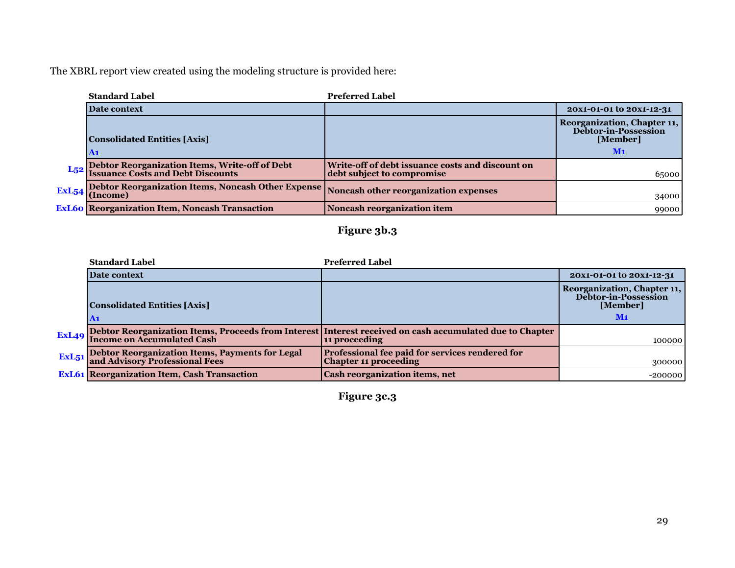The XBRL report view created using the modeling structure is provided here:

| | Standard Label | Preferred Label | |
|---|---|---|---|
| | Date context | | 20x1-01-01 to 20x1-12-31 |
| | Consolidated Entities [Axis]<br>A1 | | Reorganization, Chapter 11, Debtor-in-Possession [Member]<br>M1 |
| L52 | Debtor Reorganization Items, Write-off of Debt Issuance Costs and Debt Discounts | Write-off of debt issuance costs and discount on debt subject to compromise | 65000 |
| ExL54 | Debtor Reorganization Items, Noncash Other Expense (Income) | Noncash other reorganization expenses | 34000 |
| ExL60 | Reorganization Item, Noncash Transaction | Noncash reorganization item | 99000 |

**Figure 3b.3**

| | Standard Label | Preferred Label | |
|---|---|---|---|
| | Date context | | 20x1-01-01 to 20x1-12-31 |
| | Consolidated Entities [Axis]<br>A1 | | Reorganization, Chapter 11, Debtor-in-Possession [Member]<br>M1 |
| ExL49 | Debtor Reorganization Items, Proceeds from Interest Income on Accumulated Cash | Interest received on cash accumulated due to Chapter 11 proceeding | 100000 |
| ExL51 | Debtor Reorganization Items, Payments for Legal and Advisory Professional Fees | Professional fee paid for services rendered for Chapter 11 proceeding | 300000 |
| ExL61 | Reorganization Item, Cash Transaction | Cash reorganization items, net | -200000 |

**Figure 3c.3**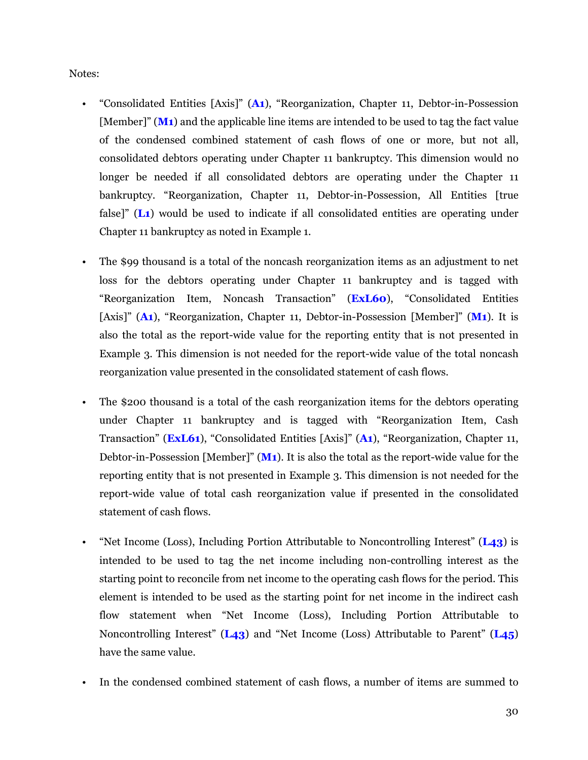Notes:

- "Consolidated Entities [Axis]" (**A1**), "Reorganization, Chapter 11, Debtor-in-Possession [Member]" (**M1**) and the applicable line items are intended to be used to tag the fact value of the condensed combined statement of cash flows of one or more, but not all, consolidated debtors operating under Chapter 11 bankruptcy. This dimension would no longer be needed if all consolidated debtors are operating under the Chapter 11 bankruptcy. "Reorganization, Chapter 11, Debtor-in-Possession, All Entities [true false]" (**L1**) would be used to indicate if all consolidated entities are operating under Chapter 11 bankruptcy as noted in Example 1.

- The $99 thousand is a total of the noncash reorganization items as an adjustment to net loss for the debtors operating under Chapter 11 bankruptcy and is tagged with "Reorganization Item, Noncash Transaction" (**ExL60**), "Consolidated Entities [Axis]" (**A1**), "Reorganization, Chapter 11, Debtor-in-Possession [Member]" (**M1**). It is also the total as the report-wide value for the reporting entity that is not presented in Example 3. This dimension is not needed for the report-wide value of the total noncash reorganization value presented in the consolidated statement of cash flows.

- The $200 thousand is a total of the cash reorganization items for the debtors operating under Chapter 11 bankruptcy and is tagged with "Reorganization Item, Cash Transaction" (**ExL61**), "Consolidated Entities [Axis]" (**A1**), "Reorganization, Chapter 11, Debtor-in-Possession [Member]" (**M1**). It is also the total as the report-wide value for the reporting entity that is not presented in Example 3. This dimension is not needed for the report-wide value of total cash reorganization value if presented in the consolidated statement of cash flows.

- "Net Income (Loss), Including Portion Attributable to Noncontrolling Interest" (**L43**) is intended to be used to tag the net income including non-controlling interest as the starting point to reconcile from net income to the operating cash flows for the period. This element is intended to be used as the starting point for net income in the indirect cash flow statement when "Net Income (Loss), Including Portion Attributable to Noncontrolling Interest" (**L43**) and "Net Income (Loss) Attributable to Parent" (**L45**) have the same value.

- In the condensed combined statement of cash flows, a number of items are summed to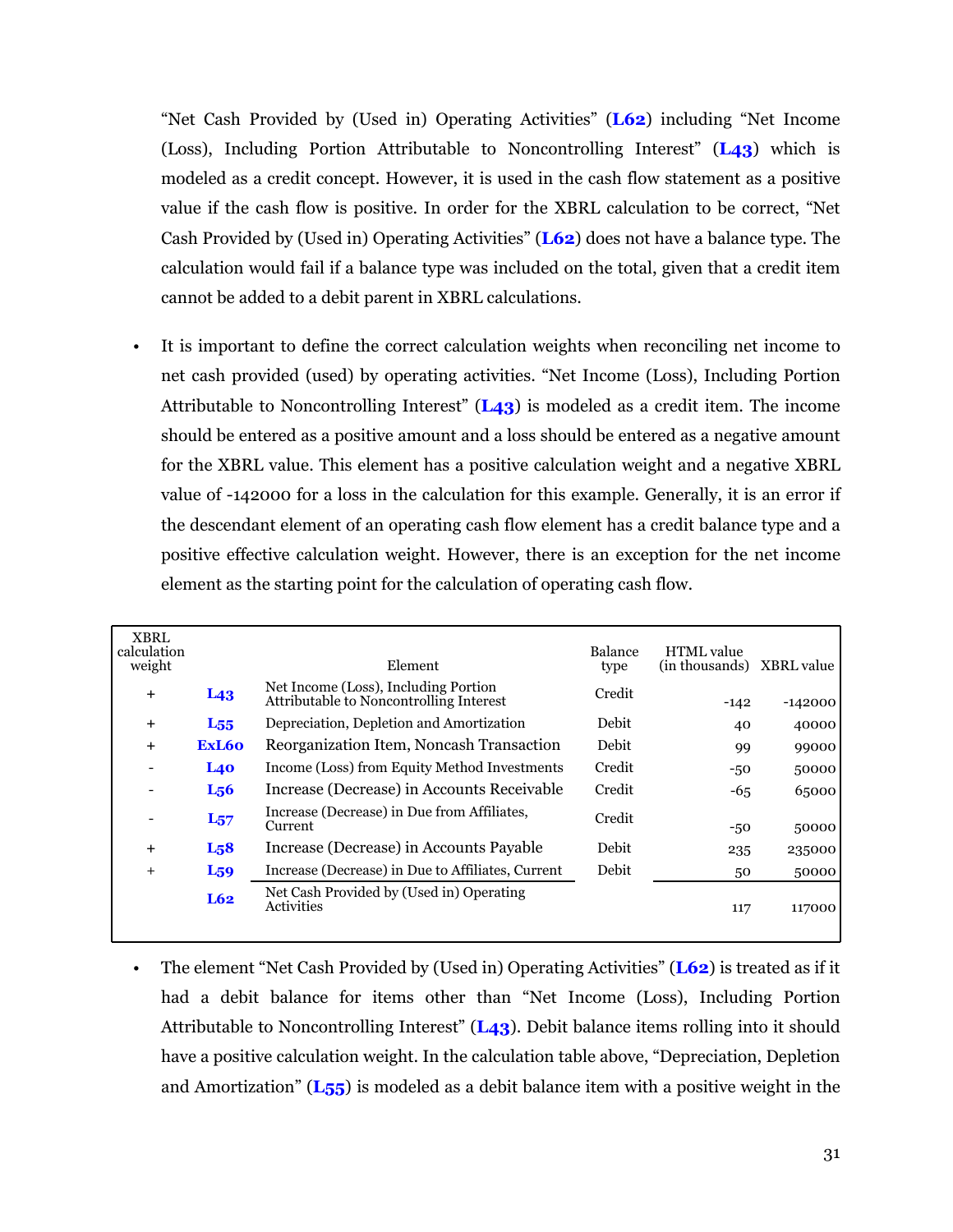"Net Cash Provided by (Used in) Operating Activities" (**L62**) including "Net Income (Loss), Including Portion Attributable to Noncontrolling Interest" (**L43**) which is modeled as a credit concept. However, it is used in the cash flow statement as a positive value if the cash flow is positive. In order for the XBRL calculation to be correct, "Net Cash Provided by (Used in) Operating Activities" (**L62**) does not have a balance type. The calculation would fail if a balance type was included on the total, given that a credit item cannot be added to a debit parent in XBRL calculations.

- It is important to define the correct calculation weights when reconciling net income to net cash provided (used) by operating activities. "Net Income (Loss), Including Portion Attributable to Noncontrolling Interest" (**L43**) is modeled as a credit item. The income should be entered as a positive amount and a loss should be entered as a negative amount for the XBRL value. This element has a positive calculation weight and a negative XBRL value of -142000 for a loss in the calculation for this example. Generally, it is an error if the descendant element of an operating cash flow element has a credit balance type and a positive effective calculation weight. However, there is an exception for the net income element as the starting point for the calculation of operating cash flow.

| XBRL calculation weight | | Element | Balance type | HTML value (in thousands) | XBRL value |
|---|---|---|---|---|---|
| + | **L43** | Net Income (Loss), Including Portion Attributable to Noncontrolling Interest | Credit | -142 | -142000 |
| + | **L55** | Depreciation, Depletion and Amortization | Debit | 40 | 40000 |
| + | **ExL60** | Reorganization Item, Noncash Transaction | Debit | 99 | 99000 |
| - | **L40** | Income (Loss) from Equity Method Investments | Credit | -50 | 50000 |
| - | **L56** | Increase (Decrease) in Accounts Receivable | Credit | -65 | 65000 |
| - | **L57** | Increase (Decrease) in Due from Affiliates, Current | Credit | -50 | 50000 |
| + | **L58** | Increase (Decrease) in Accounts Payable | Debit | 235 | 235000 |
| + | **L59** | Increase (Decrease) in Due to Affiliates, Current | Debit | 50 | 50000 |
| | **L62** | Net Cash Provided by (Used in) Operating Activities | | 117 | 117000 |

- The element "Net Cash Provided by (Used in) Operating Activities" (**L62**) is treated as if it had a debit balance for items other than "Net Income (Loss), Including Portion Attributable to Noncontrolling Interest" (**L43**). Debit balance items rolling into it should have a positive calculation weight. In the calculation table above, "Depreciation, Depletion and Amortization" (**L55**) is modeled as a debit balance item with a positive weight in the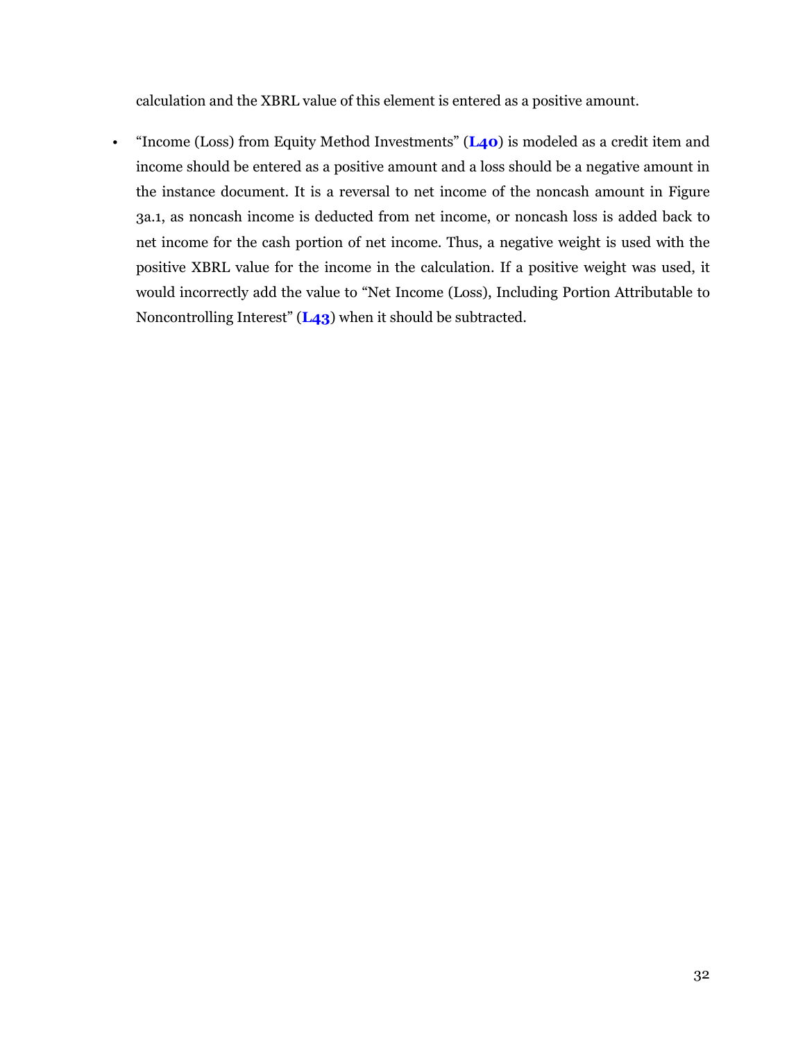calculation and the XBRL value of this element is entered as a positive amount.

- “Income (Loss) from Equity Method Investments” (**L40**) is modeled as a credit item and income should be entered as a positive amount and a loss should be a negative amount in the instance document. It is a reversal to net income of the noncash amount in Figure 3a.1, as noncash income is deducted from net income, or noncash loss is added back to net income for the cash portion of net income. Thus, a negative weight is used with the positive XBRL value for the income in the calculation. If a positive weight was used, it would incorrectly add the value to “Net Income (Loss), Including Portion Attributable to Noncontrolling Interest” (**L43**) when it should be subtracted.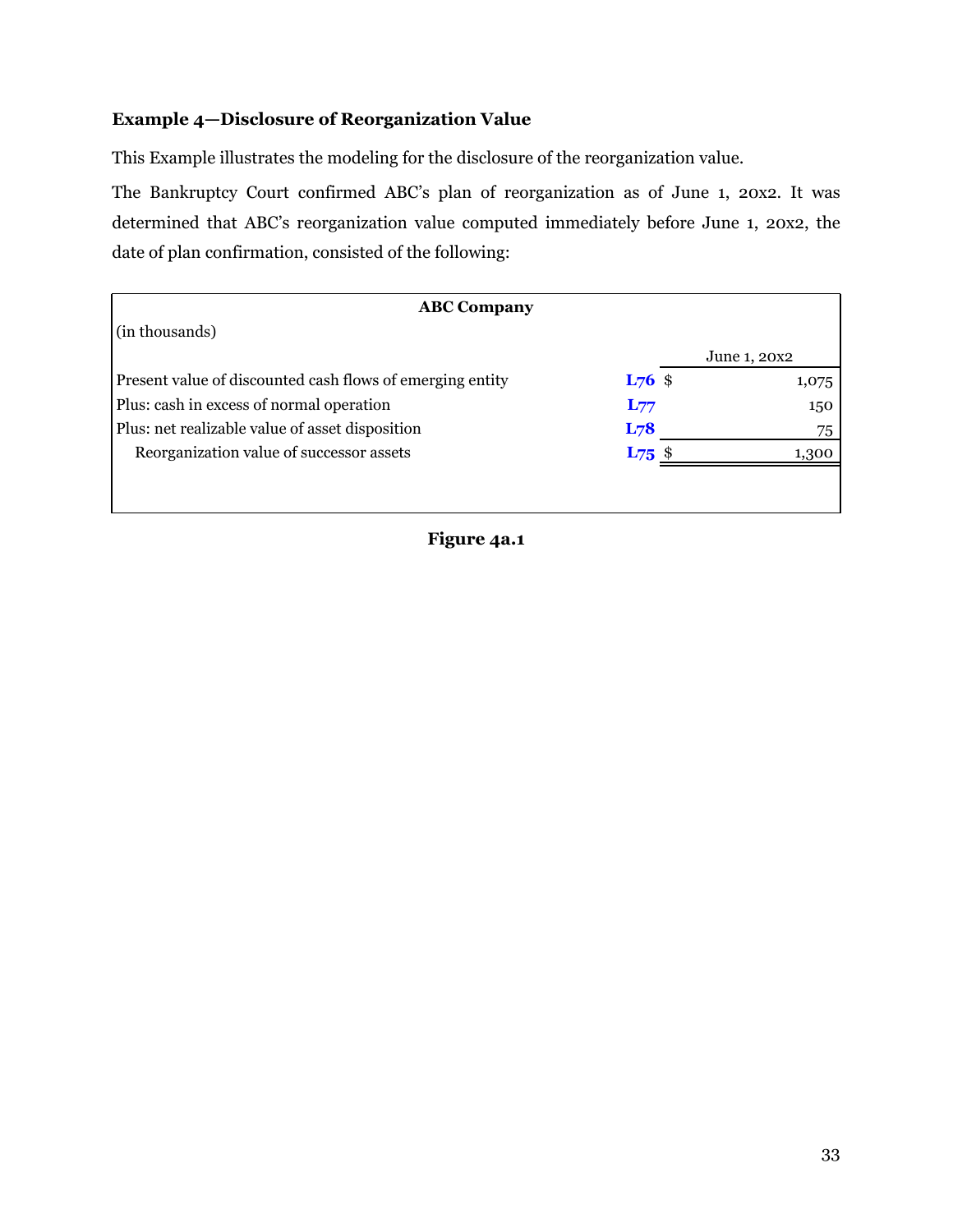**Example 4—Disclosure of Reorganization Value**

This Example illustrates the modeling for the disclosure of the reorganization value.

The Bankruptcy Court confirmed ABC's plan of reorganization as of June 1, 20x2. It was determined that ABC's reorganization value computed immediately before June 1, 20x2, the date of plan confirmation, consisted of the following:

| ABC Company | | | |
|---|---|---|---|
| (in thousands) | | | |
| | | | June 1, 20x2 |
| Present value of discounted cash flows of emerging entity | **L76** | $ | 1,075 |
| Plus: cash in excess of normal operation | **L77** | | 150 |
| Plus: net realizable value of asset disposition | **L78** | | 75 |
| Reorganization value of successor assets | **L75** | $ | 1,300 |

**Figure 4a.1**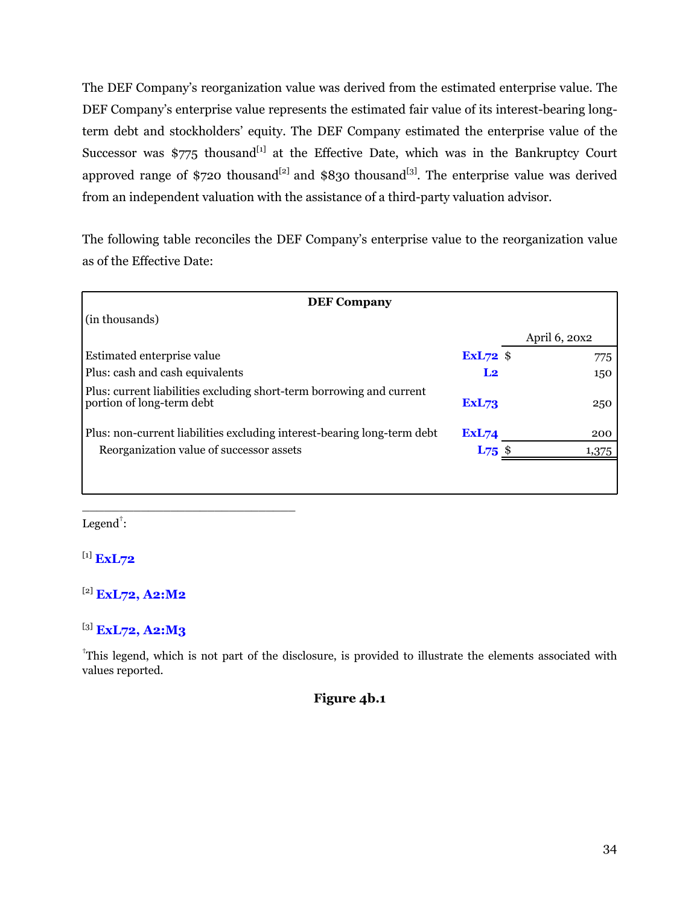The DEF Company's reorganization value was derived from the estimated enterprise value. The DEF Company's enterprise value represents the estimated fair value of its interest-bearing long-term debt and stockholders' equity. The DEF Company estimated the enterprise value of the Successor was $775 thousand[1] at the Effective Date, which was in the Bankruptcy Court approved range of $720 thousand[2] and $830 thousand[3]. The enterprise value was derived from an independent valuation with the assistance of a third-party valuation advisor.

The following table reconciles the DEF Company's enterprise value to the reorganization value as of the Effective Date:

| DEF Company | | | |
|---|---|---|---|
| (in thousands) | | | |
| | | | April 6, 20x2 |
| Estimated enterprise value | **ExL72** | $ | 775 |
| Plus: cash and cash equivalents | **L2** | | 150 |
| Plus: current liabilities excluding short-term borrowing and current portion of long-term debt | **ExL73** | | 250 |
| Plus: non-current liabilities excluding interest-bearing long-term debt | **ExL74** | | 200 |
| Reorganization value of successor assets | **L75** | $ | 1,375 |

Legend†:

[1] **ExL72**

[2] **ExL72, A2:M2**

[3] **ExL72, A2:M3**

†This legend, which is not part of the disclosure, is provided to illustrate the elements associated with values reported.

**Figure 4b.1**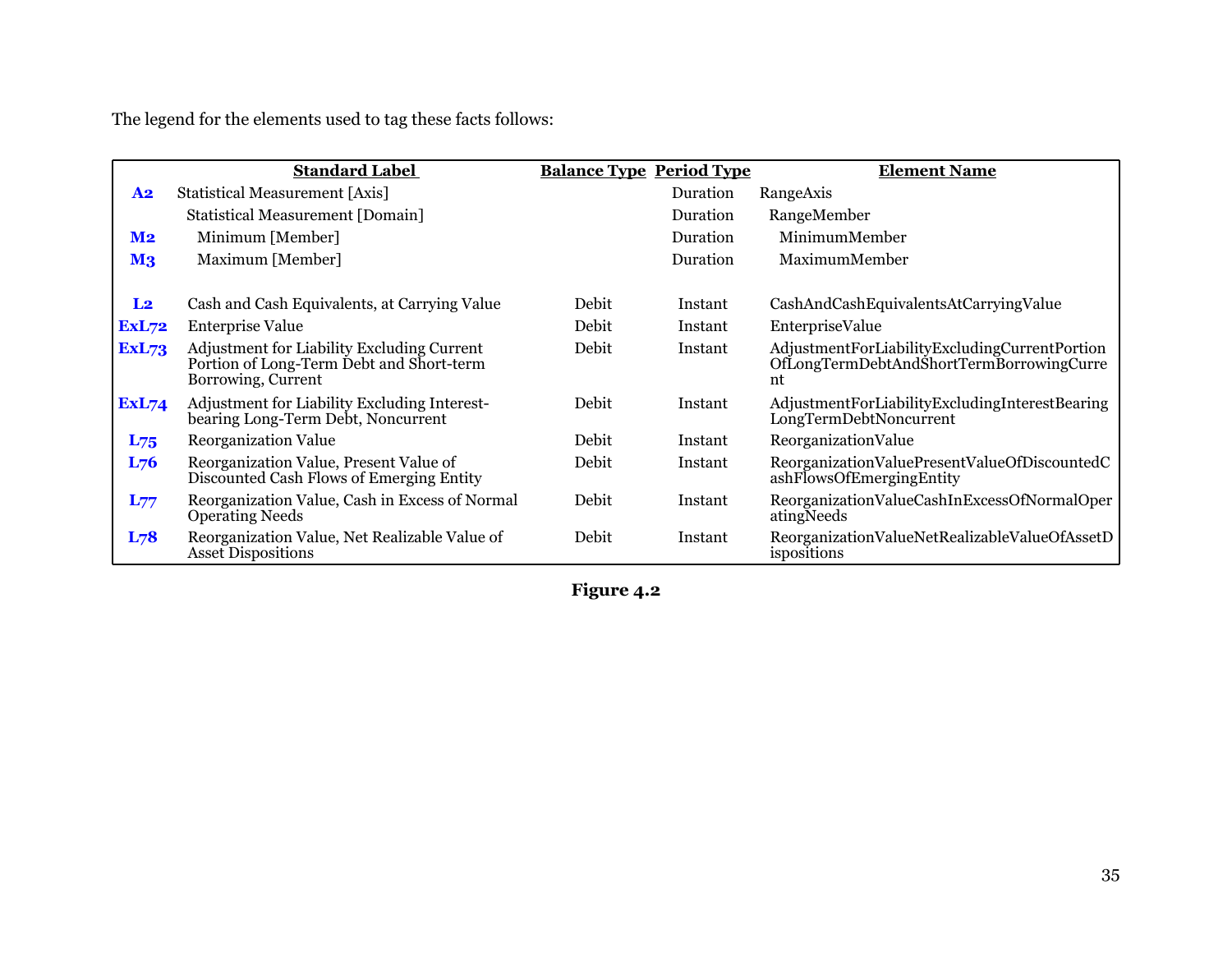The legend for the elements used to tag these facts follows:

| | **Standard Label** | **Balance Type** | **Period Type** | **Element Name** |
|---|---|---|---|---|
| **A2** | Statistical Measurement [Axis] | | Duration | RangeAxis |
| | Statistical Measurement [Domain] | | Duration | RangeMember |
| **M2** | Minimum [Member] | | Duration | MinimumMember |
| **M3** | Maximum [Member] | | Duration | MaximumMember |
| | | | | |
| **L2** | Cash and Cash Equivalents, at Carrying Value | Debit | Instant | CashAndCashEquivalentsAtCarryingValue |
| **ExL72** | Enterprise Value | Debit | Instant | EnterpriseValue |
| **ExL73** | Adjustment for Liability Excluding Current Portion of Long-Term Debt and Short-term Borrowing, Current | Debit | Instant | AdjustmentForLiabilityExcludingCurrentPortionOfLongTermDebtAndShortTermBorrowingCurrent |
| **ExL74** | Adjustment for Liability Excluding Interest-bearing Long-Term Debt, Noncurrent | Debit | Instant | AdjustmentForLiabilityExcludingInterestBearingLongTermDebtNoncurrent |
| **L75** | Reorganization Value | Debit | Instant | ReorganizationValue |
| **L76** | Reorganization Value, Present Value of Discounted Cash Flows of Emerging Entity | Debit | Instant | ReorganizationValuePresentValueOfDiscountedCashFlowsOfEmergingEntity |
| **L77** | Reorganization Value, Cash in Excess of Normal Operating Needs | Debit | Instant | ReorganizationValueCashInExcessOfNormalOperatingNeeds |
| **L78** | Reorganization Value, Net Realizable Value of Asset Dispositions | Debit | Instant | ReorganizationValueNetRealizableValueOfAssetDispositions |

**Figure 4.2**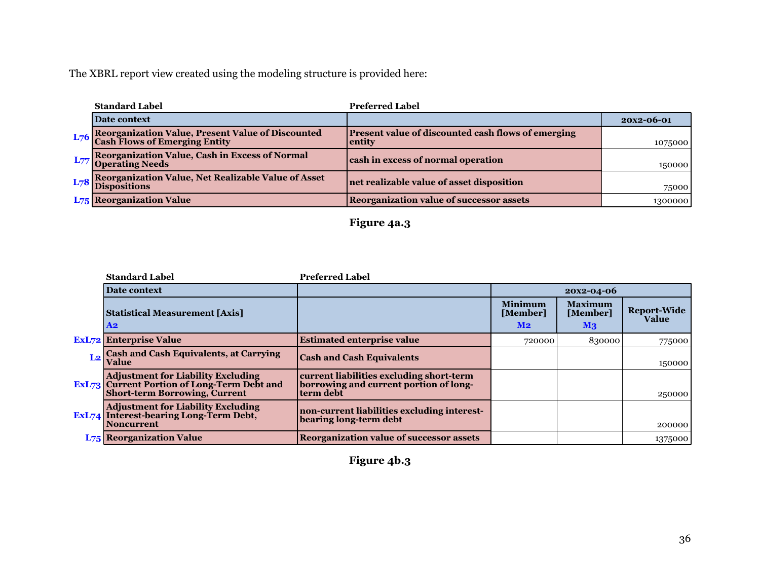The XBRL report view created using the modeling structure is provided here:

| | Standard Label | Preferred Label | |
|---|---|---|---|
| | **Date context** | | **20x2-06-01** |
| L76 | **Reorganization Value, Present Value of Discounted Cash Flows of Emerging Entity** | **Present value of discounted cash flows of emerging entity** | 1075000 |
| L77 | **Reorganization Value, Cash in Excess of Normal Operating Needs** | **cash in excess of normal operation** | 150000 |
| L78 | **Reorganization Value, Net Realizable Value of Asset Dispositions** | **net realizable value of asset disposition** | 75000 |
| L75 | **Reorganization Value** | **Reorganization value of successor assets** | 1300000 |

**Figure 4a.3**

| | Standard Label | Preferred Label | | | |
|---|---|---|---|---|---|
| | **Date context** | | **20x2-04-06** | | |
| | **Statistical Measurement [Axis]** A2 | | **Minimum [Member]** M2 | **Maximum [Member]** M3 | **Report-Wide Value** |
| ExL72 | **Enterprise Value** | **Estimated enterprise value** | 720000 | 830000 | 775000 |
| L2 | **Cash and Cash Equivalents, at Carrying Value** | **Cash and Cash Equivalents** | | | 150000 |
| ExL73 | **Adjustment for Liability Excluding Current Portion of Long-Term Debt and Short-term Borrowing, Current** | **current liabilities excluding short-term borrowing and current portion of long-term debt** | | | 250000 |
| ExL74 | **Adjustment for Liability Excluding Interest-bearing Long-Term Debt, Noncurrent** | **non-current liabilities excluding interest-bearing long-term debt** | | | 200000 |
| L75 | **Reorganization Value** | **Reorganization value of successor assets** | | | 1375000 |

**Figure 4b.3**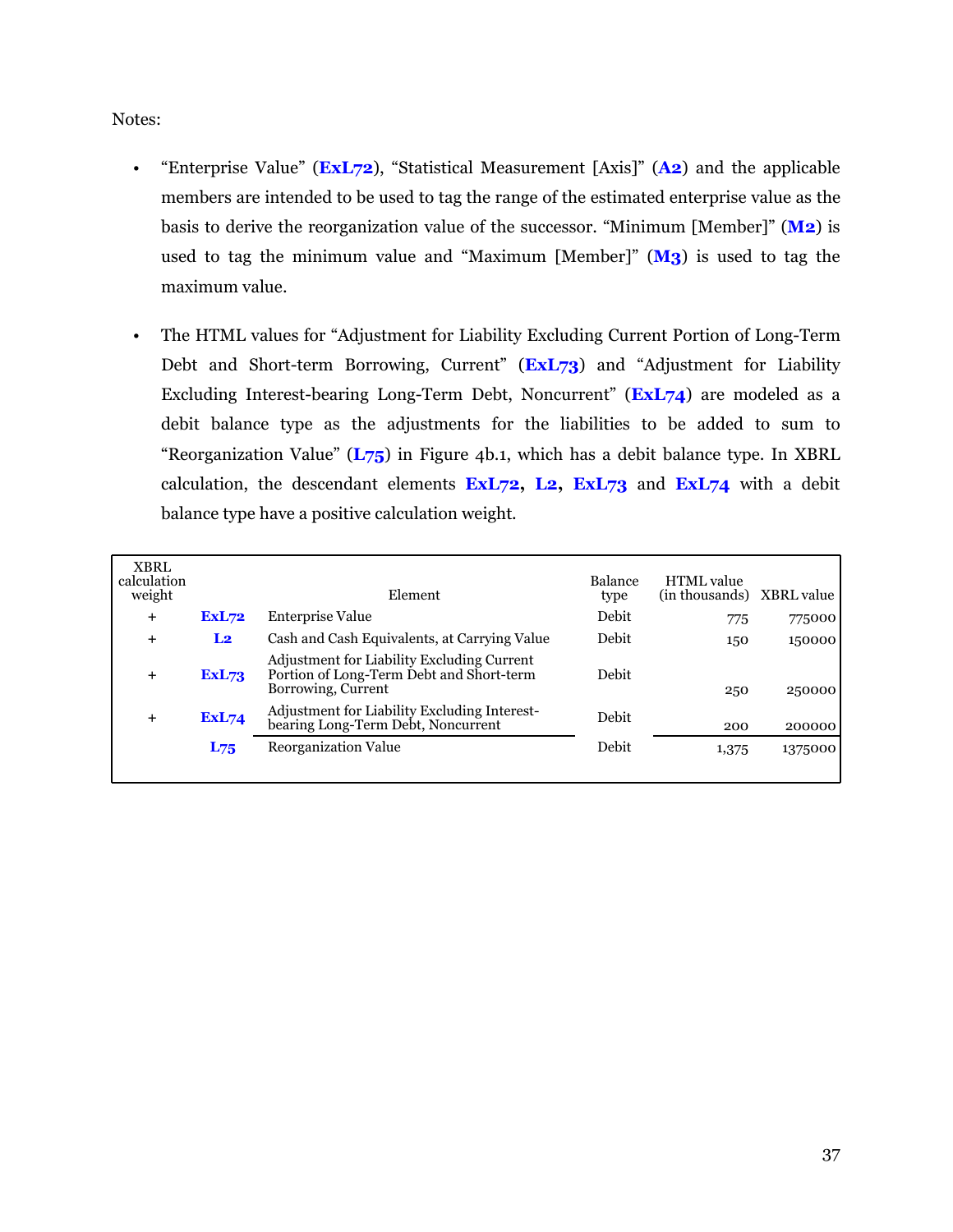Notes:

- "Enterprise Value" (**ExL72**), "Statistical Measurement [Axis]" (**A2**) and the applicable members are intended to be used to tag the range of the estimated enterprise value as the basis to derive the reorganization value of the successor. "Minimum [Member]" (**M2**) is used to tag the minimum value and "Maximum [Member]" (**M3**) is used to tag the maximum value.

- The HTML values for "Adjustment for Liability Excluding Current Portion of Long-Term Debt and Short-term Borrowing, Current" (**ExL73**) and "Adjustment for Liability Excluding Interest-bearing Long-Term Debt, Noncurrent" (**ExL74**) are modeled as a debit balance type as the adjustments for the liabilities to be added to sum to "Reorganization Value" (**L75**) in Figure 4b.1, which has a debit balance type. In XBRL calculation, the descendant elements **ExL72**, **L2**, **ExL73** and **ExL74** with a debit balance type have a positive calculation weight.

| XBRL calculation weight | | Element | Balance type | HTML value (in thousands) | XBRL value |
|---|---|---|---|---|---|
| + | **ExL72** | Enterprise Value | Debit | 775 | 775000 |
| + | **L2** | Cash and Cash Equivalents, at Carrying Value | Debit | 150 | 150000 |
| + | **ExL73** | Adjustment for Liability Excluding Current Portion of Long-Term Debt and Short-term Borrowing, Current | Debit | 250 | 250000 |
| + | **ExL74** | Adjustment for Liability Excluding Interest-bearing Long-Term Debt, Noncurrent | Debit | 200 | 200000 |
| | **L75** | Reorganization Value | Debit | 1,375 | 1375000 |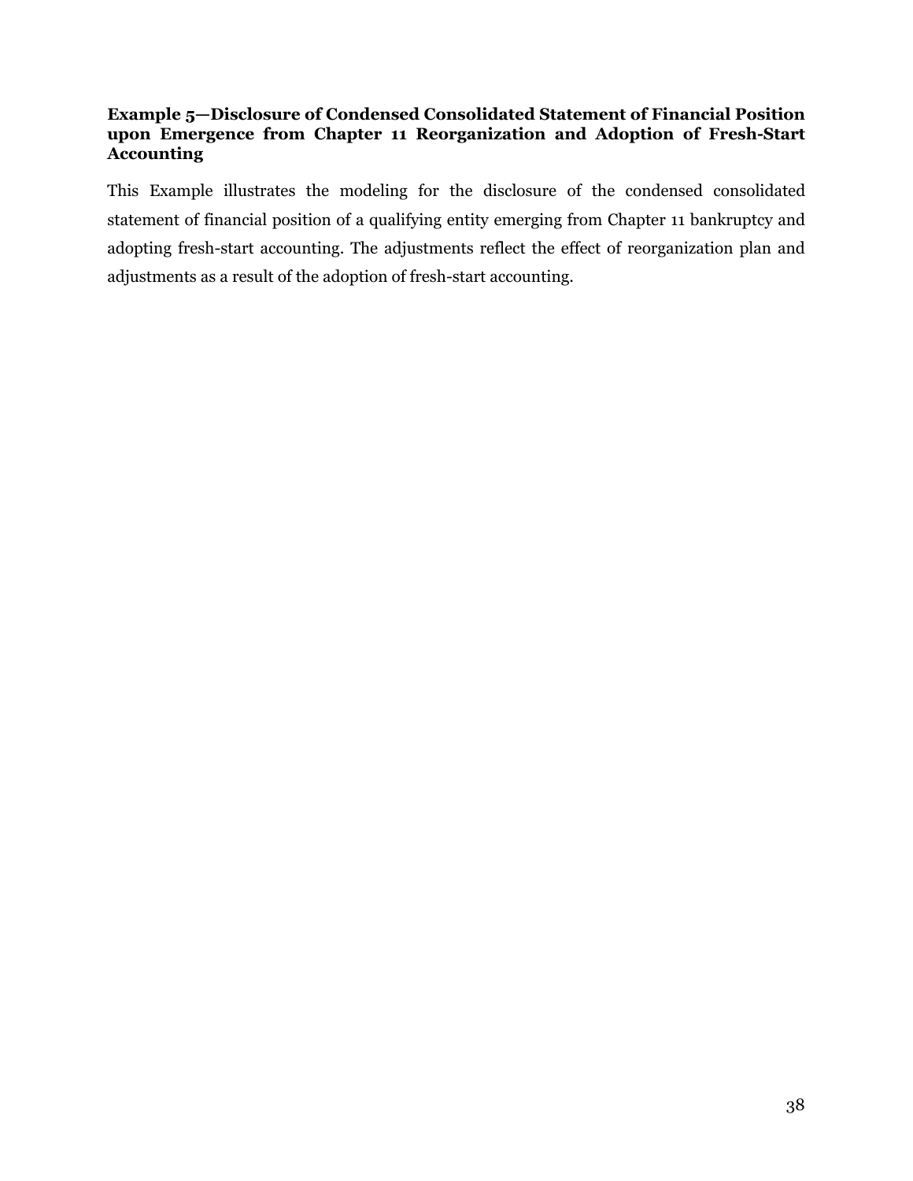**Example 5—Disclosure of Condensed Consolidated Statement of Financial Position upon Emergence from Chapter 11 Reorganization and Adoption of Fresh-Start Accounting**

This Example illustrates the modeling for the disclosure of the condensed consolidated statement of financial position of a qualifying entity emerging from Chapter 11 bankruptcy and adopting fresh-start accounting. The adjustments reflect the effect of reorganization plan and adjustments as a result of the adoption of fresh-start accounting.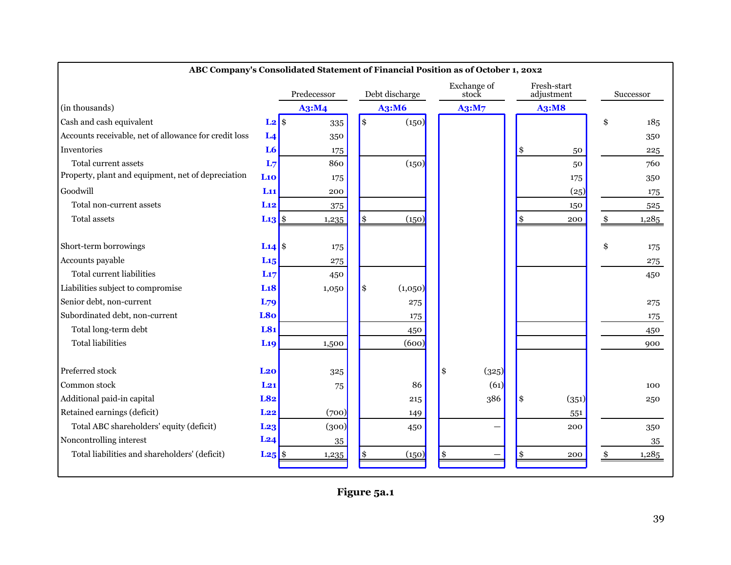**ABC Company's Consolidated Statement of Financial Position as of October 1, 20x2**

| (in thousands) | | Predecessor | Debt discharge | Exchange of stock | Fresh-start adjustment | Successor |
|---|---|---|---|---|---|---|
| | | A3:M4 | A3:M6 | A3:M7 | A3:M8 | |
| Cash and cash equivalent | L2 | $ 335 | $ (150) | | | $ 185 |
| Accounts receivable, net of allowance for credit loss | L4 | 350 | | | | 350 |
| Inventories | L6 | 175 | | | $ 50 | 225 |
| Total current assets | L7 | 860 | (150) | | 50 | 760 |
| Property, plant and equipment, net of depreciation | L10 | 175 | | | 175 | 350 |
| Goodwill | L11 | 200 | | | (25) | 175 |
| Total non-current assets | L12 | 375 | | | 150 | 525 |
| Total assets | L13 | $ 1,235 | $ (150) | | $ 200 | $ 1,285 |
| | | | | | | |
| Short-term borrowings | L14 | $ 175 | | | | $ 175 |
| Accounts payable | L15 | 275 | | | | 275 |
| Total current liabilities | L17 | 450 | | | | 450 |
| Liabilities subject to compromise | L18 | 1,050 | $ (1,050) | | | |
| Senior debt, non-current | L79 | | 275 | | | 275 |
| Subordinated debt, non-current | L80 | | 175 | | | 175 |
| Total long-term debt | L81 | | 450 | | | 450 |
| Total liabilities | L19 | 1,500 | (600) | | | 900 |
| | | | | | | |
| Preferred stock | L20 | 325 | | $ (325) | | |
| Common stock | L21 | 75 | 86 | (61) | | 100 |
| Additional paid-in capital | L82 | | 215 | 386 | $ (351) | 250 |
| Retained earnings (deficit) | L22 | (700) | 149 | | 551 | |
| Total ABC shareholders' equity (deficit) | L23 | (300) | 450 | — | 200 | 350 |
| Noncontrolling interest | L24 | 35 | | | | 35 |
| Total liabilities and shareholders' (deficit) | L25 | $ 1,235 | $ (150) | $ — | $ 200 | $ 1,285 |

**Figure 5a.1**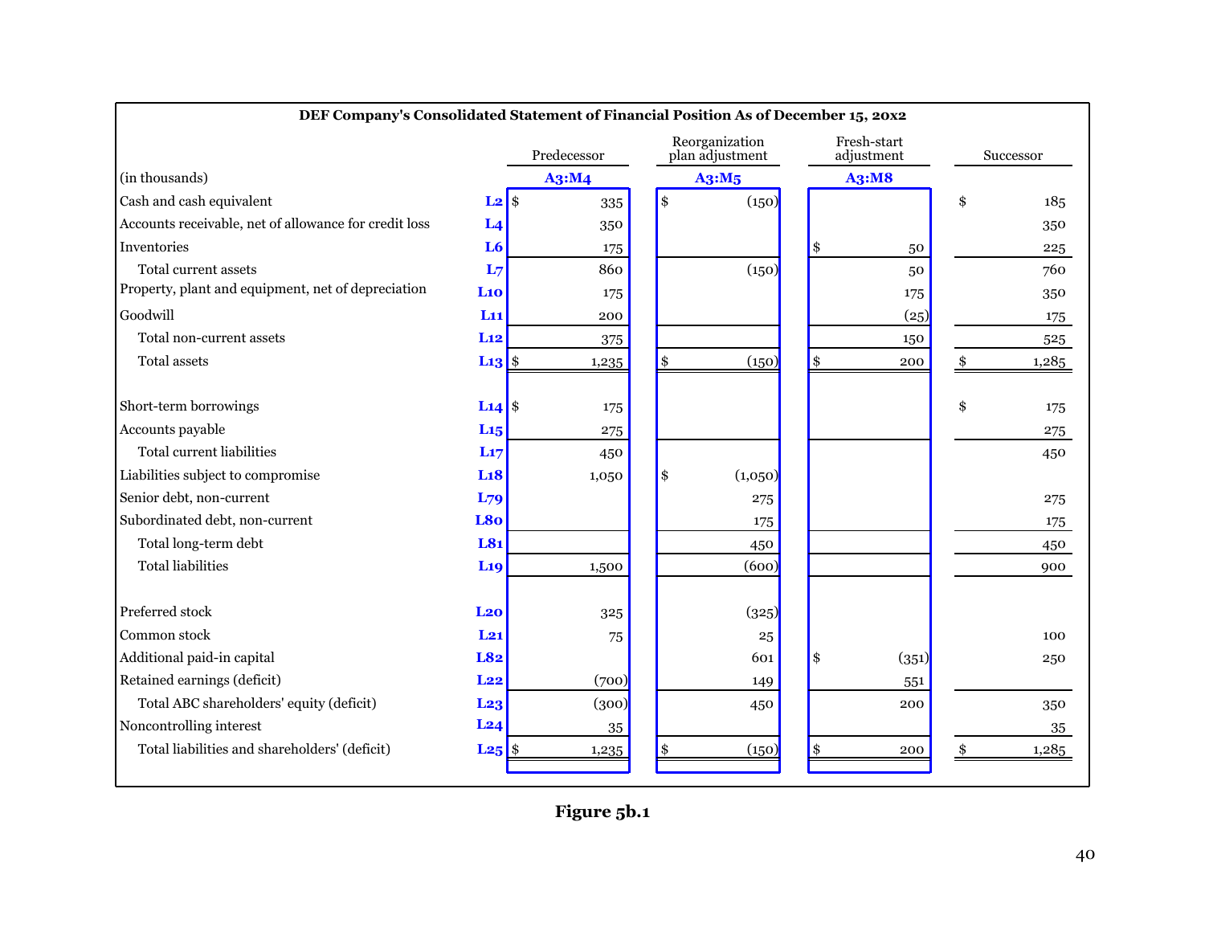| DEF Company's Consolidated Statement of Financial Position As of December 15, 20x2 | | | | | |
|---|---|---|---|---|---|
| | | Predecessor | Reorganization plan adjustment | Fresh-start adjustment | Successor |
| (in thousands) | | A3:M4 | A3:M5 | A3:M8 | |
| Cash and cash equivalent | L2 | $ 335 | $ (150) | | $ 185 |
| Accounts receivable, net of allowance for credit loss | L4 | 350 | | | 350 |
| Inventories | L6 | 175 | | $ 50 | 225 |
| Total current assets | L7 | 860 | (150) | 50 | 760 |
| Property, plant and equipment, net of depreciation | L10 | 175 | | 175 | 350 |
| Goodwill | L11 | 200 | | (25) | 175 |
| Total non-current assets | L12 | 375 | | 150 | 525 |
| Total assets | L13 | $ 1,235 | $ (150) | $ 200 | $ 1,285 |
| | | | | | |
| Short-term borrowings | L14 | $ 175 | | | $ 175 |
| Accounts payable | L15 | 275 | | | 275 |
| Total current liabilities | L17 | 450 | | | 450 |
| Liabilities subject to compromise | L18 | 1,050 | $ (1,050) | | |
| Senior debt, non-current | L79 | | 275 | | 275 |
| Subordinated debt, non-current | L80 | | 175 | | 175 |
| Total long-term debt | L81 | | 450 | | 450 |
| Total liabilities | L19 | 1,500 | (600) | | 900 |
| | | | | | |
| Preferred stock | L20 | 325 | (325) | | |
| Common stock | L21 | 75 | 25 | | 100 |
| Additional paid-in capital | L82 | | 601 | $ (351) | 250 |
| Retained earnings (deficit) | L22 | (700) | 149 | 551 | |
| Total ABC shareholders' equity (deficit) | L23 | (300) | 450 | 200 | 350 |
| Noncontrolling interest | L24 | 35 | | | 35 |
| Total liabilities and shareholders' (deficit) | L25 | $ 1,235 | $ (150) | $ 200 | $ 1,285 |

**Figure 5b.1**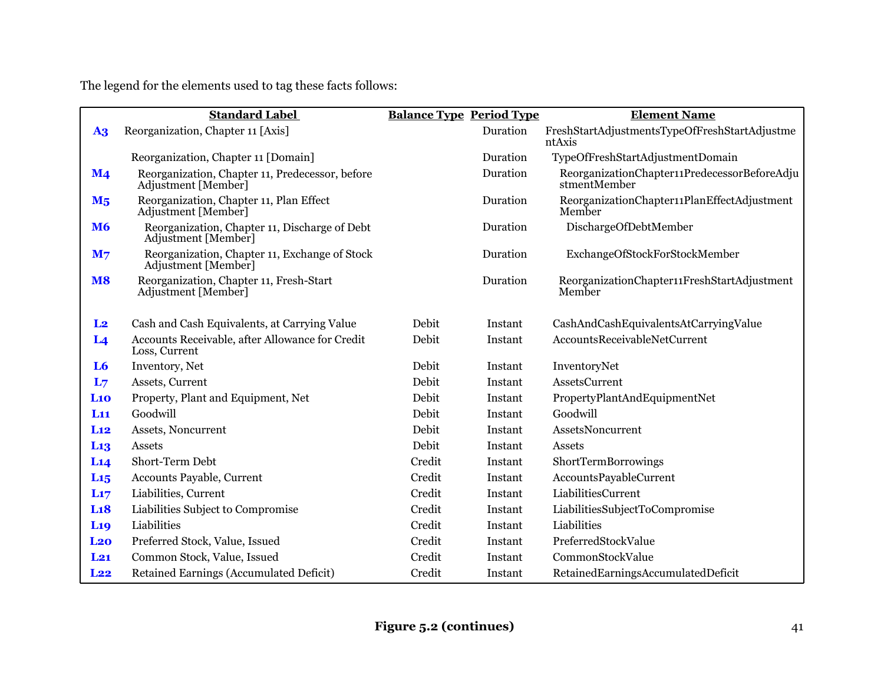The legend for the elements used to tag these facts follows:

| | Standard Label | Balance Type | Period Type | Element Name |
|---|---|---|---|---|
| **A3** | Reorganization, Chapter 11 [Axis] | | Duration | FreshStartAdjustmentsTypeOfFreshStartAdjustmentAxis |
| | Reorganization, Chapter 11 [Domain] | | Duration | TypeOfFreshStartAdjustmentDomain |
| **M4** | Reorganization, Chapter 11, Predecessor, before Adjustment [Member] | | Duration | ReorganizationChapter11PredecessorBeforeAdjustmentMember |
| **M5** | Reorganization, Chapter 11, Plan Effect Adjustment [Member] | | Duration | ReorganizationChapter11PlanEffectAdjustmentMember |
| **M6** | Reorganization, Chapter 11, Discharge of Debt Adjustment [Member] | | Duration | DischargeOfDebtMember |
| **M7** | Reorganization, Chapter 11, Exchange of Stock Adjustment [Member] | | Duration | ExchangeOfStockForStockMember |
| **M8** | Reorganization, Chapter 11, Fresh-Start Adjustment [Member] | | Duration | ReorganizationChapter11FreshStartAdjustmentMember |
| **L2** | Cash and Cash Equivalents, at Carrying Value | Debit | Instant | CashAndCashEquivalentsAtCarryingValue |
| **L4** | Accounts Receivable, after Allowance for Credit Loss, Current | Debit | Instant | AccountsReceivableNetCurrent |
| **L6** | Inventory, Net | Debit | Instant | InventoryNet |
| **L7** | Assets, Current | Debit | Instant | AssetsCurrent |
| **L10** | Property, Plant and Equipment, Net | Debit | Instant | PropertyPlantAndEquipmentNet |
| **L11** | Goodwill | Debit | Instant | Goodwill |
| **L12** | Assets, Noncurrent | Debit | Instant | AssetsNoncurrent |
| **L13** | Assets | Debit | Instant | Assets |
| **L14** | Short-Term Debt | Credit | Instant | ShortTermBorrowings |
| **L15** | Accounts Payable, Current | Credit | Instant | AccountsPayableCurrent |
| **L17** | Liabilities, Current | Credit | Instant | LiabilitiesCurrent |
| **L18** | Liabilities Subject to Compromise | Credit | Instant | LiabilitiesSubjectToCompromise |
| **L19** | Liabilities | Credit | Instant | Liabilities |
| **L20** | Preferred Stock, Value, Issued | Credit | Instant | PreferredStockValue |
| **L21** | Common Stock, Value, Issued | Credit | Instant | CommonStockValue |
| **L22** | Retained Earnings (Accumulated Deficit) | Credit | Instant | RetainedEarningsAccumulatedDeficit |

**Figure 5.2 (continues)**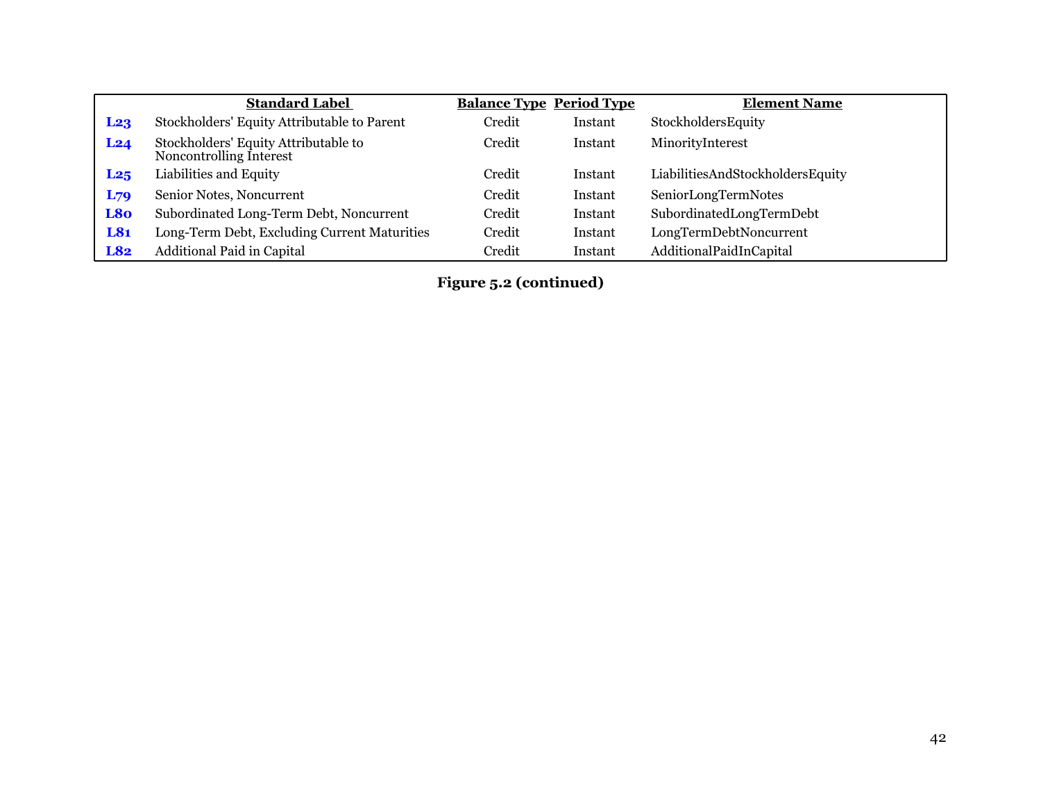| | Standard Label | Balance Type | Period Type | Element Name |
|---|---|---|---|---|
| **L23** | Stockholders' Equity Attributable to Parent | Credit | Instant | StockholdersEquity |
| **L24** | Stockholders' Equity Attributable to Noncontrolling Interest | Credit | Instant | MinorityInterest |
| **L25** | Liabilities and Equity | Credit | Instant | LiabilitiesAndStockholdersEquity |
| **L79** | Senior Notes, Noncurrent | Credit | Instant | SeniorLongTermNotes |
| **L80** | Subordinated Long-Term Debt, Noncurrent | Credit | Instant | SubordinatedLongTermDebt |
| **L81** | Long-Term Debt, Excluding Current Maturities | Credit | Instant | LongTermDebtNoncurrent |
| **L82** | Additional Paid in Capital | Credit | Instant | AdditionalPaidInCapital |

**Figure 5.2 (continued)**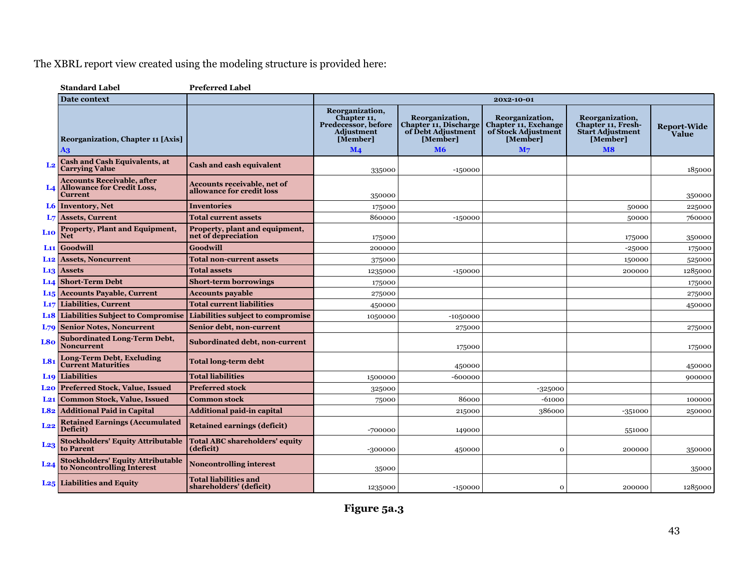The XBRL report view created using the modeling structure is provided here:

| | Standard Label | Preferred Label | | | | | |
|---|---|---|---|---|---|---|---|
| | Date context | | 20x2-10-01 | | | | |
| | Reorganization, Chapter 11 [Axis] A3 | | Reorganization, Chapter 11, Predecessor, before Adjustment [Member] M4 | Reorganization, Chapter 11, Discharge of Debt Adjustment [Member] M6 | Reorganization, Chapter 11, Exchange of Stock Adjustment [Member] M7 | Reorganization, Chapter 11, Fresh-Start Adjustment [Member] M8 | Report-Wide Value |
| L2 | Cash and Cash Equivalents, at Carrying Value | Cash and cash equivalent | 335000 | -150000 | | | 185000 |
| L4 | Accounts Receivable, after Allowance for Credit Loss, Current | Accounts receivable, net of allowance for credit loss | 350000 | | | | 350000 |
| L6 | Inventory, Net | Inventories | 175000 | | | 50000 | 225000 |
| L7 | Assets, Current | Total current assets | 860000 | -150000 | | 50000 | 760000 |
| L10 | Property, Plant and Equipment, Net | Property, plant and equipment, net of depreciation | 175000 | | | 175000 | 350000 |
| L11 | Goodwill | Goodwill | 200000 | | | -25000 | 175000 |
| L12 | Assets, Noncurrent | Total non-current assets | 375000 | | | 150000 | 525000 |
| L13 | Assets | Total assets | 1235000 | -150000 | | 200000 | 1285000 |
| L14 | Short-Term Debt | Short-term borrowings | 175000 | | | | 175000 |
| L15 | Accounts Payable, Current | Accounts payable | 275000 | | | | 275000 |
| L17 | Liabilities, Current | Total current liabilities | 450000 | | | | 450000 |
| L18 | Liabilities Subject to Compromise | Liabilities subject to compromise | 1050000 | -1050000 | | | |
| L79 | Senior Notes, Noncurrent | Senior debt, non-current | | 275000 | | | 275000 |
| L80 | Subordinated Long-Term Debt, Noncurrent | Subordinated debt, non-current | | 175000 | | | 175000 |
| L81 | Long-Term Debt, Excluding Current Maturities | Total long-term debt | | 450000 | | | 450000 |
| L19 | Liabilities | Total liabilities | 1500000 | -600000 | | | 900000 |
| L20 | Preferred Stock, Value, Issued | Preferred stock | 325000 | | -325000 | | |
| L21 | Common Stock, Value, Issued | Common stock | 75000 | 86000 | -61000 | | 100000 |
| L82 | Additional Paid in Capital | Additional paid-in capital | | 215000 | 386000 | -351000 | 250000 |
| L22 | Retained Earnings (Accumulated Deficit) | Retained earnings (deficit) | -700000 | 149000 | | 551000 | |
| L23 | Stockholders' Equity Attributable to Parent | Total ABC shareholders' equity (deficit) | -300000 | 450000 | 0 | 200000 | 350000 |
| L24 | Stockholders' Equity Attributable to Noncontrolling Interest | Noncontrolling interest | 35000 | | | | 35000 |
| L25 | Liabilities and Equity | Total liabilities and shareholders' (deficit) | 1235000 | -150000 | 0 | 200000 | 1285000 |

**Figure 5a.3**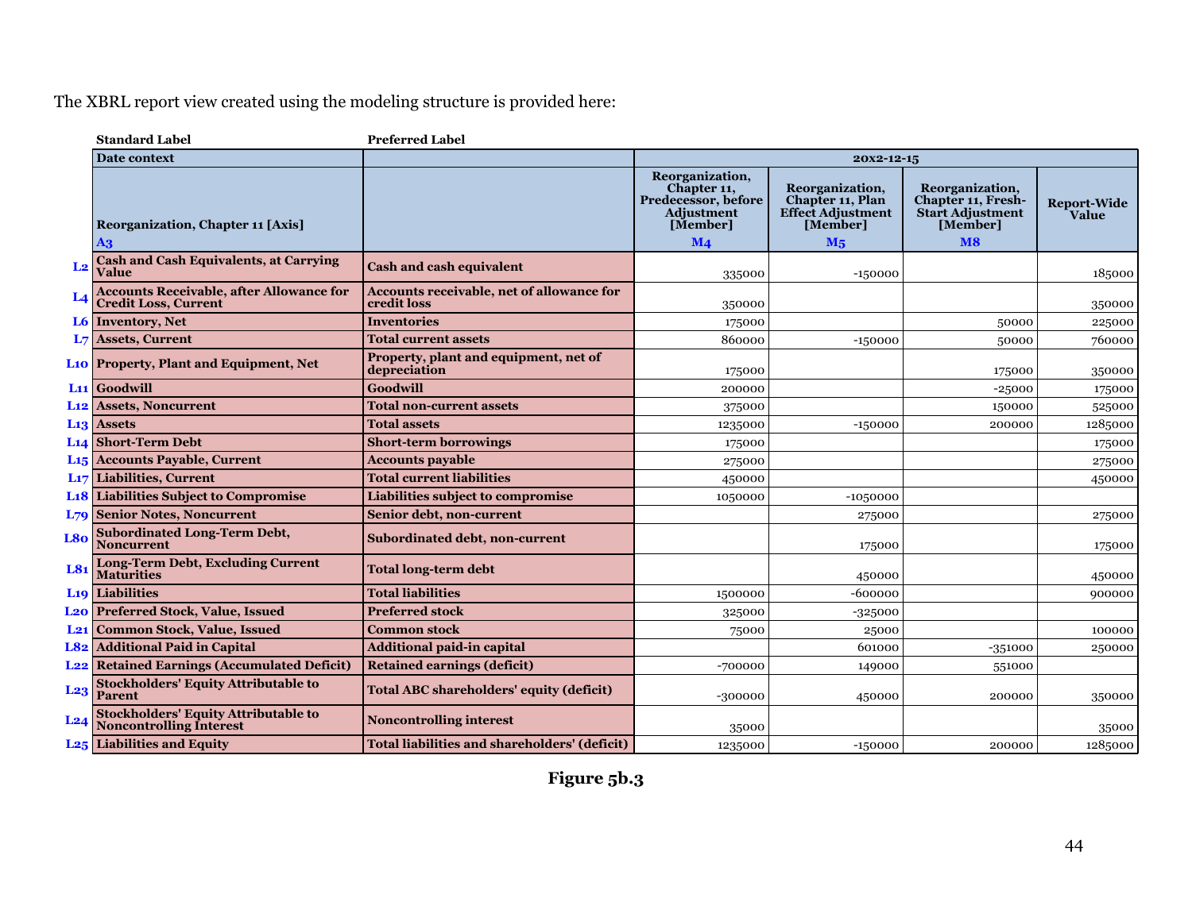The XBRL report view created using the modeling structure is provided here:

| | Standard Label | Preferred Label | | | | |
|---|---|---|---|---|---|---|
| | Date context | | 20x2-12-15 | | | |
| | Reorganization, Chapter 11 [Axis] A3 | | Reorganization, Chapter 11, Predecessor, before Adjustment [Member] M4 | Reorganization, Chapter 11, Plan Effect Adjustment [Member] M5 | Reorganization, Chapter 11, Fresh-Start Adjustment [Member] M8 | Report-Wide Value |
| L2 | Cash and Cash Equivalents, at Carrying Value | Cash and cash equivalent | 335000 | -150000 | | 185000 |
| L4 | Accounts Receivable, after Allowance for Credit Loss, Current | Accounts receivable, net of allowance for credit loss | 350000 | | | 350000 |
| L6 | Inventory, Net | Inventories | 175000 | | 50000 | 225000 |
| L7 | Assets, Current | Total current assets | 860000 | -150000 | 50000 | 760000 |
| L10 | Property, Plant and Equipment, Net | Property, plant and equipment, net of depreciation | 175000 | | 175000 | 350000 |
| L11 | Goodwill | Goodwill | 200000 | | -25000 | 175000 |
| L12 | Assets, Noncurrent | Total non-current assets | 375000 | | 150000 | 525000 |
| L13 | Assets | Total assets | 1235000 | -150000 | 200000 | 1285000 |
| L14 | Short-Term Debt | Short-term borrowings | 175000 | | | 175000 |
| L15 | Accounts Payable, Current | Accounts payable | 275000 | | | 275000 |
| L17 | Liabilities, Current | Total current liabilities | 450000 | | | 450000 |
| L18 | Liabilities Subject to Compromise | Liabilities subject to compromise | 1050000 | -1050000 | | |
| L79 | Senior Notes, Noncurrent | Senior debt, non-current | | 275000 | | 275000 |
| L80 | Subordinated Long-Term Debt, Noncurrent | Subordinated debt, non-current | | 175000 | | 175000 |
| L81 | Long-Term Debt, Excluding Current Maturities | Total long-term debt | | 450000 | | 450000 |
| L19 | Liabilities | Total liabilities | 1500000 | -600000 | | 900000 |
| L20 | Preferred Stock, Value, Issued | Preferred stock | 325000 | -325000 | | |
| L21 | Common Stock, Value, Issued | Common stock | 75000 | 25000 | | 100000 |
| L82 | Additional Paid in Capital | Additional paid-in capital | | 601000 | -351000 | 250000 |
| L22 | Retained Earnings (Accumulated Deficit) | Retained earnings (deficit) | -700000 | 149000 | 551000 | |
| L23 | Stockholders' Equity Attributable to Parent | Total ABC shareholders' equity (deficit) | -300000 | 450000 | 200000 | 350000 |
| L24 | Stockholders' Equity Attributable to Noncontrolling Interest | Noncontrolling interest | 35000 | | | 35000 |
| L25 | Liabilities and Equity | Total liabilities and shareholders' (deficit) | 1235000 | -150000 | 200000 | 1285000 |

**Figure 5b.3**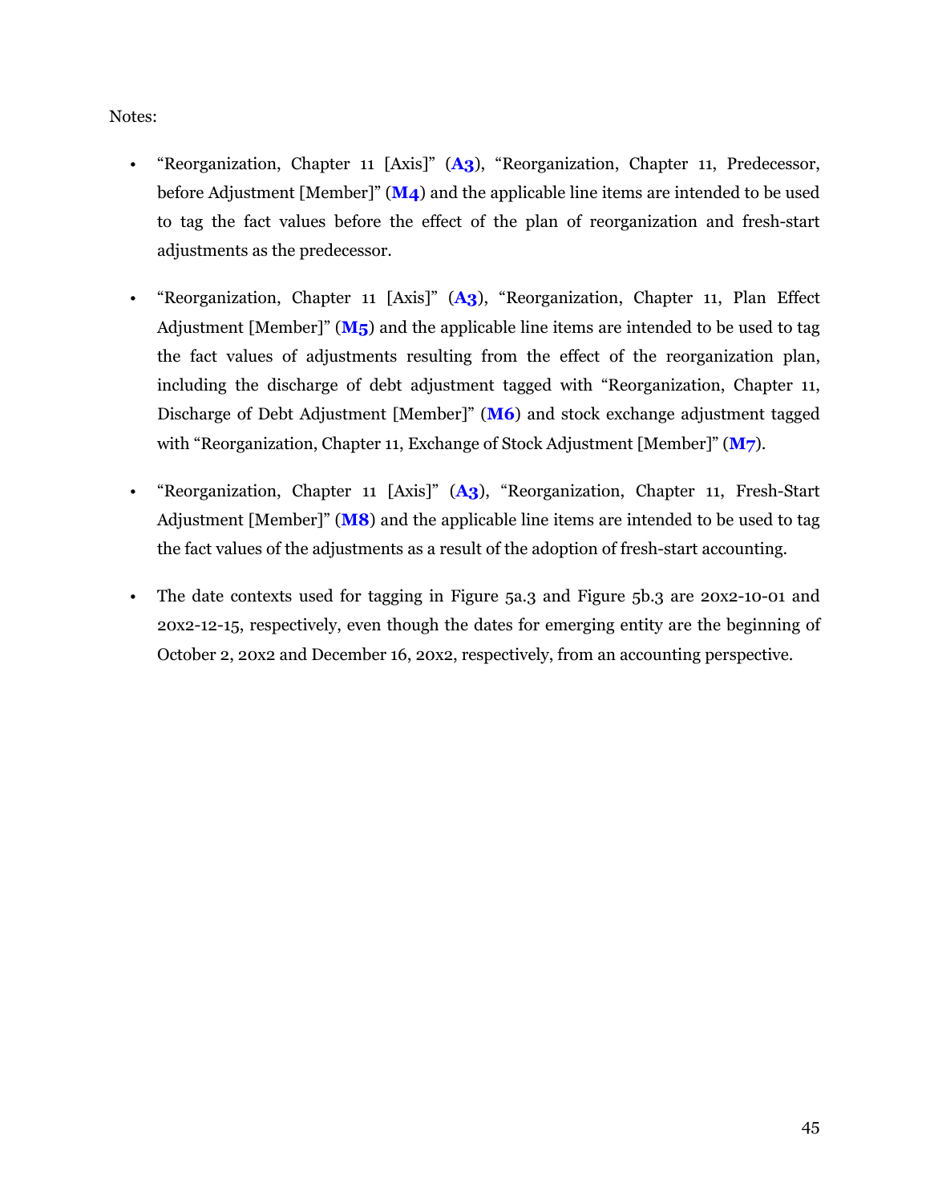Notes:

- "Reorganization, Chapter 11 [Axis]" (**A3**), "Reorganization, Chapter 11, Predecessor, before Adjustment [Member]" (**M4**) and the applicable line items are intended to be used to tag the fact values before the effect of the plan of reorganization and fresh-start adjustments as the predecessor.

- "Reorganization, Chapter 11 [Axis]" (**A3**), "Reorganization, Chapter 11, Plan Effect Adjustment [Member]" (**M5**) and the applicable line items are intended to be used to tag the fact values of adjustments resulting from the effect of the reorganization plan, including the discharge of debt adjustment tagged with "Reorganization, Chapter 11, Discharge of Debt Adjustment [Member]" (**M6**) and stock exchange adjustment tagged with "Reorganization, Chapter 11, Exchange of Stock Adjustment [Member]" (**M7**).

- "Reorganization, Chapter 11 [Axis]" (**A3**), "Reorganization, Chapter 11, Fresh-Start Adjustment [Member]" (**M8**) and the applicable line items are intended to be used to tag the fact values of the adjustments as a result of the adoption of fresh-start accounting.

- The date contexts used for tagging in Figure 5a.3 and Figure 5b.3 are 20x2-10-01 and 20x2-12-15, respectively, even though the dates for emerging entity are the beginning of October 2, 20x2 and December 16, 20x2, respectively, from an accounting perspective.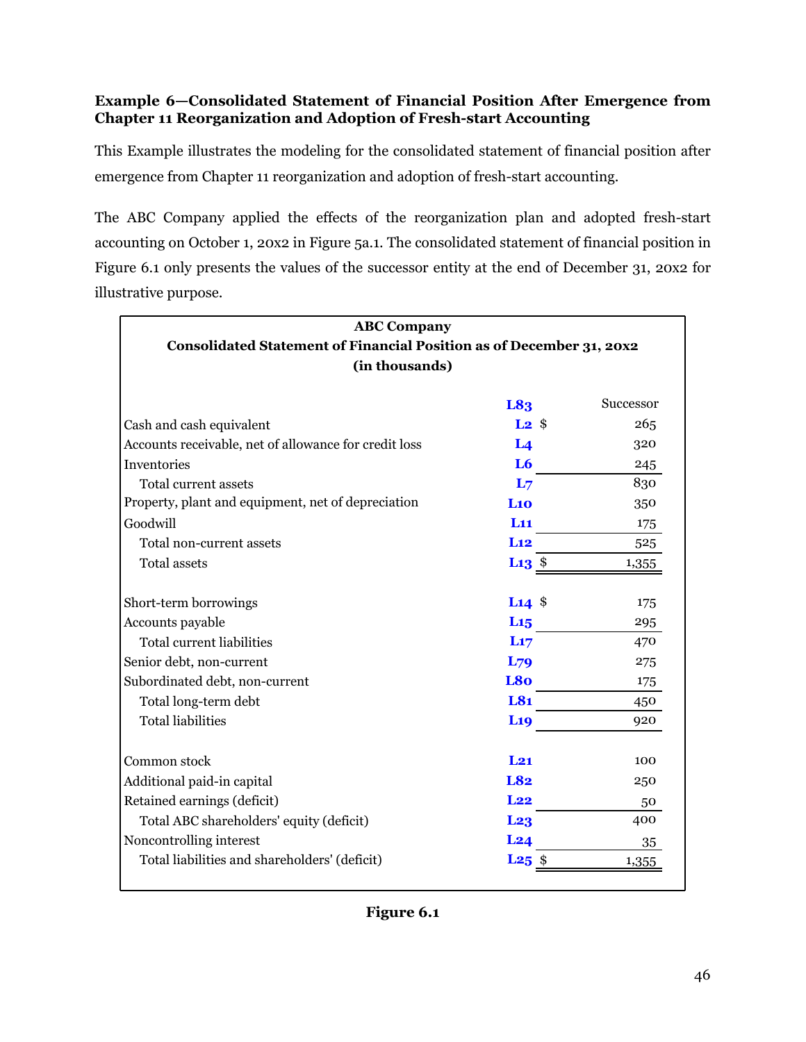**Example 6—Consolidated Statement of Financial Position After Emergence from Chapter 11 Reorganization and Adoption of Fresh-start Accounting**

This Example illustrates the modeling for the consolidated statement of financial position after emergence from Chapter 11 reorganization and adoption of fresh-start accounting.

The ABC Company applied the effects of the reorganization plan and adopted fresh-start accounting on October 1, 20x2 in Figure 5a.1. The consolidated statement of financial position in Figure 6.1 only presents the values of the successor entity at the end of December 31, 20x2 for illustrative purpose.

**ABC Company**
**Consolidated Statement of Financial Position as of December 31, 20x2**
**(in thousands)**

| | | Successor |
|---|---|---|
| | **L83** | Successor |
| Cash and cash equivalent | **L2** | $ 265 |
| Accounts receivable, net of allowance for credit loss | **L4** | 320 |
| Inventories | **L6** | 245 |
| Total current assets | **L7** | 830 |
| Property, plant and equipment, net of depreciation | **L10** | 350 |
| Goodwill | **L11** | 175 |
| Total non-current assets | **L12** | 525 |
| Total assets | **L13** | $ 1,355 |
| | | |
| Short-term borrowings | **L14** | $ 175 |
| Accounts payable | **L15** | 295 |
| Total current liabilities | **L17** | 470 |
| Senior debt, non-current | **L79** | 275 |
| Subordinated debt, non-current | **L80** | 175 |
| Total long-term debt | **L81** | 450 |
| Total liabilities | **L19** | 920 |
| | | |
| Common stock | **L21** | 100 |
| Additional paid-in capital | **L82** | 250 |
| Retained earnings (deficit) | **L22** | 50 |
| Total ABC shareholders' equity (deficit) | **L23** | 400 |
| Noncontrolling interest | **L24** | 35 |
| Total liabilities and shareholders' (deficit) | **L25** | $ 1,355 |

**Figure 6.1**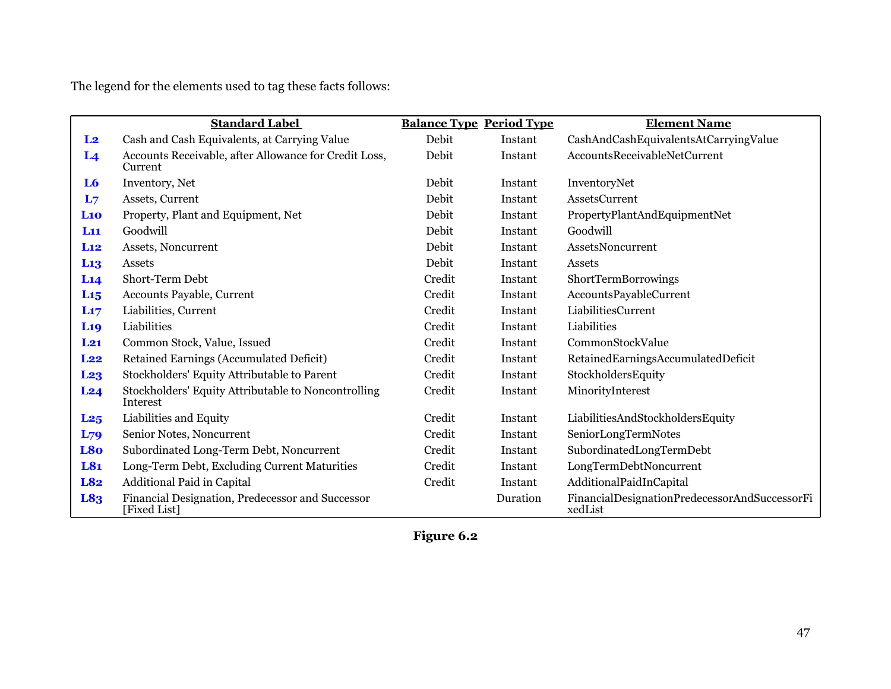The legend for the elements used to tag these facts follows:

| | Standard Label | Balance Type | Period Type | Element Name |
|---|---|---|---|---|
| L2 | Cash and Cash Equivalents, at Carrying Value | Debit | Instant | CashAndCashEquivalentsAtCarryingValue |
| L4 | Accounts Receivable, after Allowance for Credit Loss, Current | Debit | Instant | AccountsReceivableNetCurrent |
| L6 | Inventory, Net | Debit | Instant | InventoryNet |
| L7 | Assets, Current | Debit | Instant | AssetsCurrent |
| L10 | Property, Plant and Equipment, Net | Debit | Instant | PropertyPlantAndEquipmentNet |
| L11 | Goodwill | Debit | Instant | Goodwill |
| L12 | Assets, Noncurrent | Debit | Instant | AssetsNoncurrent |
| L13 | Assets | Debit | Instant | Assets |
| L14 | Short-Term Debt | Credit | Instant | ShortTermBorrowings |
| L15 | Accounts Payable, Current | Credit | Instant | AccountsPayableCurrent |
| L17 | Liabilities, Current | Credit | Instant | LiabilitiesCurrent |
| L19 | Liabilities | Credit | Instant | Liabilities |
| L21 | Common Stock, Value, Issued | Credit | Instant | CommonStockValue |
| L22 | Retained Earnings (Accumulated Deficit) | Credit | Instant | RetainedEarningsAccumulatedDeficit |
| L23 | Stockholders' Equity Attributable to Parent | Credit | Instant | StockholdersEquity |
| L24 | Stockholders' Equity Attributable to Noncontrolling Interest | Credit | Instant | MinorityInterest |
| L25 | Liabilities and Equity | Credit | Instant | LiabilitiesAndStockholdersEquity |
| L79 | Senior Notes, Noncurrent | Credit | Instant | SeniorLongTermNotes |
| L80 | Subordinated Long-Term Debt, Noncurrent | Credit | Instant | SubordinatedLongTermDebt |
| L81 | Long-Term Debt, Excluding Current Maturities | Credit | Instant | LongTermDebtNoncurrent |
| L82 | Additional Paid in Capital | Credit | Instant | AdditionalPaidInCapital |
| L83 | Financial Designation, Predecessor and Successor [Fixed List] | | Duration | FinancialDesignationPredecessorAndSuccessorFixedList |

**Figure 6.2**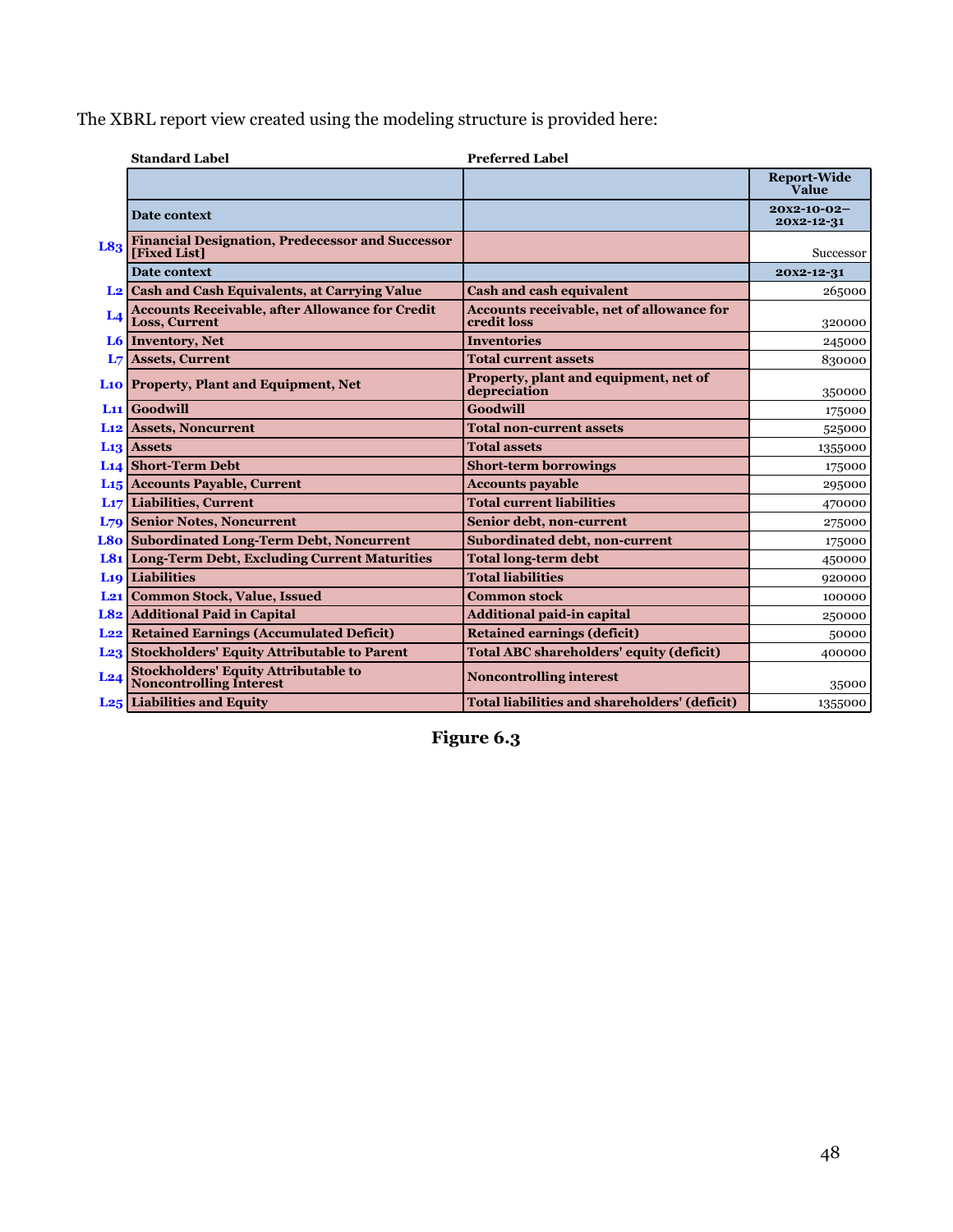The XBRL report view created using the modeling structure is provided here:

| | Standard Label | Preferred Label | Report-Wide Value |
|---|---|---|---|
| | Date context | | 20x2-10-02–20x2-12-31 |
| L83 | Financial Designation, Predecessor and Successor [Fixed List] | | Successor |
| | Date context | | 20x2-12-31 |
| L2 | Cash and Cash Equivalents, at Carrying Value | Cash and cash equivalent | 265000 |
| L4 | Accounts Receivable, after Allowance for Credit Loss, Current | Accounts receivable, net of allowance for credit loss | 320000 |
| L6 | Inventory, Net | Inventories | 245000 |
| L7 | Assets, Current | Total current assets | 830000 |
| L10 | Property, Plant and Equipment, Net | Property, plant and equipment, net of depreciation | 350000 |
| L11 | Goodwill | Goodwill | 175000 |
| L12 | Assets, Noncurrent | Total non-current assets | 525000 |
| L13 | Assets | Total assets | 1355000 |
| L14 | Short-Term Debt | Short-term borrowings | 175000 |
| L15 | Accounts Payable, Current | Accounts payable | 295000 |
| L17 | Liabilities, Current | Total current liabilities | 470000 |
| L79 | Senior Notes, Noncurrent | Senior debt, non-current | 275000 |
| L80 | Subordinated Long-Term Debt, Noncurrent | Subordinated debt, non-current | 175000 |
| L81 | Long-Term Debt, Excluding Current Maturities | Total long-term debt | 450000 |
| L19 | Liabilities | Total liabilities | 920000 |
| L21 | Common Stock, Value, Issued | Common stock | 100000 |
| L82 | Additional Paid in Capital | Additional paid-in capital | 250000 |
| L22 | Retained Earnings (Accumulated Deficit) | Retained earnings (deficit) | 50000 |
| L23 | Stockholders' Equity Attributable to Parent | Total ABC shareholders' equity (deficit) | 400000 |
| L24 | Stockholders' Equity Attributable to Noncontrolling Interest | Noncontrolling interest | 35000 |
| L25 | Liabilities and Equity | Total liabilities and shareholders' (deficit) | 1355000 |

**Figure 6.3**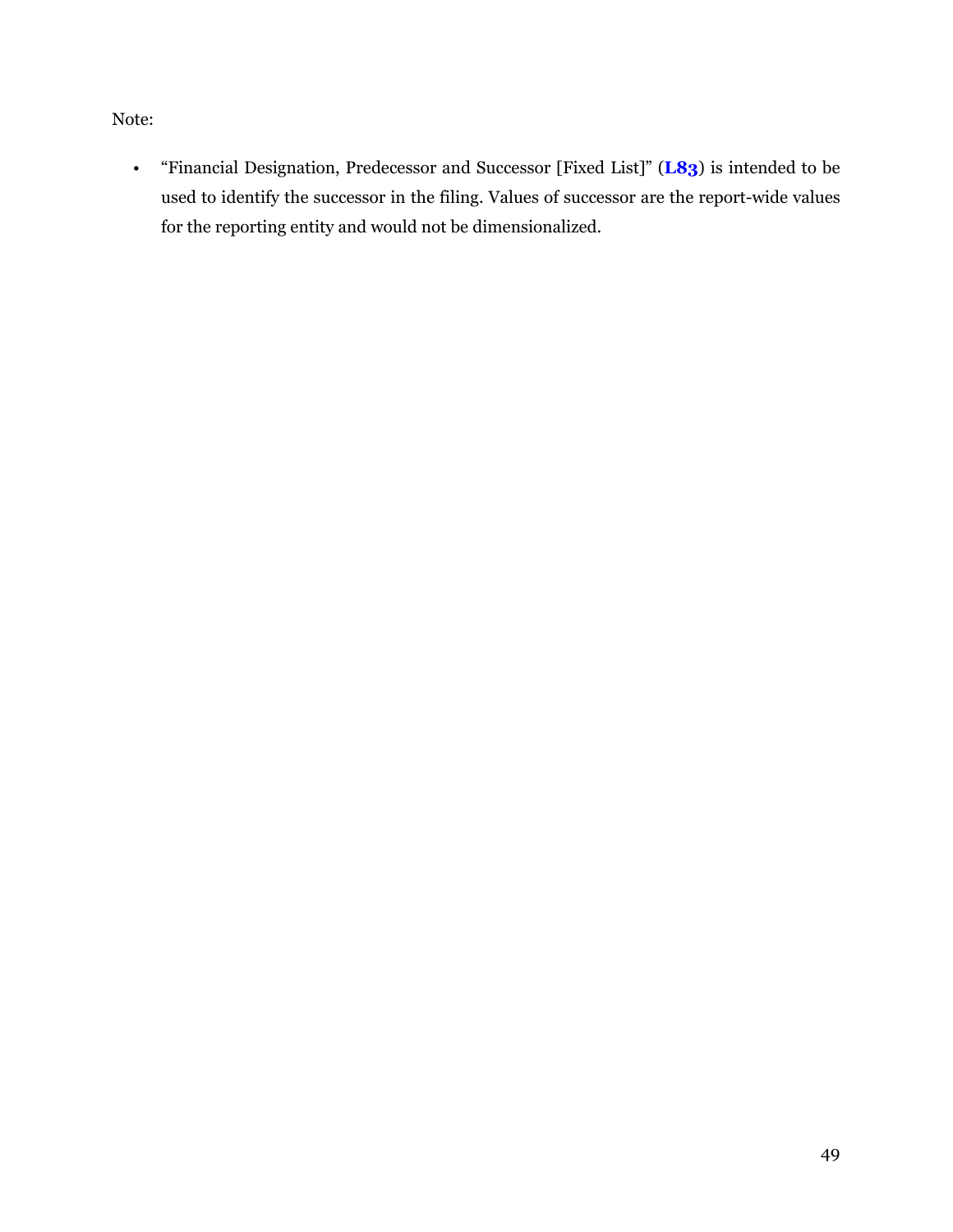Note:

- “Financial Designation, Predecessor and Successor [Fixed List]” (**L83**) is intended to be used to identify the successor in the filing. Values of successor are the report-wide values for the reporting entity and would not be dimensionalized.